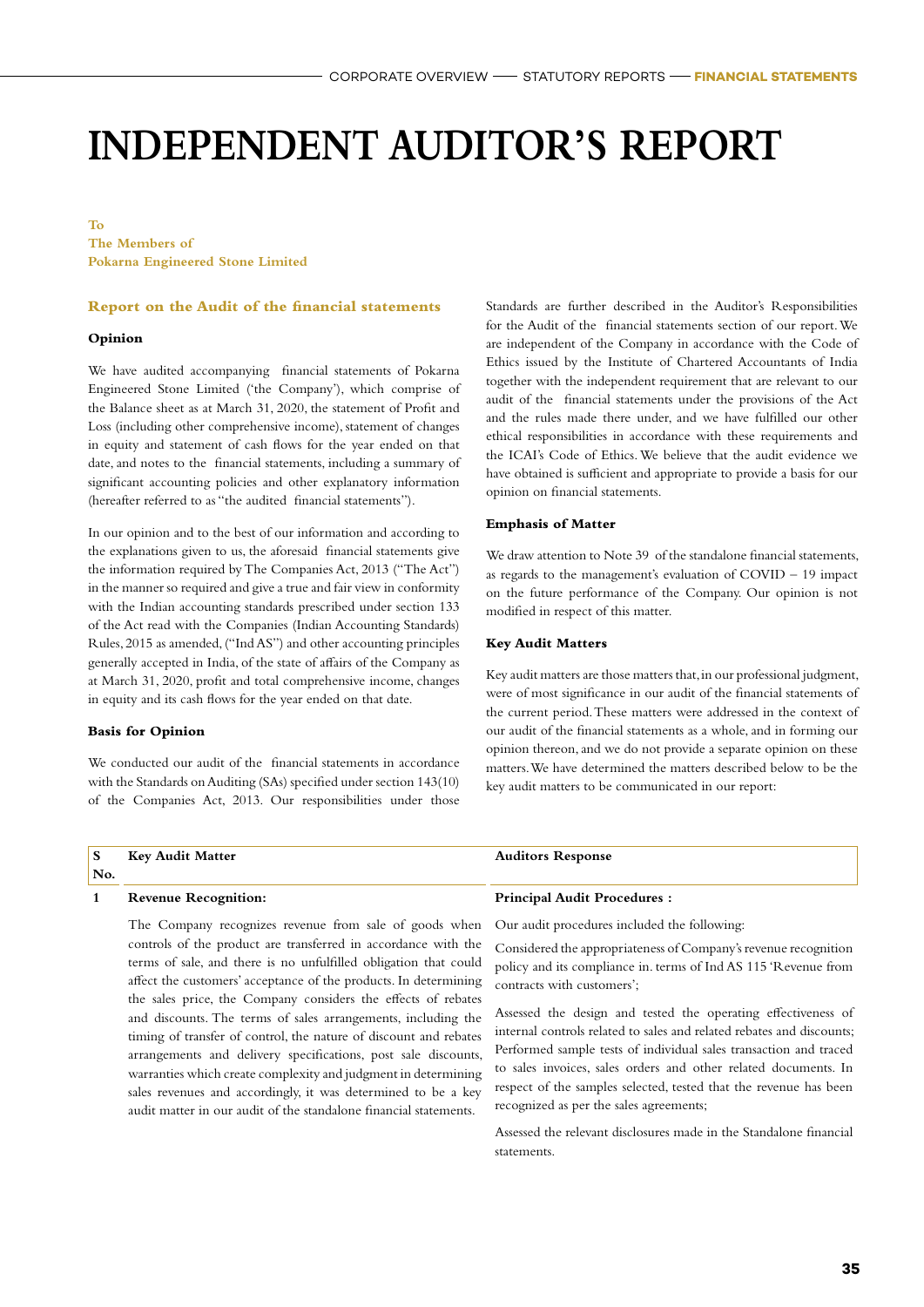# INDEPENDENT AUDITOR'S REPORT

**To**
**The Members of**
**Pokarna Engineered Stone Limited**

## Report on the Audit of the financial statements

### Opinion

We have audited accompanying financial statements of Pokarna Engineered Stone Limited ('the Company'), which comprise of the Balance sheet as at March 31, 2020, the statement of Profit and Loss (including other comprehensive income), statement of changes in equity and statement of cash flows for the year ended on that date, and notes to the financial statements, including a summary of significant accounting policies and other explanatory information (hereafter referred to as "the audited financial statements").

In our opinion and to the best of our information and according to the explanations given to us, the aforesaid financial statements give the information required by The Companies Act, 2013 ("The Act") in the manner so required and give a true and fair view in conformity with the Indian accounting standards prescribed under section 133 of the Act read with the Companies (Indian Accounting Standards) Rules, 2015 as amended, ("Ind AS") and other accounting principles generally accepted in India, of the state of affairs of the Company as at March 31, 2020, profit and total comprehensive income, changes in equity and its cash flows for the year ended on that date.

### Basis for Opinion

We conducted our audit of the financial statements in accordance with the Standards on Auditing (SAs) specified under section 143(10) of the Companies Act, 2013. Our responsibilities under those Standards are further described in the Auditor's Responsibilities for the Audit of the financial statements section of our report. We are independent of the Company in accordance with the Code of Ethics issued by the Institute of Chartered Accountants of India together with the independent requirement that are relevant to our audit of the financial statements under the provisions of the Act and the rules made there under, and we have fulfilled our other ethical responsibilities in accordance with these requirements and the ICAI's Code of Ethics. We believe that the audit evidence we have obtained is sufficient and appropriate to provide a basis for our opinion on financial statements.

### Emphasis of Matter

We draw attention to Note 39 of the standalone financial statements, as regards to the management's evaluation of COVID – 19 impact on the future performance of the Company. Our opinion is not modified in respect of this matter.

### Key Audit Matters

Key audit matters are those matters that, in our professional judgment, were of most significance in our audit of the financial statements of the current period. These matters were addressed in the context of our audit of the financial statements as a whole, and in forming our opinion thereon, and we do not provide a separate opinion on these matters. We have determined the matters described below to be the key audit matters to be communicated in our report:

| S No. | Key Audit Matter | Auditors Response |
|---|---|---|
| 1 | **Revenue Recognition:** | **Principal Audit Procedures :** |
| | The Company recognizes revenue from sale of goods when controls of the product are transferred in accordance with the terms of sale, and there is no unfulfilled obligation that could affect the customers' acceptance of the products. In determining the sales price, the Company considers the effects of rebates and discounts. The terms of sales arrangements, including the timing of transfer of control, the nature of discount and rebates arrangements and delivery specifications, post sale discounts, warranties which create complexity and judgment in determining sales revenues and accordingly, it was determined to be a key audit matter in our audit of the standalone financial statements. | Our audit procedures included the following:<br><br>Considered the appropriateness of Company's revenue recognition policy and its compliance in. terms of Ind AS 115 'Revenue from contracts with customers';<br><br>Assessed the design and tested the operating effectiveness of internal controls related to sales and related rebates and discounts; Performed sample tests of individual sales transaction and traced to sales invoices, sales orders and other related documents. In respect of the samples selected, tested that the revenue has been recognized as per the sales agreements;<br><br>Assessed the relevant disclosures made in the Standalone financial statements. |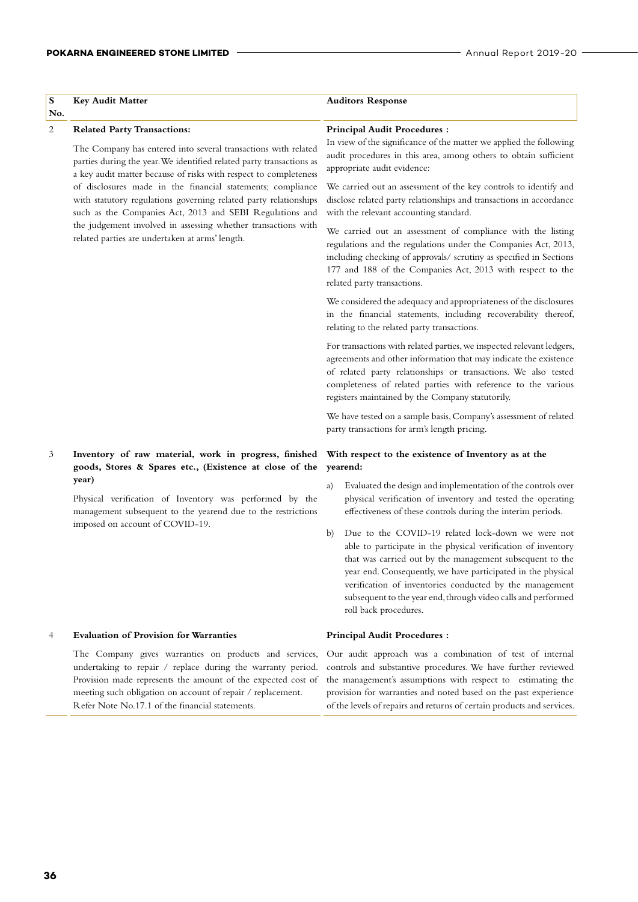| S No. | Key Audit Matter | Auditors Response |
|---|---|---|
| 2 | **Related Party Transactions:**<br><br>The Company has entered into several transactions with related parties during the year. We identified related party transactions as a key audit matter because of risks with respect to completeness of disclosures made in the financial statements; compliance with statutory regulations governing related party relationships such as the Companies Act, 2013 and SEBI Regulations and the judgement involved in assessing whether transactions with related parties are undertaken at arms' length. | **Principal Audit Procedures :**<br><br>In view of the significance of the matter we applied the following audit procedures in this area, among others to obtain sufficient appropriate audit evidence:<br><br>We carried out an assessment of the key controls to identify and disclose related party relationships and transactions in accordance with the relevant accounting standard.<br><br>We carried out an assessment of compliance with the listing regulations and the regulations under the Companies Act, 2013, including checking of approvals/ scrutiny as specified in Sections 177 and 188 of the Companies Act, 2013 with respect to the related party transactions.<br><br>We considered the adequacy and appropriateness of the disclosures in the financial statements, including recoverability thereof, relating to the related party transactions.<br><br>For transactions with related parties, we inspected relevant ledgers, agreements and other information that may indicate the existence of related party relationships or transactions. We also tested completeness of related parties with reference to the various registers maintained by the Company statutorily.<br><br>We have tested on a sample basis, Company's assessment of related party transactions for arm's length pricing. |
| 3 | **Inventory of raw material, work in progress, finished goods, Stores & Spares etc., (Existence at close of the year)**<br><br>Physical verification of Inventory was performed by the management subsequent to the yearend due to the restrictions imposed on account of COVID-19. | **With respect to the existence of Inventory as at the yearend:**<br><br>a) Evaluated the design and implementation of the controls over physical verification of inventory and tested the operating effectiveness of these controls during the interim periods.<br><br>b) Due to the COVID-19 related lock-down we were not able to participate in the physical verification of inventory that was carried out by the management subsequent to the year end. Consequently, we have participated in the physical verification of inventories conducted by the management subsequent to the year end, through video calls and performed roll back procedures. |
| 4 | **Evaluation of Provision for Warranties**<br><br>The Company gives warranties on products and services, undertaking to repair / replace during the warranty period. Provision made represents the amount of the expected cost of meeting such obligation on account of repair / replacement. Refer Note No.17.1 of the financial statements. | **Principal Audit Procedures :**<br><br>Our audit approach was a combination of test of internal controls and substantive procedures. We have further reviewed the management's assumptions with respect to estimating the provision for warranties and noted based on the past experience of the levels of repairs and returns of certain products and services. |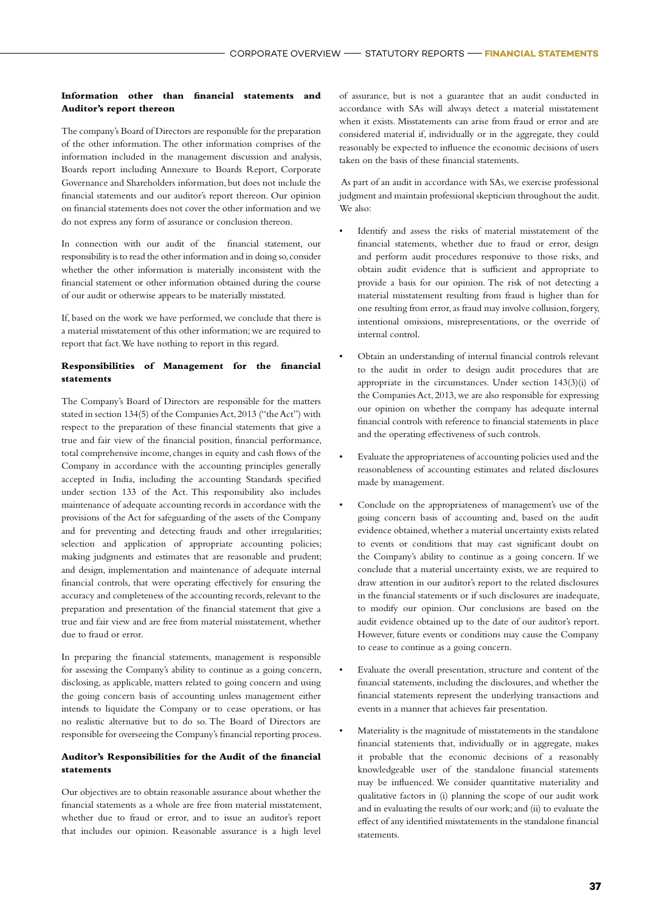### Information other than financial statements and Auditor's report thereon

The company's Board of Directors are responsible for the preparation of the other information. The other information comprises of the information included in the management discussion and analysis, Boards report including Annexure to Boards Report, Corporate Governance and Shareholders information, but does not include the financial statements and our auditor's report thereon. Our opinion on financial statements does not cover the other information and we do not express any form of assurance or conclusion thereon.

In connection with our audit of the financial statement, our responsibility is to read the other information and in doing so, consider whether the other information is materially inconsistent with the financial statement or other information obtained during the course of our audit or otherwise appears to be materially misstated.

If, based on the work we have performed, we conclude that there is a material misstatement of this other information; we are required to report that fact. We have nothing to report in this regard.

### Responsibilities of Management for the financial statements

The Company's Board of Directors are responsible for the matters stated in section 134(5) of the Companies Act, 2013 ("the Act") with respect to the preparation of these financial statements that give a true and fair view of the financial position, financial performance, total comprehensive income, changes in equity and cash flows of the Company in accordance with the accounting principles generally accepted in India, including the accounting Standards specified under section 133 of the Act. This responsibility also includes maintenance of adequate accounting records in accordance with the provisions of the Act for safeguarding of the assets of the Company and for preventing and detecting frauds and other irregularities; selection and application of appropriate accounting policies; making judgments and estimates that are reasonable and prudent; and design, implementation and maintenance of adequate internal financial controls, that were operating effectively for ensuring the accuracy and completeness of the accounting records, relevant to the preparation and presentation of the financial statement that give a true and fair view and are free from material misstatement, whether due to fraud or error.

In preparing the financial statements, management is responsible for assessing the Company's ability to continue as a going concern, disclosing, as applicable, matters related to going concern and using the going concern basis of accounting unless management either intends to liquidate the Company or to cease operations, or has no realistic alternative but to do so. The Board of Directors are responsible for overseeing the Company's financial reporting process.

### Auditor's Responsibilities for the Audit of the financial statements

Our objectives are to obtain reasonable assurance about whether the financial statements as a whole are free from material misstatement, whether due to fraud or error, and to issue an auditor's report that includes our opinion. Reasonable assurance is a high level of assurance, but is not a guarantee that an audit conducted in accordance with SAs will always detect a material misstatement when it exists. Misstatements can arise from fraud or error and are considered material if, individually or in the aggregate, they could reasonably be expected to influence the economic decisions of users taken on the basis of these financial statements.

As part of an audit in accordance with SAs, we exercise professional judgment and maintain professional skepticism throughout the audit. We also:

- Identify and assess the risks of material misstatement of the financial statements, whether due to fraud or error, design and perform audit procedures responsive to those risks, and obtain audit evidence that is sufficient and appropriate to provide a basis for our opinion. The risk of not detecting a material misstatement resulting from fraud is higher than for one resulting from error, as fraud may involve collusion, forgery, intentional omissions, misrepresentations, or the override of internal control.
- Obtain an understanding of internal financial controls relevant to the audit in order to design audit procedures that are appropriate in the circumstances. Under section 143(3)(i) of the Companies Act, 2013, we are also responsible for expressing our opinion on whether the company has adequate internal financial controls with reference to financial statements in place and the operating effectiveness of such controls.
- Evaluate the appropriateness of accounting policies used and the reasonableness of accounting estimates and related disclosures made by management.
- Conclude on the appropriateness of management's use of the going concern basis of accounting and, based on the audit evidence obtained, whether a material uncertainty exists related to events or conditions that may cast significant doubt on the Company's ability to continue as a going concern. If we conclude that a material uncertainty exists, we are required to draw attention in our auditor's report to the related disclosures in the financial statements or if such disclosures are inadequate, to modify our opinion. Our conclusions are based on the audit evidence obtained up to the date of our auditor's report. However, future events or conditions may cause the Company to cease to continue as a going concern.
- Evaluate the overall presentation, structure and content of the financial statements, including the disclosures, and whether the financial statements represent the underlying transactions and events in a manner that achieves fair presentation.
- Materiality is the magnitude of misstatements in the standalone financial statements that, individually or in aggregate, makes it probable that the economic decisions of a reasonably knowledgeable user of the standalone financial statements may be influenced. We consider quantitative materiality and qualitative factors in (i) planning the scope of our audit work and in evaluating the results of our work; and (ii) to evaluate the effect of any identified misstatements in the standalone financial statements.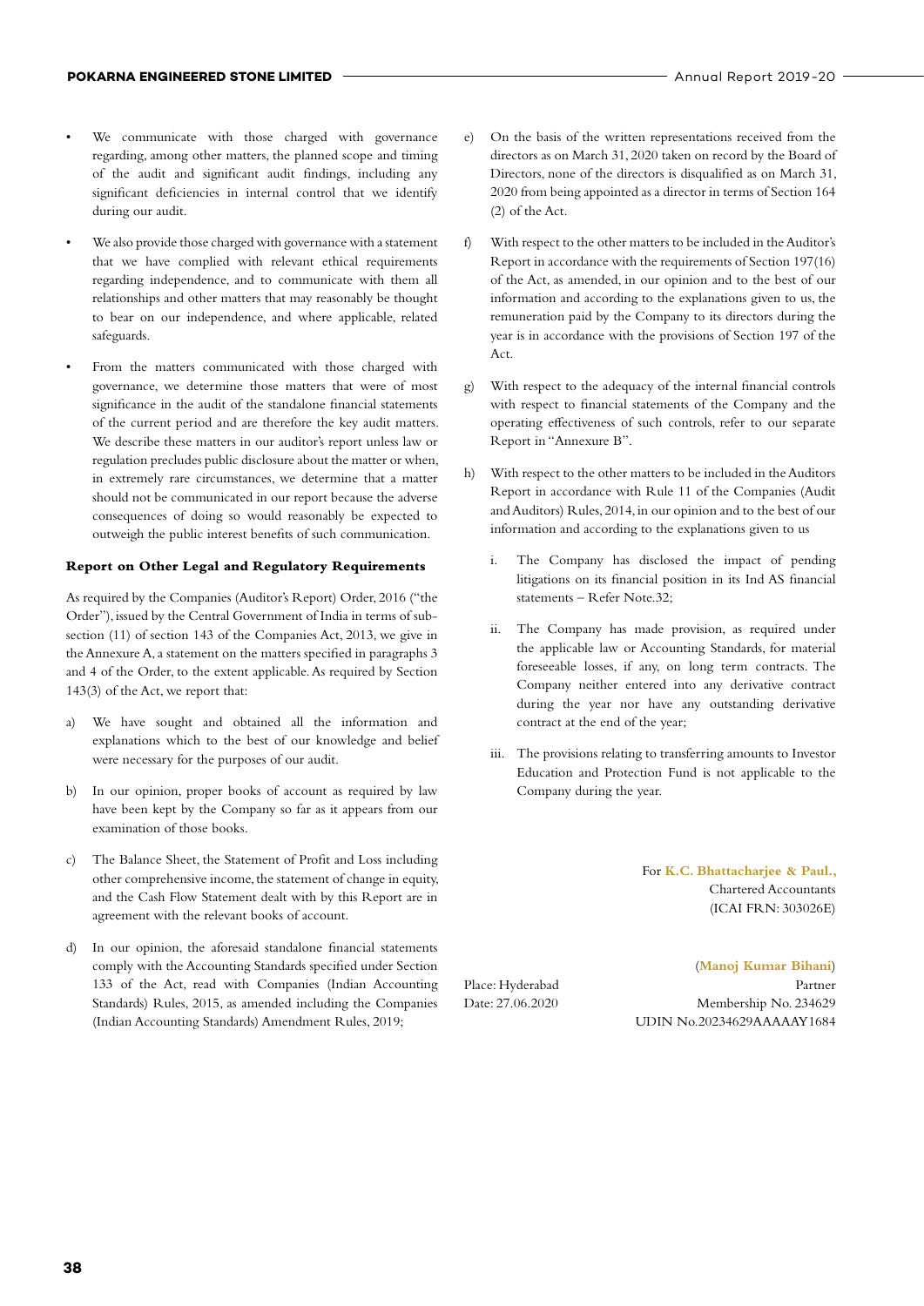- We communicate with those charged with governance regarding, among other matters, the planned scope and timing of the audit and significant audit findings, including any significant deficiencies in internal control that we identify during our audit.

- We also provide those charged with governance with a statement that we have complied with relevant ethical requirements regarding independence, and to communicate with them all relationships and other matters that may reasonably be thought to bear on our independence, and where applicable, related safeguards.

- From the matters communicated with those charged with governance, we determine those matters that were of most significance in the audit of the standalone financial statements of the current period and are therefore the key audit matters. We describe these matters in our auditor's report unless law or regulation precludes public disclosure about the matter or when, in extremely rare circumstances, we determine that a matter should not be communicated in our report because the adverse consequences of doing so would reasonably be expected to outweigh the public interest benefits of such communication.

**Report on Other Legal and Regulatory Requirements**

As required by the Companies (Auditor's Report) Order, 2016 ("the Order"), issued by the Central Government of India in terms of sub-section (11) of section 143 of the Companies Act, 2013, we give in the Annexure A, a statement on the matters specified in paragraphs 3 and 4 of the Order, to the extent applicable. As required by Section 143(3) of the Act, we report that:

a) We have sought and obtained all the information and explanations which to the best of our knowledge and belief were necessary for the purposes of our audit.

b) In our opinion, proper books of account as required by law have been kept by the Company so far as it appears from our examination of those books.

c) The Balance Sheet, the Statement of Profit and Loss including other comprehensive income, the statement of change in equity, and the Cash Flow Statement dealt with by this Report are in agreement with the relevant books of account.

d) In our opinion, the aforesaid standalone financial statements comply with the Accounting Standards specified under Section 133 of the Act, read with Companies (Indian Accounting Standards) Rules, 2015, as amended including the Companies (Indian Accounting Standards) Amendment Rules, 2019;

e) On the basis of the written representations received from the directors as on March 31, 2020 taken on record by the Board of Directors, none of the directors is disqualified as on March 31, 2020 from being appointed as a director in terms of Section 164 (2) of the Act.

f) With respect to the other matters to be included in the Auditor's Report in accordance with the requirements of Section 197(16) of the Act, as amended, in our opinion and to the best of our information and according to the explanations given to us, the remuneration paid by the Company to its directors during the year is in accordance with the provisions of Section 197 of the Act.

g) With respect to the adequacy of the internal financial controls with respect to financial statements of the Company and the operating effectiveness of such controls, refer to our separate Report in "Annexure B".

h) With respect to the other matters to be included in the Auditors Report in accordance with Rule 11 of the Companies (Audit and Auditors) Rules, 2014, in our opinion and to the best of our information and according to the explanations given to us

   i. The Company has disclosed the impact of pending litigations on its financial position in its Ind AS financial statements – Refer Note.32;

   ii. The Company has made provision, as required under the applicable law or Accounting Standards, for material foreseeable losses, if any, on long term contracts. The Company neither entered into any derivative contract during the year nor have any outstanding derivative contract at the end of the year;

   iii. The provisions relating to transferring amounts to Investor Education and Protection Fund is not applicable to the Company during the year.

For **K.C. Bhattacharjee & Paul.,**
Chartered Accountants
(ICAI FRN: 303026E)

(**Manoj Kumar Bihani**)
Partner
Membership No. 234629
UDIN No.20234629AAAAAY1684

Place: Hyderabad
Date: 27.06.2020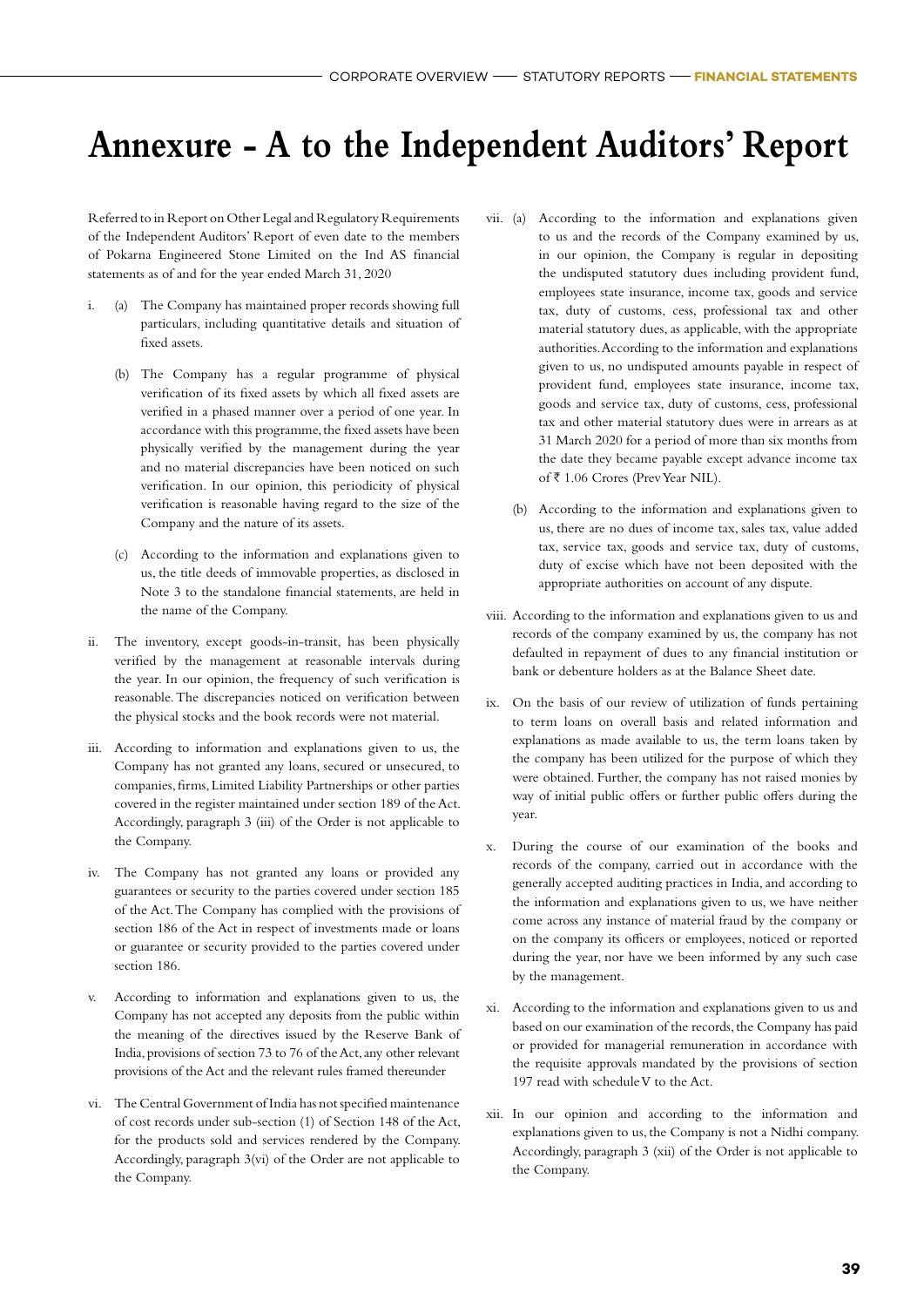# Annexure - A to the Independent Auditors' Report

Referred to in Report on Other Legal and Regulatory Requirements of the Independent Auditors' Report of even date to the members of Pokarna Engineered Stone Limited on the Ind AS financial statements as of and for the year ended March 31, 2020

i. (a) The Company has maintained proper records showing full particulars, including quantitative details and situation of fixed assets.

   (b) The Company has a regular programme of physical verification of its fixed assets by which all fixed assets are verified in a phased manner over a period of one year. In accordance with this programme, the fixed assets have been physically verified by the management during the year and no material discrepancies have been noticed on such verification. In our opinion, this periodicity of physical verification is reasonable having regard to the size of the Company and the nature of its assets.

   (c) According to the information and explanations given to us, the title deeds of immovable properties, as disclosed in Note 3 to the standalone financial statements, are held in the name of the Company.

ii. The inventory, except goods-in-transit, has been physically verified by the management at reasonable intervals during the year. In our opinion, the frequency of such verification is reasonable. The discrepancies noticed on verification between the physical stocks and the book records were not material.

iii. According to information and explanations given to us, the Company has not granted any loans, secured or unsecured, to companies, firms, Limited Liability Partnerships or other parties covered in the register maintained under section 189 of the Act. Accordingly, paragraph 3 (iii) of the Order is not applicable to the Company.

iv. The Company has not granted any loans or provided any guarantees or security to the parties covered under section 185 of the Act. The Company has complied with the provisions of section 186 of the Act in respect of investments made or loans or guarantee or security provided to the parties covered under section 186.

v. According to information and explanations given to us, the Company has not accepted any deposits from the public within the meaning of the directives issued by the Reserve Bank of India, provisions of section 73 to 76 of the Act, any other relevant provisions of the Act and the relevant rules framed thereunder

vi. The Central Government of India has not specified maintenance of cost records under sub-section (1) of Section 148 of the Act, for the products sold and services rendered by the Company. Accordingly, paragraph 3(vi) of the Order are not applicable to the Company.

vii. (a) According to the information and explanations given to us and the records of the Company examined by us, in our opinion, the Company is regular in depositing the undisputed statutory dues including provident fund, employees state insurance, income tax, goods and service tax, duty of customs, cess, professional tax and other material statutory dues, as applicable, with the appropriate authorities. According to the information and explanations given to us, no undisputed amounts payable in respect of provident fund, employees state insurance, income tax, goods and service tax, duty of customs, cess, professional tax and other material statutory dues were in arrears as at 31 March 2020 for a period of more than six months from the date they became payable except advance income tax of ₹ 1.06 Crores (Prev Year NIL).

   (b) According to the information and explanations given to us, there are no dues of income tax, sales tax, value added tax, service tax, goods and service tax, duty of customs, duty of excise which have not been deposited with the appropriate authorities on account of any dispute.

viii. According to the information and explanations given to us and records of the company examined by us, the company has not defaulted in repayment of dues to any financial institution or bank or debenture holders as at the Balance Sheet date.

ix. On the basis of our review of utilization of funds pertaining to term loans on overall basis and related information and explanations as made available to us, the term loans taken by the company has been utilized for the purpose of which they were obtained. Further, the company has not raised monies by way of initial public offers or further public offers during the year.

x. During the course of our examination of the books and records of the company, carried out in accordance with the generally accepted auditing practices in India, and according to the information and explanations given to us, we have neither come across any instance of material fraud by the company or on the company its officers or employees, noticed or reported during the year, nor have we been informed by any such case by the management.

xi. According to the information and explanations given to us and based on our examination of the records, the Company has paid or provided for managerial remuneration in accordance with the requisite approvals mandated by the provisions of section 197 read with schedule V to the Act.

xii. In our opinion and according to the information and explanations given to us, the Company is not a Nidhi company. Accordingly, paragraph 3 (xii) of the Order is not applicable to the Company.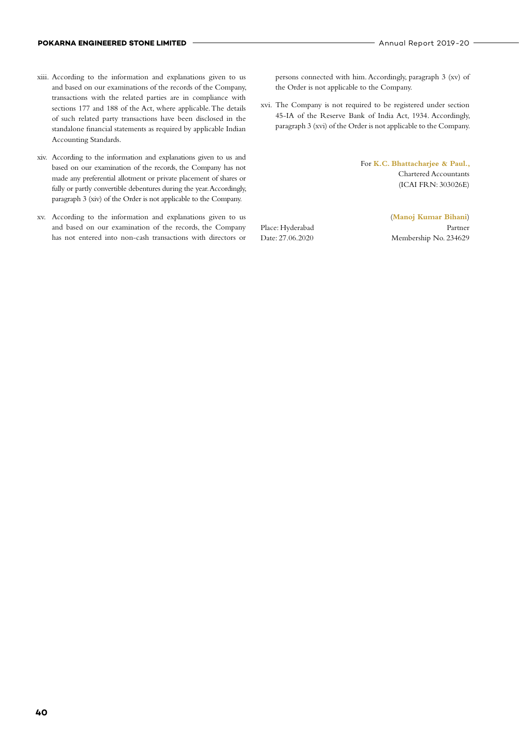xiii. According to the information and explanations given to us and based on our examinations of the records of the Company, transactions with the related parties are in compliance with sections 177 and 188 of the Act, where applicable. The details of such related party transactions have been disclosed in the standalone financial statements as required by applicable Indian Accounting Standards.

xiv. According to the information and explanations given to us and based on our examination of the records, the Company has not made any preferential allotment or private placement of shares or fully or partly convertible debentures during the year. Accordingly, paragraph 3 (xiv) of the Order is not applicable to the Company.

xv. According to the information and explanations given to us and based on our examination of the records, the Company has not entered into non-cash transactions with directors or persons connected with him. Accordingly, paragraph 3 (xv) of the Order is not applicable to the Company.

xvi. The Company is not required to be registered under section 45-IA of the Reserve Bank of India Act, 1934. Accordingly, paragraph 3 (xvi) of the Order is not applicable to the Company.

For **K.C. Bhattacharjee & Paul.,**
Chartered Accountants
(ICAI FRN: 303026E)

(**Manoj Kumar Bihani**)
Partner
Membership No. 234629

Place: Hyderabad
Date: 27.06.2020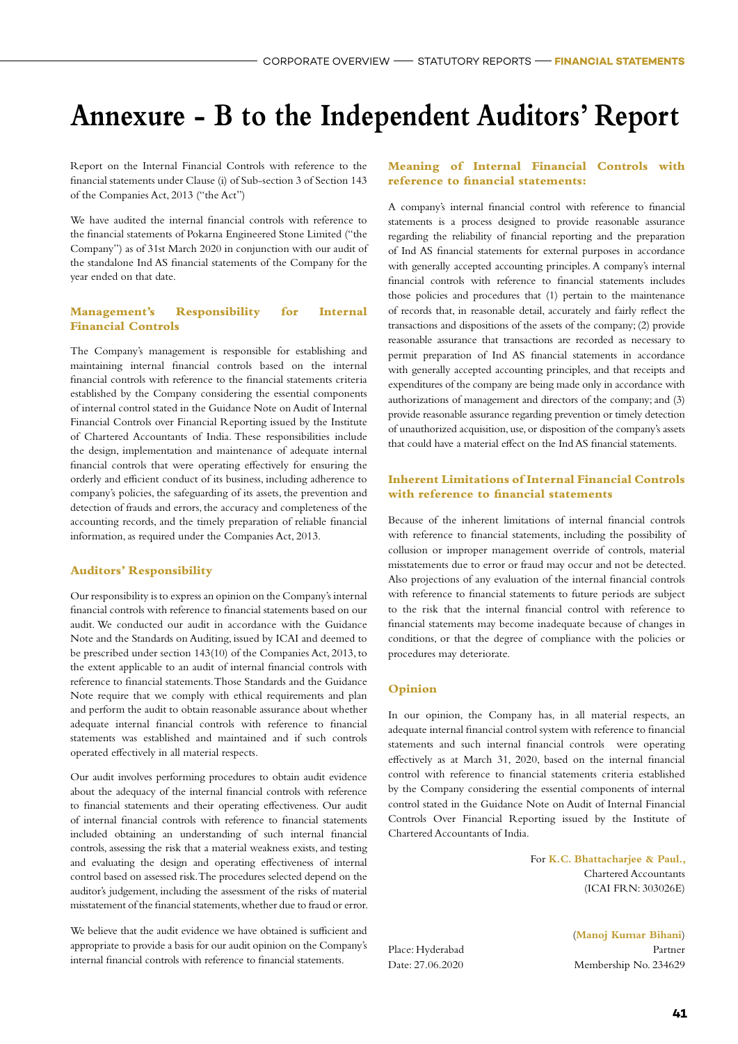# Annexure - B to the Independent Auditors' Report

Report on the Internal Financial Controls with reference to the financial statements under Clause (i) of Sub-section 3 of Section 143 of the Companies Act, 2013 ("the Act")

We have audited the internal financial controls with reference to the financial statements of Pokarna Engineered Stone Limited ("the Company") as of 31st March 2020 in conjunction with our audit of the standalone Ind AS financial statements of the Company for the year ended on that date.

## Management's Responsibility for Internal Financial Controls

The Company's management is responsible for establishing and maintaining internal financial controls based on the internal financial controls with reference to the financial statements criteria established by the Company considering the essential components of internal control stated in the Guidance Note on Audit of Internal Financial Controls over Financial Reporting issued by the Institute of Chartered Accountants of India. These responsibilities include the design, implementation and maintenance of adequate internal financial controls that were operating effectively for ensuring the orderly and efficient conduct of its business, including adherence to company's policies, the safeguarding of its assets, the prevention and detection of frauds and errors, the accuracy and completeness of the accounting records, and the timely preparation of reliable financial information, as required under the Companies Act, 2013.

## Auditors' Responsibility

Our responsibility is to express an opinion on the Company's internal financial controls with reference to financial statements based on our audit. We conducted our audit in accordance with the Guidance Note and the Standards on Auditing, issued by ICAI and deemed to be prescribed under section 143(10) of the Companies Act, 2013, to the extent applicable to an audit of internal financial controls with reference to financial statements. Those Standards and the Guidance Note require that we comply with ethical requirements and plan and perform the audit to obtain reasonable assurance about whether adequate internal financial controls with reference to financial statements was established and maintained and if such controls operated effectively in all material respects.

Our audit involves performing procedures to obtain audit evidence about the adequacy of the internal financial controls with reference to financial statements and their operating effectiveness. Our audit of internal financial controls with reference to financial statements included obtaining an understanding of such internal financial controls, assessing the risk that a material weakness exists, and testing and evaluating the design and operating effectiveness of internal control based on assessed risk. The procedures selected depend on the auditor's judgement, including the assessment of the risks of material misstatement of the financial statements, whether due to fraud or error.

We believe that the audit evidence we have obtained is sufficient and appropriate to provide a basis for our audit opinion on the Company's internal financial controls with reference to financial statements.

## Meaning of Internal Financial Controls with reference to financial statements:

A company's internal financial control with reference to financial statements is a process designed to provide reasonable assurance regarding the reliability of financial reporting and the preparation of Ind AS financial statements for external purposes in accordance with generally accepted accounting principles. A company's internal financial controls with reference to financial statements includes those policies and procedures that (1) pertain to the maintenance of records that, in reasonable detail, accurately and fairly reflect the transactions and dispositions of the assets of the company; (2) provide reasonable assurance that transactions are recorded as necessary to permit preparation of Ind AS financial statements in accordance with generally accepted accounting principles, and that receipts and expenditures of the company are being made only in accordance with authorizations of management and directors of the company; and (3) provide reasonable assurance regarding prevention or timely detection of unauthorized acquisition, use, or disposition of the company's assets that could have a material effect on the Ind AS financial statements.

## Inherent Limitations of Internal Financial Controls with reference to financial statements

Because of the inherent limitations of internal financial controls with reference to financial statements, including the possibility of collusion or improper management override of controls, material misstatements due to error or fraud may occur and not be detected. Also projections of any evaluation of the internal financial controls with reference to financial statements to future periods are subject to the risk that the internal financial control with reference to financial statements may become inadequate because of changes in conditions, or that the degree of compliance with the policies or procedures may deteriorate.

## Opinion

In our opinion, the Company has, in all material respects, an adequate internal financial control system with reference to financial statements and such internal financial controls were operating effectively as at March 31, 2020, based on the internal financial control with reference to financial statements criteria established by the Company considering the essential components of internal control stated in the Guidance Note on Audit of Internal Financial Controls Over Financial Reporting issued by the Institute of Chartered Accountants of India.

For **K.C. Bhattacharjee & Paul.,**
Chartered Accountants
(ICAI FRN: 303026E)

(**Manoj Kumar Bihani**)
Partner
Membership No. 234629

Place: Hyderabad
Date: 27.06.2020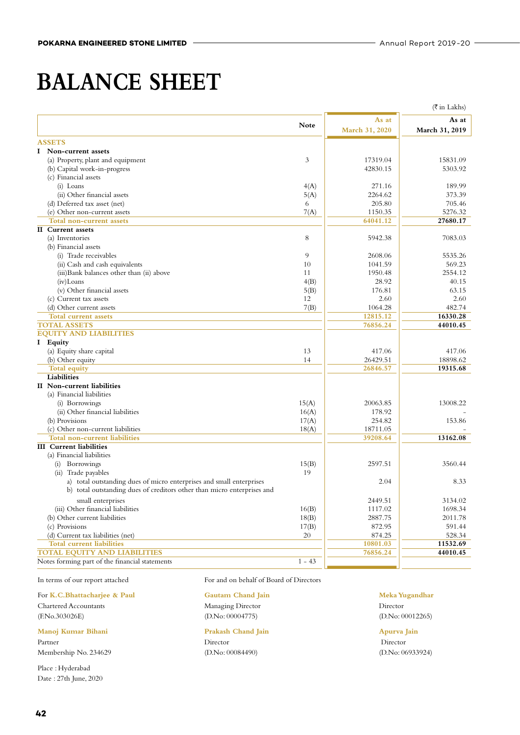# BALANCE SHEET

(₹ in Lakhs)

| | Note | As at March 31, 2020 | As at March 31, 2019 |
|---|---|---|---|
| **ASSETS** | | | |
| **I Non-current assets** | | | |
| (a) Property, plant and equipment | 3 | 17319.04 | 15831.09 |
| (b) Capital work-in-progress | | 42830.15 | 5303.92 |
| (c) Financial assets | | | |
| (i) Loans | 4(A) | 271.16 | 189.99 |
| (ii) Other financial assets | 5(A) | 2264.62 | 373.39 |
| (d) Deferred tax asset (net) | 6 | 205.80 | 705.46 |
| (e) Other non-current assets | 7(A) | 1150.35 | 5276.32 |
| **Total non-current assets** | | **64041.12** | **27680.17** |
| **II Current assets** | | | |
| (a) Inventories | 8 | 5942.38 | 7083.03 |
| (b) Financial assets | | | |
| (i) Trade receivables | 9 | 2608.06 | 5535.26 |
| (ii) Cash and cash equivalents | 10 | 1041.59 | 569.23 |
| (iii) Bank balances other than (ii) above | 11 | 1950.48 | 2554.12 |
| (iv) Loans | 4(B) | 28.92 | 40.15 |
| (v) Other financial assets | 5(B) | 176.81 | 63.15 |
| (c) Current tax assets | 12 | 2.60 | 2.60 |
| (d) Other current assets | 7(B) | 1064.28 | 482.74 |
| **Total current assets** | | **12815.12** | **16330.28** |
| **TOTAL ASSETS** | | **76856.24** | **44010.45** |
| **EQUITY AND LIABILITIES** | | | |
| **I Equity** | | | |
| (a) Equity share capital | 13 | 417.06 | 417.06 |
| (b) Other equity | 14 | 26429.51 | 18898.62 |
| **Total equity** | | **26846.57** | **19315.68** |
| **Liabilities** | | | |
| **II Non-current liabilities** | | | |
| (a) Financial liabilities | | | |
| (i) Borrowings | 15(A) | 20063.85 | 13008.22 |
| (ii) Other financial liabilities | 16(A) | 178.92 | - |
| (b) Provisions | 17(A) | 254.82 | 153.86 |
| (c) Other non-current liabilities | 18(A) | 18711.05 | - |
| **Total non-current liabilities** | | **39208.64** | **13162.08** |
| **III Current liabilities** | | | |
| (a) Financial liabilities | | | |
| (i) Borrowings | 15(B) | 2597.51 | 3560.44 |
| (ii) Trade payables | 19 | | |
| a) total outstanding dues of micro enterprises and small enterprises | | 2.04 | 8.33 |
| b) total outstanding dues of creditors other than micro enterprises and small enterprises | | 2449.51 | 3134.02 |
| (iii) Other financial liabilities | 16(B) | 1117.02 | 1698.34 |
| (b) Other current liabilities | 18(B) | 2887.75 | 2011.78 |
| (c) Provisions | 17(B) | 872.95 | 591.44 |
| (d) Current tax liabilities (net) | 20 | 874.25 | 528.34 |
| **Total current liabilities** | | **10801.03** | **11532.69** |
| **TOTAL EQUITY AND LIABILITIES** | | **76856.24** | **44010.45** |
| Notes forming part of the financial statements | 1 - 43 | | |

In terms of our report attached

For **K.C.Bhattacharjee & Paul**
Chartered Accountants
(F.No.303026E)

**Manoj Kumar Bihani**
Partner
Membership No. 234629

Place : Hyderabad
Date : 27th June, 2020

For and on behalf of Board of Directors

**Gautam Chand Jain**
Managing Director
(D.No: 00004775)

**Prakash Chand Jain**
Director
(D.No: 00084490)

**Meka Yugandhar**
Director
(D.No: 00012265)

**Apurva Jain**
Director
(D.No: 06933924)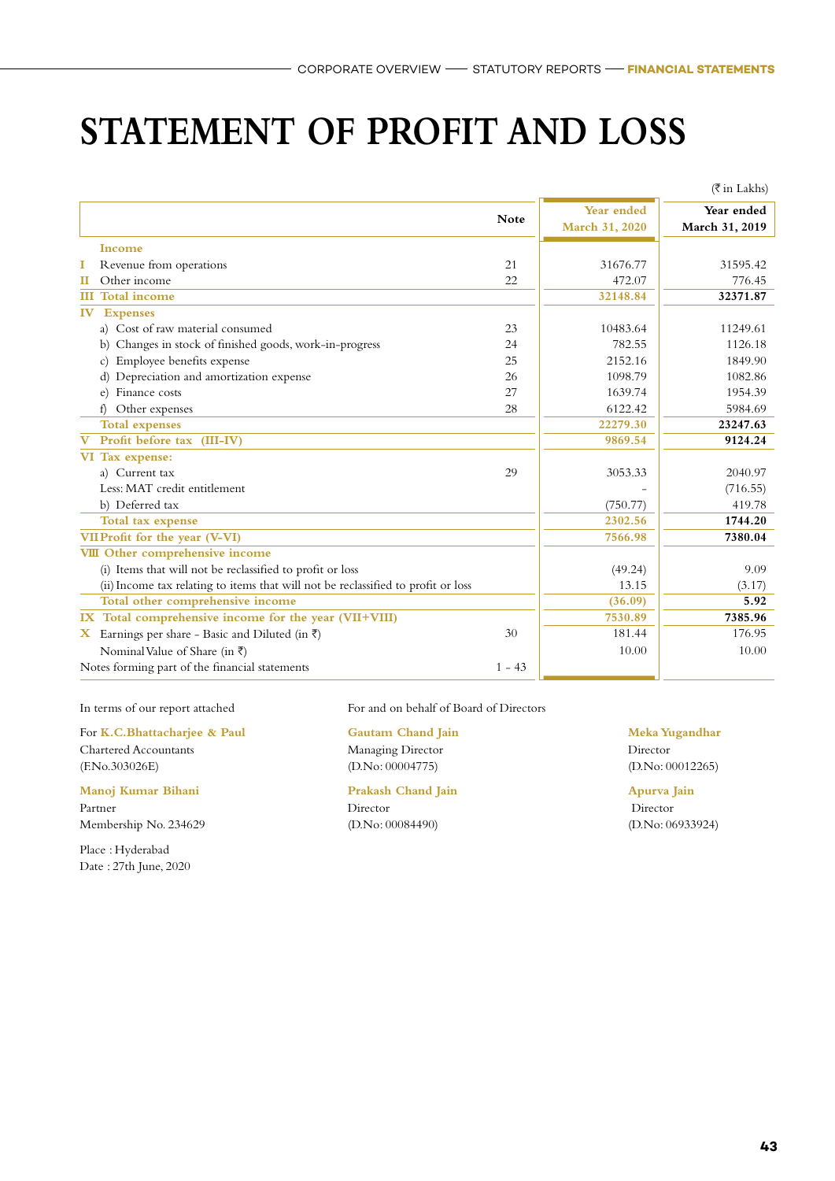# STATEMENT OF PROFIT AND LOSS

(₹ in Lakhs)

| | | Note | Year ended March 31, 2020 | Year ended March 31, 2019 |
|---|---|---|---|---|
| | **Income** | | | |
| I | Revenue from operations | 21 | 31676.77 | 31595.42 |
| II | Other income | 22 | 472.07 | 776.45 |
| III | **Total income** | | **32148.84** | **32371.87** |
| IV | **Expenses** | | | |
| | a) Cost of raw material consumed | 23 | 10483.64 | 11249.61 |
| | b) Changes in stock of finished goods, work-in-progress | 24 | 782.55 | 1126.18 |
| | c) Employee benefits expense | 25 | 2152.16 | 1849.90 |
| | d) Depreciation and amortization expense | 26 | 1098.79 | 1082.86 |
| | e) Finance costs | 27 | 1639.74 | 1954.39 |
| | f) Other expenses | 28 | 6122.42 | 5984.69 |
| | **Total expenses** | | **22279.30** | **23247.63** |
| V | **Profit before tax (III-IV)** | | **9869.54** | **9124.24** |
| VI | **Tax expense:** | | | |
| | a) Current tax | 29 | 3053.33 | 2040.97 |
| | Less: MAT credit entitlement | | - | (716.55) |
| | b) Deferred tax | | (750.77) | 419.78 |
| | **Total tax expense** | | **2302.56** | **1744.20** |
| VII | **Profit for the year (V-VI)** | | **7566.98** | **7380.04** |
| VIII | **Other comprehensive income** | | | |
| | (i) Items that will not be reclassified to profit or loss | | (49.24) | 9.09 |
| | (ii) Income tax relating to items that will not be reclassified to profit or loss | | 13.15 | (3.17) |
| | **Total other comprehensive income** | | **(36.09)** | **5.92** |
| IX | **Total comprehensive income for the year (VII+VIII)** | | **7530.89** | **7385.96** |
| X | Earnings per share - Basic and Diluted (in ₹) | 30 | 181.44 | 176.95 |
| | Nominal Value of Share (in ₹) | | 10.00 | 10.00 |
| | Notes forming part of the financial statements | 1 - 43 | | |

In terms of our report attached

For **K.C.Bhattacharjee & Paul**
Chartered Accountants
(F.No.303026E)

**Manoj Kumar Bihani**
Partner
Membership No. 234629

Place : Hyderabad
Date : 27th June, 2020

For and on behalf of Board of Directors

**Gautam Chand Jain**
Managing Director
(D.No: 00004775)

**Prakash Chand Jain**
Director
(D.No: 00084490)

**Meka Yugandhar**
Director
(D.No: 00012265)

**Apurva Jain**
Director
(D.No: 06933924)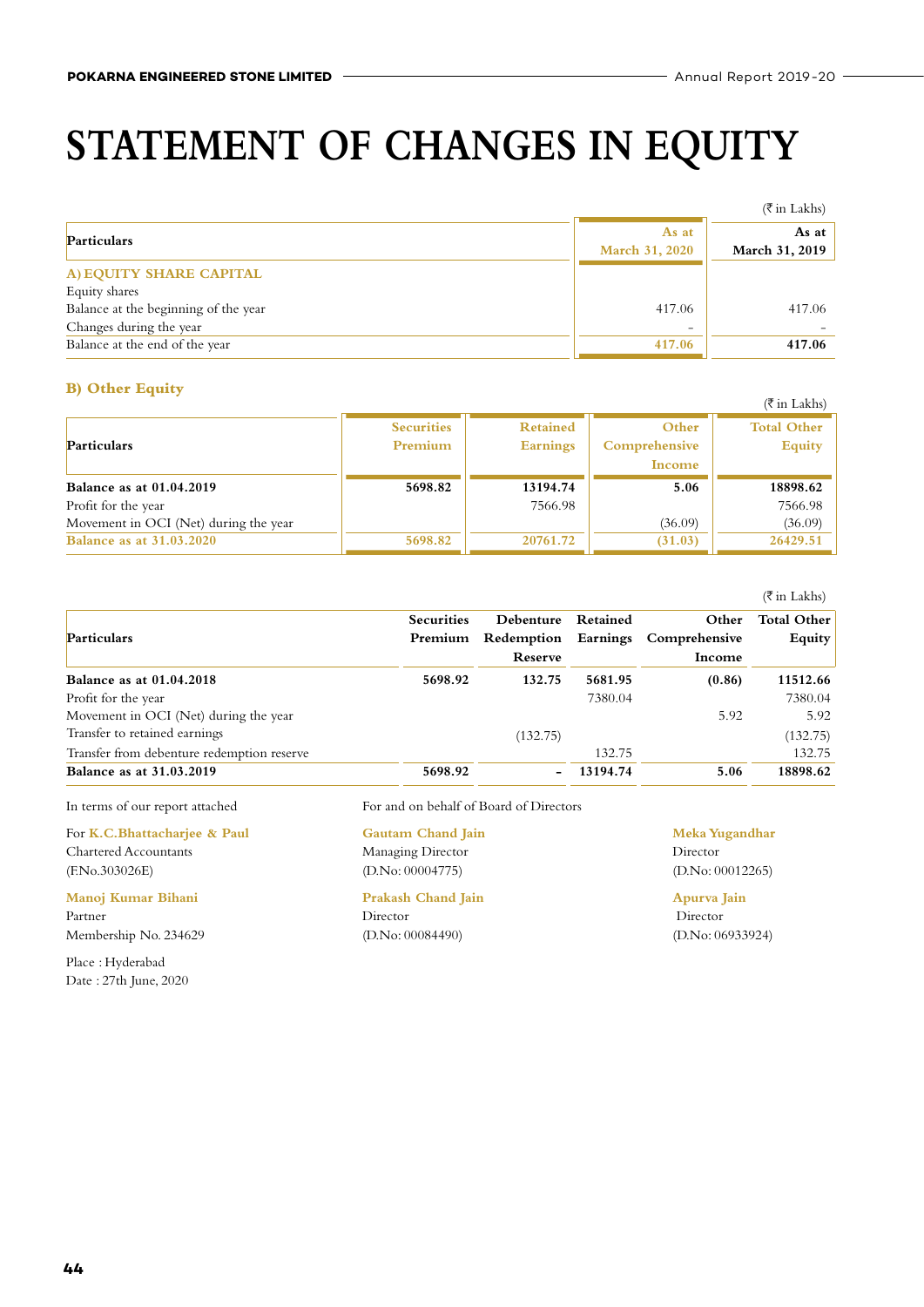# STATEMENT OF CHANGES IN EQUITY

(₹ in Lakhs)

| Particulars | As at March 31, 2020 | As at March 31, 2019 |
|---|---|---|
| **A) EQUITY SHARE CAPITAL** | | |
| Equity shares | | |
| Balance at the beginning of the year | 417.06 | 417.06 |
| Changes during the year | - | - |
| Balance at the end of the year | **417.06** | **417.06** |

## B) Other Equity

(₹ in Lakhs)

| Particulars | Securities Premium | Retained Earnings | Other Comprehensive Income | Total Other Equity |
|---|---|---|---|---|
| **Balance as at 01.04.2019** | **5698.82** | **13194.74** | **5.06** | **18898.62** |
| Profit for the year | | 7566.98 | | 7566.98 |
| Movement in OCI (Net) during the year | | | (36.09) | (36.09) |
| **Balance as at 31.03.2020** | **5698.82** | **20761.72** | **(31.03)** | **26429.51** |

(₹ in Lakhs)

| Particulars | Securities Premium | Debenture Redemption Reserve | Retained Earnings | Other Comprehensive Income | Total Other Equity |
|---|---|---|---|---|---|
| **Balance as at 01.04.2018** | **5698.92** | **132.75** | **5681.95** | **(0.86)** | **11512.66** |
| Profit for the year | | | 7380.04 | | 7380.04 |
| Movement in OCI (Net) during the year | | | | 5.92 | 5.92 |
| Transfer to retained earnings | | (132.75) | | | (132.75) |
| Transfer from debenture redemption reserve | | | 132.75 | | 132.75 |
| **Balance as at 31.03.2019** | **5698.92** | **-** | **13194.74** | **5.06** | **18898.62** |

In terms of our report attached

For **K.C.Bhattacharjee & Paul**
Chartered Accountants
(F.No.303026E)

**Manoj Kumar Bihani**
Partner
Membership No. 234629

Place : Hyderabad
Date : 27th June, 2020

For and on behalf of Board of Directors

**Gautam Chand Jain**
Managing Director
(D.No: 00004775)

**Prakash Chand Jain**
Director
(D.No: 00084490)

**Meka Yugandhar**
Director
(D.No: 00012265)

**Apurva Jain**
Director
(D.No: 06933924)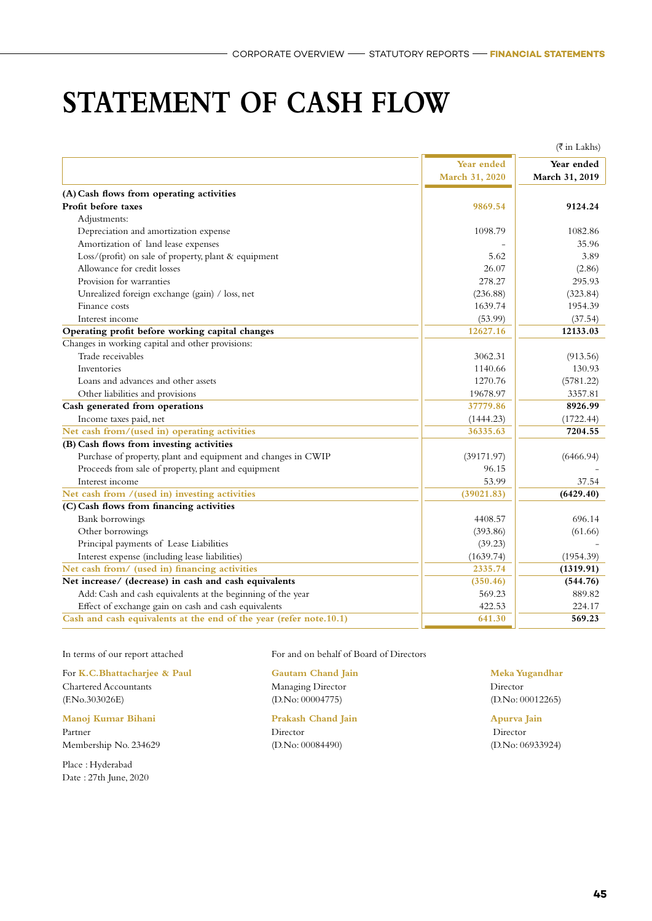# STATEMENT OF CASH FLOW

(₹ in Lakhs)

| | Year ended March 31, 2020 | Year ended March 31, 2019 |
|---|---|---|
| **(A) Cash flows from operating activities** | | |
| **Profit before taxes** | **9869.54** | **9124.24** |
| Adjustments: | | |
| Depreciation and amortization expense | 1098.79 | 1082.86 |
| Amortization of land lease expenses | - | 35.96 |
| Loss/(profit) on sale of property, plant & equipment | 5.62 | 3.89 |
| Allowance for credit losses | 26.07 | (2.86) |
| Provision for warranties | 278.27 | 295.93 |
| Unrealized foreign exchange (gain) / loss, net | (236.88) | (323.84) |
| Finance costs | 1639.74 | 1954.39 |
| Interest income | (53.99) | (37.54) |
| **Operating profit before working capital changes** | **12627.16** | **12133.03** |
| Changes in working capital and other provisions: | | |
| Trade receivables | 3062.31 | (913.56) |
| Inventories | 1140.66 | 130.93 |
| Loans and advances and other assets | 1270.76 | (5781.22) |
| Other liabilities and provisions | 19678.97 | 3357.81 |
| **Cash generated from operations** | **37779.86** | **8926.99** |
| Income taxes paid, net | (1444.23) | (1722.44) |
| **Net cash from/(used in) operating activities** | **36335.63** | **7204.55** |
| **(B) Cash flows from investing activities** | | |
| Purchase of property, plant and equipment and changes in CWIP | (39171.97) | (6466.94) |
| Proceeds from sale of property, plant and equipment | 96.15 | - |
| Interest income | 53.99 | 37.54 |
| **Net cash from /(used in) investing activities** | **(39021.83)** | **(6429.40)** |
| **(C) Cash flows from financing activities** | | |
| Bank borrowings | 4408.57 | 696.14 |
| Other borrowings | (393.86) | (61.66) |
| Principal payments of Lease Liabilities | (39.23) | - |
| Interest expense (including lease liabilities) | (1639.74) | (1954.39) |
| **Net cash from/ (used in) financing activities** | **2335.74** | **(1319.91)** |
| **Net increase/ (decrease) in cash and cash equivalents** | **(350.46)** | **(544.76)** |
| Add: Cash and cash equivalents at the beginning of the year | 569.23 | 889.82 |
| Effect of exchange gain on cash and cash equivalents | 422.53 | 224.17 |
| **Cash and cash equivalents at the end of the year (refer note.10.1)** | **641.30** | **569.23** |

In terms of our report attached

For **K.C.Bhattacharjee & Paul**
Chartered Accountants
(F.No.303026E)

**Manoj Kumar Bihani**
Partner
Membership No. 234629

Place : Hyderabad
Date : 27th June, 2020

For and on behalf of Board of Directors

**Gautam Chand Jain**
Managing Director
(D.No: 00004775)

**Prakash Chand Jain**
Director
(D.No: 00084490)

**Meka Yugandhar**
Director
(D.No: 00012265)

**Apurva Jain**
Director
(D.No: 06933924)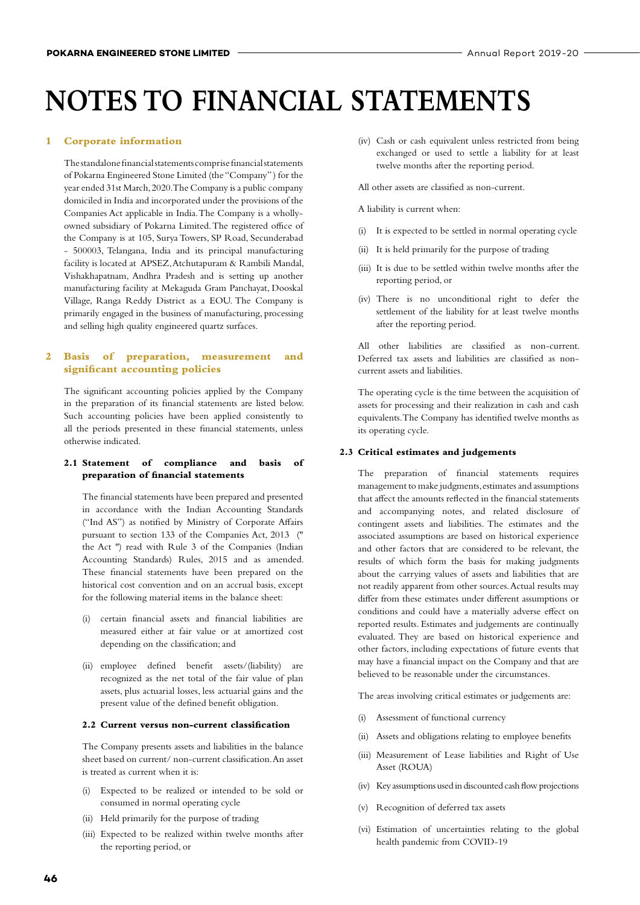# NOTES TO FINANCIAL STATEMENTS

## 1 Corporate information

The standalone financial statements comprise financial statements of Pokarna Engineered Stone Limited (the "Company") for the year ended 31st March, 2020. The Company is a public company domiciled in India and incorporated under the provisions of the Companies Act applicable in India. The Company is a wholly-owned subsidiary of Pokarna Limited. The registered office of the Company is at 105, Surya Towers, SP Road, Secunderabad - 500003, Telangana, India and its principal manufacturing facility is located at APSEZ, Atchutapuram & Rambili Mandal, Vishakhapatnam, Andhra Pradesh and is setting up another manufacturing facility at Mekaguda Gram Panchayat, Dooskal Village, Ranga Reddy District as a EOU. The Company is primarily engaged in the business of manufacturing, processing and selling high quality engineered quartz surfaces.

## 2 Basis of preparation, measurement and significant accounting policies

The significant accounting policies applied by the Company in the preparation of its financial statements are listed below. Such accounting policies have been applied consistently to all the periods presented in these financial statements, unless otherwise indicated.

### 2.1 Statement of compliance and basis of preparation of financial statements

The financial statements have been prepared and presented in accordance with the Indian Accounting Standards ("Ind AS") as notified by Ministry of Corporate Affairs pursuant to section 133 of the Companies Act, 2013 (" the Act ") read with Rule 3 of the Companies (Indian Accounting Standards) Rules, 2015 and as amended. These financial statements have been prepared on the historical cost convention and on an accrual basis, except for the following material items in the balance sheet:

(i) certain financial assets and financial liabilities are measured either at fair value or at amortized cost depending on the classification; and

(ii) employee defined benefit assets/(liability) are recognized as the net total of the fair value of plan assets, plus actuarial losses, less actuarial gains and the present value of the defined benefit obligation.

### 2.2 Current versus non-current classification

The Company presents assets and liabilities in the balance sheet based on current/ non-current classification. An asset is treated as current when it is:

(i) Expected to be realized or intended to be sold or consumed in normal operating cycle

(ii) Held primarily for the purpose of trading

(iii) Expected to be realized within twelve months after the reporting period, or

(iv) Cash or cash equivalent unless restricted from being exchanged or used to settle a liability for at least twelve months after the reporting period.

All other assets are classified as non-current.

A liability is current when:

(i) It is expected to be settled in normal operating cycle

(ii) It is held primarily for the purpose of trading

(iii) It is due to be settled within twelve months after the reporting period, or

(iv) There is no unconditional right to defer the settlement of the liability for at least twelve months after the reporting period.

All other liabilities are classified as non-current. Deferred tax assets and liabilities are classified as non-current assets and liabilities.

The operating cycle is the time between the acquisition of assets for processing and their realization in cash and cash equivalents. The Company has identified twelve months as its operating cycle.

### 2.3 Critical estimates and judgements

The preparation of financial statements requires management to make judgments, estimates and assumptions that affect the amounts reflected in the financial statements and accompanying notes, and related disclosure of contingent assets and liabilities. The estimates and the associated assumptions are based on historical experience and other factors that are considered to be relevant, the results of which form the basis for making judgments about the carrying values of assets and liabilities that are not readily apparent from other sources. Actual results may differ from these estimates under different assumptions or conditions and could have a materially adverse effect on reported results. Estimates and judgements are continually evaluated. They are based on historical experience and other factors, including expectations of future events that may have a financial impact on the Company and that are believed to be reasonable under the circumstances.

The areas involving critical estimates or judgements are:

(i) Assessment of functional currency

(ii) Assets and obligations relating to employee benefits

(iii) Measurement of Lease liabilities and Right of Use Asset (ROUA)

(iv) Key assumptions used in discounted cash flow projections

(v) Recognition of deferred tax assets

(vi) Estimation of uncertainties relating to the global health pandemic from COVID-19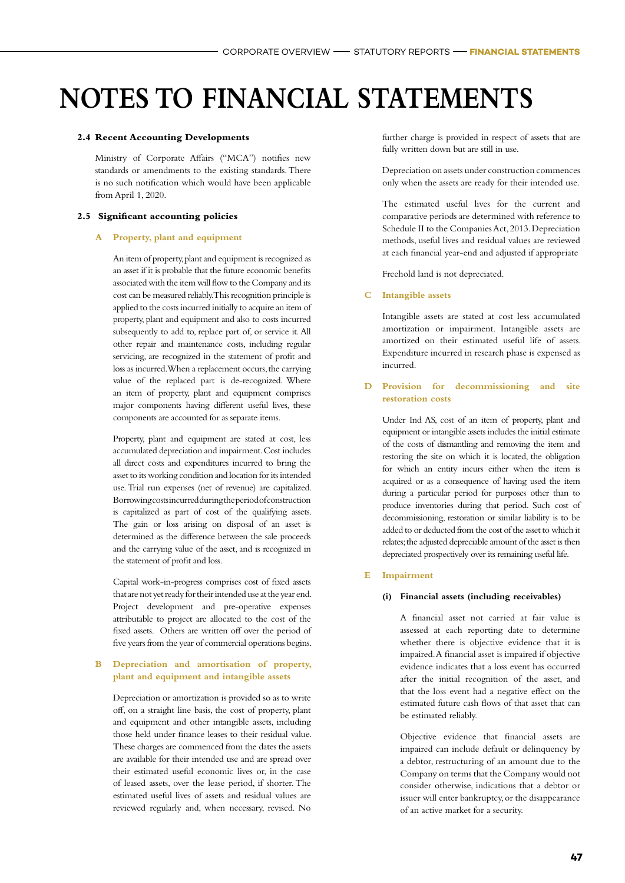# NOTES TO FINANCIAL STATEMENTS

### 2.4 Recent Accounting Developments

Ministry of Corporate Affairs ("MCA") notifies new standards or amendments to the existing standards. There is no such notification which would have been applicable from April 1, 2020.

### 2.5 Significant accounting policies

#### A Property, plant and equipment

An item of property, plant and equipment is recognized as an asset if it is probable that the future economic benefits associated with the item will flow to the Company and its cost can be measured reliably. This recognition principle is applied to the costs incurred initially to acquire an item of property, plant and equipment and also to costs incurred subsequently to add to, replace part of, or service it. All other repair and maintenance costs, including regular servicing, are recognized in the statement of profit and loss as incurred. When a replacement occurs, the carrying value of the replaced part is de-recognized. Where an item of property, plant and equipment comprises major components having different useful lives, these components are accounted for as separate items.

Property, plant and equipment are stated at cost, less accumulated depreciation and impairment. Cost includes all direct costs and expenditures incurred to bring the asset to its working condition and location for its intended use. Trial run expenses (net of revenue) are capitalized. Borrowing costs incurred during the period of construction is capitalized as part of cost of the qualifying assets. The gain or loss arising on disposal of an asset is determined as the difference between the sale proceeds and the carrying value of the asset, and is recognized in the statement of profit and loss.

Capital work-in-progress comprises cost of fixed assets that are not yet ready for their intended use at the year end. Project development and pre-operative expenses attributable to project are allocated to the cost of the fixed assets. Others are written off over the period of five years from the year of commercial operations begins.

#### B Depreciation and amortisation of property, plant and equipment and intangible assets

Depreciation or amortization is provided so as to write off, on a straight line basis, the cost of property, plant and equipment and other intangible assets, including those held under finance leases to their residual value. These charges are commenced from the dates the assets are available for their intended use and are spread over their estimated useful economic lives or, in the case of leased assets, over the lease period, if shorter. The estimated useful lives of assets and residual values are reviewed regularly and, when necessary, revised. No further charge is provided in respect of assets that are fully written down but are still in use.

Depreciation on assets under construction commences only when the assets are ready for their intended use.

The estimated useful lives for the current and comparative periods are determined with reference to Schedule II to the Companies Act, 2013. Depreciation methods, useful lives and residual values are reviewed at each financial year-end and adjusted if appropriate

Freehold land is not depreciated.

#### C Intangible assets

Intangible assets are stated at cost less accumulated amortization or impairment. Intangible assets are amortized on their estimated useful life of assets. Expenditure incurred in research phase is expensed as incurred.

#### D Provision for decommissioning and site restoration costs

Under Ind AS, cost of an item of property, plant and equipment or intangible assets includes the initial estimate of the costs of dismantling and removing the item and restoring the site on which it is located, the obligation for which an entity incurs either when the item is acquired or as a consequence of having used the item during a particular period for purposes other than to produce inventories during that period. Such cost of decommissioning, restoration or similar liability is to be added to or deducted from the cost of the asset to which it relates; the adjusted depreciable amount of the asset is then depreciated prospectively over its remaining useful life.

#### E Impairment

##### (i) Financial assets (including receivables)

A financial asset not carried at fair value is assessed at each reporting date to determine whether there is objective evidence that it is impaired. A financial asset is impaired if objective evidence indicates that a loss event has occurred after the initial recognition of the asset, and that the loss event had a negative effect on the estimated future cash flows of that asset that can be estimated reliably.

Objective evidence that financial assets are impaired can include default or delinquency by a debtor, restructuring of an amount due to the Company on terms that the Company would not consider otherwise, indications that a debtor or issuer will enter bankruptcy, or the disappearance of an active market for a security.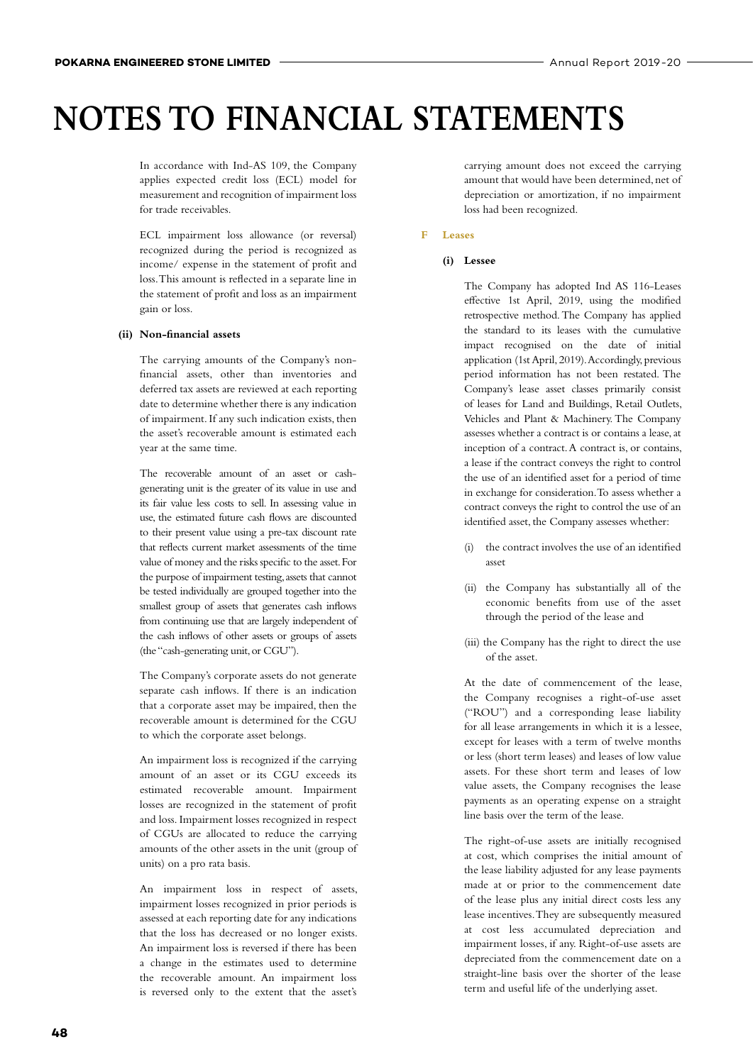# NOTES TO FINANCIAL STATEMENTS

In accordance with Ind-AS 109, the Company applies expected credit loss (ECL) model for measurement and recognition of impairment loss for trade receivables.

ECL impairment loss allowance (or reversal) recognized during the period is recognized as income/ expense in the statement of profit and loss. This amount is reflected in a separate line in the statement of profit and loss as an impairment gain or loss.

**(ii) Non-financial assets**

The carrying amounts of the Company's non-financial assets, other than inventories and deferred tax assets are reviewed at each reporting date to determine whether there is any indication of impairment. If any such indication exists, then the asset's recoverable amount is estimated each year at the same time.

The recoverable amount of an asset or cash-generating unit is the greater of its value in use and its fair value less costs to sell. In assessing value in use, the estimated future cash flows are discounted to their present value using a pre-tax discount rate that reflects current market assessments of the time value of money and the risks specific to the asset. For the purpose of impairment testing, assets that cannot be tested individually are grouped together into the smallest group of assets that generates cash inflows from continuing use that are largely independent of the cash inflows of other assets or groups of assets (the "cash-generating unit, or CGU").

The Company's corporate assets do not generate separate cash inflows. If there is an indication that a corporate asset may be impaired, then the recoverable amount is determined for the CGU to which the corporate asset belongs.

An impairment loss is recognized if the carrying amount of an asset or its CGU exceeds its estimated recoverable amount. Impairment losses are recognized in the statement of profit and loss. Impairment losses recognized in respect of CGUs are allocated to reduce the carrying amounts of the other assets in the unit (group of units) on a pro rata basis.

An impairment loss in respect of assets, impairment losses recognized in prior periods is assessed at each reporting date for any indications that the loss has decreased or no longer exists. An impairment loss is reversed if there has been a change in the estimates used to determine the recoverable amount. An impairment loss is reversed only to the extent that the asset's carrying amount does not exceed the carrying amount that would have been determined, net of depreciation or amortization, if no impairment loss had been recognized.

## F Leases

**(i) Lessee**

The Company has adopted Ind AS 116-Leases effective 1st April, 2019, using the modified retrospective method. The Company has applied the standard to its leases with the cumulative impact recognised on the date of initial application (1st April, 2019). Accordingly, previous period information has not been restated. The Company's lease asset classes primarily consist of leases for Land and Buildings, Retail Outlets, Vehicles and Plant & Machinery. The Company assesses whether a contract is or contains a lease, at inception of a contract. A contract is, or contains, a lease if the contract conveys the right to control the use of an identified asset for a period of time in exchange for consideration. To assess whether a contract conveys the right to control the use of an identified asset, the Company assesses whether:

(i) the contract involves the use of an identified asset

(ii) the Company has substantially all of the economic benefits from use of the asset through the period of the lease and

(iii) the Company has the right to direct the use of the asset.

At the date of commencement of the lease, the Company recognises a right-of-use asset ("ROU") and a corresponding lease liability for all lease arrangements in which it is a lessee, except for leases with a term of twelve months or less (short term leases) and leases of low value assets. For these short term and leases of low value assets, the Company recognises the lease payments as an operating expense on a straight line basis over the term of the lease.

The right-of-use assets are initially recognised at cost, which comprises the initial amount of the lease liability adjusted for any lease payments made at or prior to the commencement date of the lease plus any initial direct costs less any lease incentives. They are subsequently measured at cost less accumulated depreciation and impairment losses, if any. Right-of-use assets are depreciated from the commencement date on a straight-line basis over the shorter of the lease term and useful life of the underlying asset.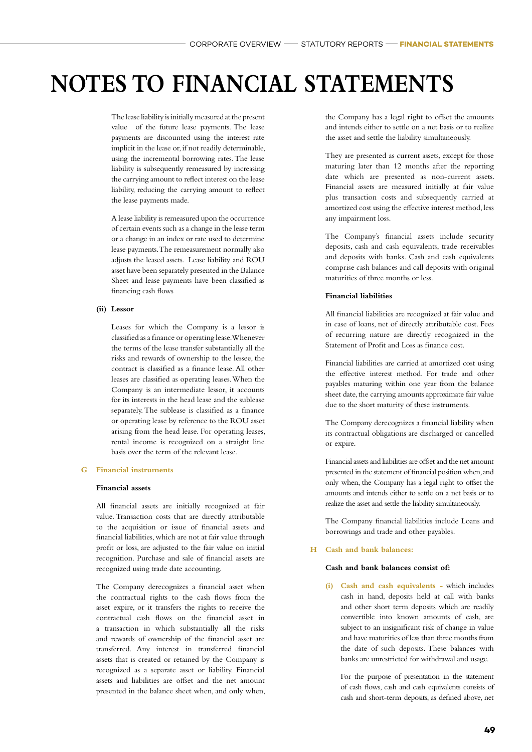# NOTES TO FINANCIAL STATEMENTS

The lease liability is initially measured at the present value of the future lease payments. The lease payments are discounted using the interest rate implicit in the lease or, if not readily determinable, using the incremental borrowing rates. The lease liability is subsequently remeasured by increasing the carrying amount to reflect interest on the lease liability, reducing the carrying amount to reflect the lease payments made.

A lease liability is remeasured upon the occurrence of certain events such as a change in the lease term or a change in an index or rate used to determine lease payments. The remeasurement normally also adjusts the leased assets. Lease liability and ROU asset have been separately presented in the Balance Sheet and lease payments have been classified as financing cash flows

**(ii) Lessor**

Leases for which the Company is a lessor is classified as a finance or operating lease. Whenever the terms of the lease transfer substantially all the risks and rewards of ownership to the lessee, the contract is classified as a finance lease. All other leases are classified as operating leases. When the Company is an intermediate lessor, it accounts for its interests in the head lease and the sublease separately. The sublease is classified as a finance or operating lease by reference to the ROU asset arising from the head lease. For operating leases, rental income is recognized on a straight line basis over the term of the relevant lease.

## G Financial instruments

**Financial assets**

All financial assets are initially recognized at fair value. Transaction costs that are directly attributable to the acquisition or issue of financial assets and financial liabilities, which are not at fair value through profit or loss, are adjusted to the fair value on initial recognition. Purchase and sale of financial assets are recognized using trade date accounting.

The Company derecognizes a financial asset when the contractual rights to the cash flows from the asset expire, or it transfers the rights to receive the contractual cash flows on the financial asset in a transaction in which substantially all the risks and rewards of ownership of the financial asset are transferred. Any interest in transferred financial assets that is created or retained by the Company is recognized as a separate asset or liability. Financial assets and liabilities are offset and the net amount presented in the balance sheet when, and only when, the Company has a legal right to offset the amounts and intends either to settle on a net basis or to realize the asset and settle the liability simultaneously.

They are presented as current assets, except for those maturing later than 12 months after the reporting date which are presented as non-current assets. Financial assets are measured initially at fair value plus transaction costs and subsequently carried at amortized cost using the effective interest method, less any impairment loss.

The Company's financial assets include security deposits, cash and cash equivalents, trade receivables and deposits with banks. Cash and cash equivalents comprise cash balances and call deposits with original maturities of three months or less.

**Financial liabilities**

All financial liabilities are recognized at fair value and in case of loans, net of directly attributable cost. Fees of recurring nature are directly recognized in the Statement of Profit and Loss as finance cost.

Financial liabilities are carried at amortized cost using the effective interest method. For trade and other payables maturing within one year from the balance sheet date, the carrying amounts approximate fair value due to the short maturity of these instruments.

The Company derecognizes a financial liability when its contractual obligations are discharged or cancelled or expire.

Financial assets and liabilities are offset and the net amount presented in the statement of financial position when, and only when, the Company has a legal right to offset the amounts and intends either to settle on a net basis or to realize the asset and settle the liability simultaneously.

The Company financial liabilities include Loans and borrowings and trade and other payables.

## H Cash and bank balances:

**Cash and bank balances consist of:**

**(i) Cash and cash equivalents** – which includes cash in hand, deposits held at call with banks and other short term deposits which are readily convertible into known amounts of cash, are subject to an insignificant risk of change in value and have maturities of less than three months from the date of such deposits. These balances with banks are unrestricted for withdrawal and usage.

For the purpose of presentation in the statement of cash flows, cash and cash equivalents consists of cash and short-term deposits, as defined above, net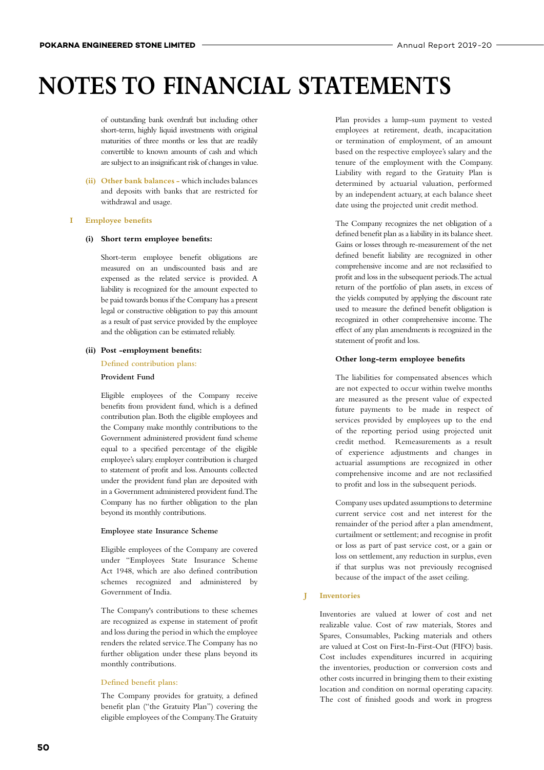# NOTES TO FINANCIAL STATEMENTS

of outstanding bank overdraft but including other short-term, highly liquid investments with original maturities of three months or less that are readily convertible to known amounts of cash and which are subject to an insignificant risk of changes in value.

**(ii) Other bank balances** - which includes balances and deposits with banks that are restricted for withdrawal and usage.

## I Employee benefits

### (i) Short term employee benefits:

Short-term employee benefit obligations are measured on an undiscounted basis and are expensed as the related service is provided. A liability is recognized for the amount expected to be paid towards bonus if the Company has a present legal or constructive obligation to pay this amount as a result of past service provided by the employee and the obligation can be estimated reliably.

### (ii) Post -employment benefits:

**Defined contribution plans:**

**Provident Fund**

Eligible employees of the Company receive benefits from provident fund, which is a defined contribution plan. Both the eligible employees and the Company make monthly contributions to the Government administered provident fund scheme equal to a specified percentage of the eligible employee's salary. employer contribution is charged to statement of profit and loss. Amounts collected under the provident fund plan are deposited with in a Government administered provident fund. The Company has no further obligation to the plan beyond its monthly contributions.

**Employee state Insurance Scheme**

Eligible employees of the Company are covered under "Employees State Insurance Scheme Act 1948, which are also defined contribution schemes recognized and administered by Government of India.

The Company's contributions to these schemes are recognized as expense in statement of profit and loss during the period in which the employee renders the related service. The Company has no further obligation under these plans beyond its monthly contributions.

**Defined benefit plans:**

The Company provides for gratuity, a defined benefit plan ("the Gratuity Plan") covering the eligible employees of the Company. The Gratuity Plan provides a lump-sum payment to vested employees at retirement, death, incapacitation or termination of employment, of an amount based on the respective employee's salary and the tenure of the employment with the Company. Liability with regard to the Gratuity Plan is determined by actuarial valuation, performed by an independent actuary, at each balance sheet date using the projected unit credit method.

The Company recognizes the net obligation of a defined benefit plan as a liability in its balance sheet. Gains or losses through re-measurement of the net defined benefit liability are recognized in other comprehensive income and are not reclassified to profit and loss in the subsequent periods. The actual return of the portfolio of plan assets, in excess of the yields computed by applying the discount rate used to measure the defined benefit obligation is recognized in other comprehensive income. The effect of any plan amendments is recognized in the statement of profit and loss.

**Other long-term employee benefits**

The liabilities for compensated absences which are not expected to occur within twelve months are measured as the present value of expected future payments to be made in respect of services provided by employees up to the end of the reporting period using projected unit credit method. Remeasurements as a result of experience adjustments and changes in actuarial assumptions are recognized in other comprehensive income and are not reclassified to profit and loss in the subsequent periods.

Company uses updated assumptions to determine current service cost and net interest for the remainder of the period after a plan amendment, curtailment or settlement; and recognise in profit or loss as part of past service cost, or a gain or loss on settlement, any reduction in surplus, even if that surplus was not previously recognised because of the impact of the asset ceiling.

## J Inventories

Inventories are valued at lower of cost and net realizable value. Cost of raw materials, Stores and Spares, Consumables, Packing materials and others are valued at Cost on First-In-First-Out (FIFO) basis. Cost includes expenditures incurred in acquiring the inventories, production or conversion costs and other costs incurred in bringing them to their existing location and condition on normal operating capacity. The cost of finished goods and work in progress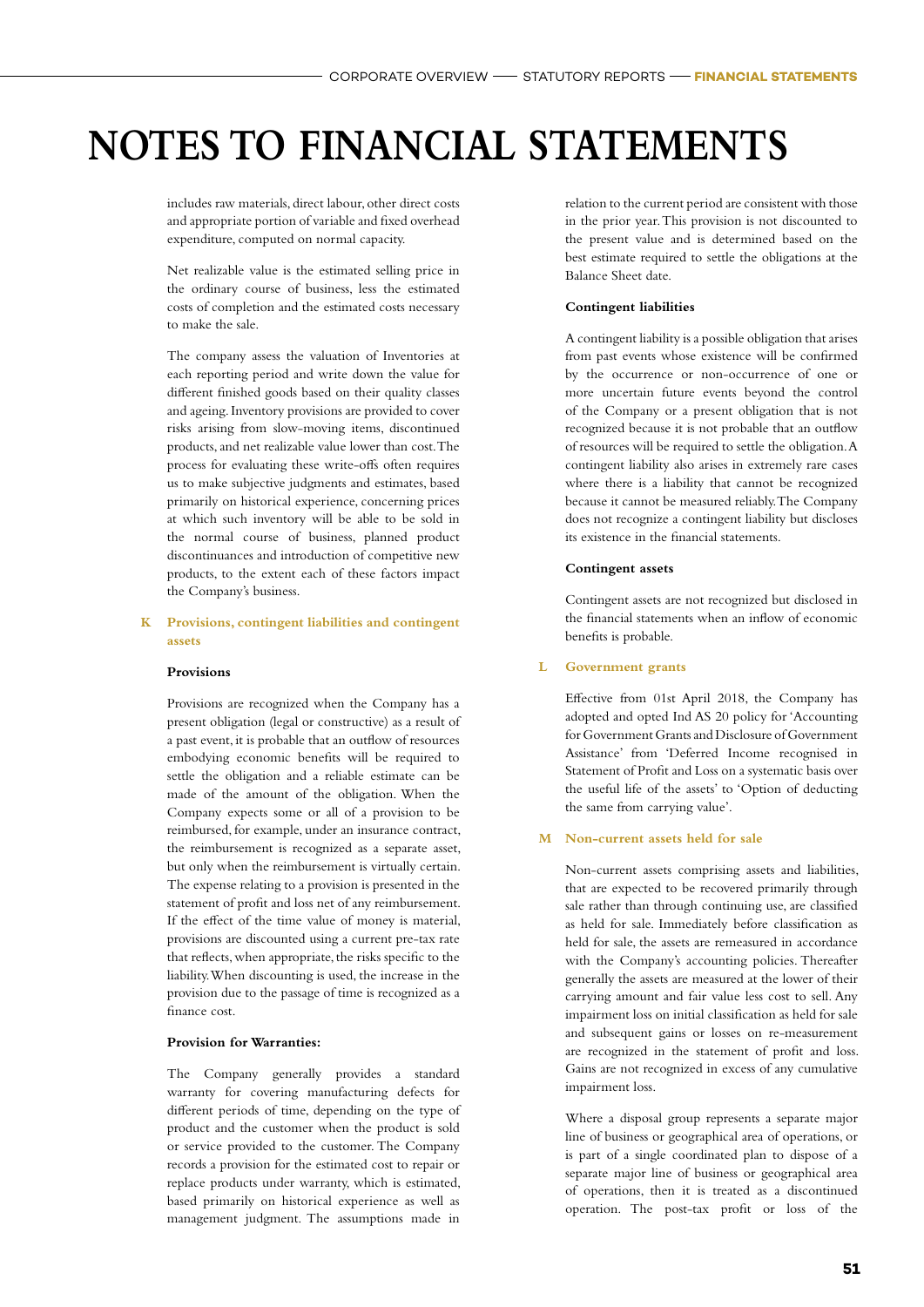# NOTES TO FINANCIAL STATEMENTS

includes raw materials, direct labour, other direct costs and appropriate portion of variable and fixed overhead expenditure, computed on normal capacity.

Net realizable value is the estimated selling price in the ordinary course of business, less the estimated costs of completion and the estimated costs necessary to make the sale.

The company assess the valuation of Inventories at each reporting period and write down the value for different finished goods based on their quality classes and ageing. Inventory provisions are provided to cover risks arising from slow-moving items, discontinued products, and net realizable value lower than cost. The process for evaluating these write-offs often requires us to make subjective judgments and estimates, based primarily on historical experience, concerning prices at which such inventory will be able to be sold in the normal course of business, planned product discontinuances and introduction of competitive new products, to the extent each of these factors impact the Company's business.

## K Provisions, contingent liabilities and contingent assets

### Provisions

Provisions are recognized when the Company has a present obligation (legal or constructive) as a result of a past event, it is probable that an outflow of resources embodying economic benefits will be required to settle the obligation and a reliable estimate can be made of the amount of the obligation. When the Company expects some or all of a provision to be reimbursed, for example, under an insurance contract, the reimbursement is recognized as a separate asset, but only when the reimbursement is virtually certain. The expense relating to a provision is presented in the statement of profit and loss net of any reimbursement. If the effect of the time value of money is material, provisions are discounted using a current pre-tax rate that reflects, when appropriate, the risks specific to the liability. When discounting is used, the increase in the provision due to the passage of time is recognized as a finance cost.

### Provision for Warranties:

The Company generally provides a standard warranty for covering manufacturing defects for different periods of time, depending on the type of product and the customer when the product is sold or service provided to the customer. The Company records a provision for the estimated cost to repair or replace products under warranty, which is estimated, based primarily on historical experience as well as management judgment. The assumptions made in relation to the current period are consistent with those in the prior year. This provision is not discounted to the present value and is determined based on the best estimate required to settle the obligations at the Balance Sheet date.

### Contingent liabilities

A contingent liability is a possible obligation that arises from past events whose existence will be confirmed by the occurrence or non-occurrence of one or more uncertain future events beyond the control of the Company or a present obligation that is not recognized because it is not probable that an outflow of resources will be required to settle the obligation. A contingent liability also arises in extremely rare cases where there is a liability that cannot be recognized because it cannot be measured reliably. The Company does not recognize a contingent liability but discloses its existence in the financial statements.

### Contingent assets

Contingent assets are not recognized but disclosed in the financial statements when an inflow of economic benefits is probable.

## L Government grants

Effective from 01st April 2018, the Company has adopted and opted Ind AS 20 policy for 'Accounting for Government Grants and Disclosure of Government Assistance' from 'Deferred Income recognised in Statement of Profit and Loss on a systematic basis over the useful life of the assets' to 'Option of deducting the same from carrying value'.

## M Non-current assets held for sale

Non-current assets comprising assets and liabilities, that are expected to be recovered primarily through sale rather than through continuing use, are classified as held for sale. Immediately before classification as held for sale, the assets are remeasured in accordance with the Company's accounting policies. Thereafter generally the assets are measured at the lower of their carrying amount and fair value less cost to sell. Any impairment loss on initial classification as held for sale and subsequent gains or losses on re-measurement are recognized in the statement of profit and loss. Gains are not recognized in excess of any cumulative impairment loss.

Where a disposal group represents a separate major line of business or geographical area of operations, or is part of a single coordinated plan to dispose of a separate major line of business or geographical area of operations, then it is treated as a discontinued operation. The post-tax profit or loss of the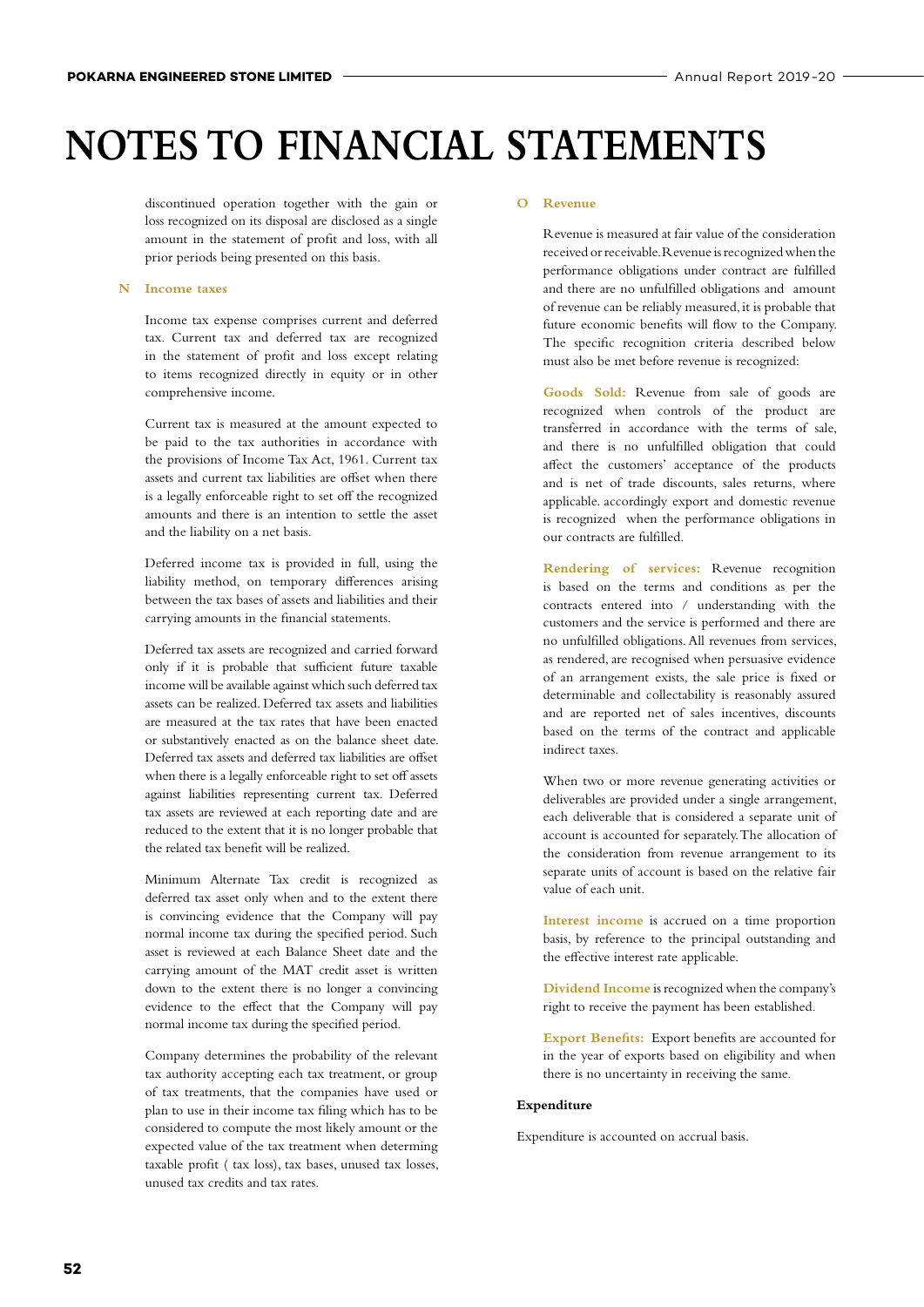# NOTES TO FINANCIAL STATEMENTS

discontinued operation together with the gain or loss recognized on its disposal are disclosed as a single amount in the statement of profit and loss, with all prior periods being presented on this basis.

**N Income taxes**

Income tax expense comprises current and deferred tax. Current tax and deferred tax are recognized in the statement of profit and loss except relating to items recognized directly in equity or in other comprehensive income.

Current tax is measured at the amount expected to be paid to the tax authorities in accordance with the provisions of Income Tax Act, 1961. Current tax assets and current tax liabilities are offset when there is a legally enforceable right to set off the recognized amounts and there is an intention to settle the asset and the liability on a net basis.

Deferred income tax is provided in full, using the liability method, on temporary differences arising between the tax bases of assets and liabilities and their carrying amounts in the financial statements.

Deferred tax assets are recognized and carried forward only if it is probable that sufficient future taxable income will be available against which such deferred tax assets can be realized. Deferred tax assets and liabilities are measured at the tax rates that have been enacted or substantively enacted as on the balance sheet date. Deferred tax assets and deferred tax liabilities are offset when there is a legally enforceable right to set off assets against liabilities representing current tax. Deferred tax assets are reviewed at each reporting date and are reduced to the extent that it is no longer probable that the related tax benefit will be realized.

Minimum Alternate Tax credit is recognized as deferred tax asset only when and to the extent there is convincing evidence that the Company will pay normal income tax during the specified period. Such asset is reviewed at each Balance Sheet date and the carrying amount of the MAT credit asset is written down to the extent there is no longer a convincing evidence to the effect that the Company will pay normal income tax during the specified period.

Company determines the probability of the relevant tax authority accepting each tax treatment, or group of tax treatments, that the companies have used or plan to use in their income tax filing which has to be considered to compute the most likely amount or the expected value of the tax treatment when determing taxable profit ( tax loss), tax bases, unused tax losses, unused tax credits and tax rates.

**O Revenue**

Revenue is measured at fair value of the consideration received or receivable. Revenue is recognized when the performance obligations under contract are fulfilled and there are no unfulfilled obligations and amount of revenue can be reliably measured, it is probable that future economic benefits will flow to the Company. The specific recognition criteria described below must also be met before revenue is recognized:

**Goods Sold:** Revenue from sale of goods are recognized when controls of the product are transferred in accordance with the terms of sale, and there is no unfulfilled obligation that could affect the customers' acceptance of the products and is net of trade discounts, sales returns, where applicable. accordingly export and domestic revenue is recognized when the performance obligations in our contracts are fulfilled.

**Rendering of services:** Revenue recognition is based on the terms and conditions as per the contracts entered into / understanding with the customers and the service is performed and there are no unfulfilled obligations. All revenues from services, as rendered, are recognised when persuasive evidence of an arrangement exists, the sale price is fixed or determinable and collectability is reasonably assured and are reported net of sales incentives, discounts based on the terms of the contract and applicable indirect taxes.

When two or more revenue generating activities or deliverables are provided under a single arrangement, each deliverable that is considered a separate unit of account is accounted for separately. The allocation of the consideration from revenue arrangement to its separate units of account is based on the relative fair value of each unit.

**Interest income** is accrued on a time proportion basis, by reference to the principal outstanding and the effective interest rate applicable.

**Dividend Income** is recognized when the company's right to receive the payment has been established.

**Export Benefits:** Export benefits are accounted for in the year of exports based on eligibility and when there is no uncertainty in receiving the same.

**Expenditure**

Expenditure is accounted on accrual basis.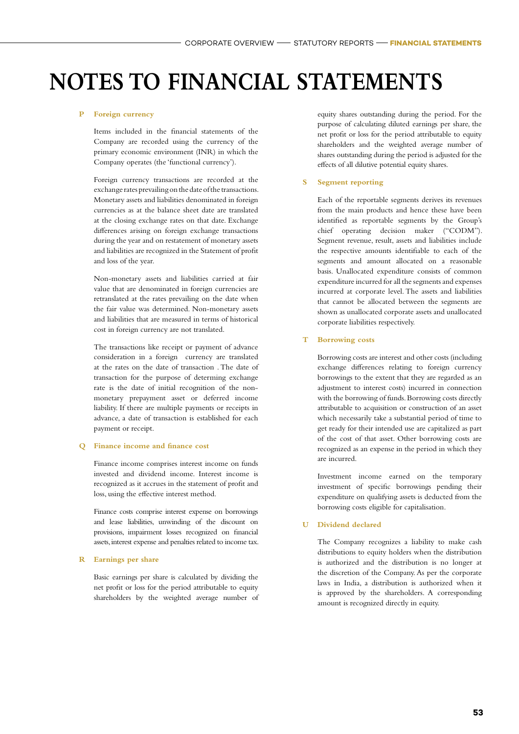# NOTES TO FINANCIAL STATEMENTS

### P Foreign currency

Items included in the financial statements of the Company are recorded using the currency of the primary economic environment (INR) in which the Company operates (the 'functional currency').

Foreign currency transactions are recorded at the exchange rates prevailing on the date of the transactions. Monetary assets and liabilities denominated in foreign currencies as at the balance sheet date are translated at the closing exchange rates on that date. Exchange differences arising on foreign exchange transactions during the year and on restatement of monetary assets and liabilities are recognized in the Statement of profit and loss of the year.

Non-monetary assets and liabilities carried at fair value that are denominated in foreign currencies are retranslated at the rates prevailing on the date when the fair value was determined. Non-monetary assets and liabilities that are measured in terms of historical cost in foreign currency are not translated.

The transactions like receipt or payment of advance consideration in a foreign currency are translated at the rates on the date of transaction . The date of transaction for the purpose of determing exchange rate is the date of initial recognition of the non-monetary prepayment asset or deferred income liability. If there are multiple payments or receipts in advance, a date of transaction is established for each payment or receipt.

### Q Finance income and finance cost

Finance income comprises interest income on funds invested and dividend income. Interest income is recognized as it accrues in the statement of profit and loss, using the effective interest method.

Finance costs comprise interest expense on borrowings and lease liabilities, unwinding of the discount on provisions, impairment losses recognized on financial assets, interest expense and penalties related to income tax.

### R Earnings per share

Basic earnings per share is calculated by dividing the net profit or loss for the period attributable to equity shareholders by the weighted average number of equity shares outstanding during the period. For the purpose of calculating diluted earnings per share, the net profit or loss for the period attributable to equity shareholders and the weighted average number of shares outstanding during the period is adjusted for the effects of all dilutive potential equity shares.

### S Segment reporting

Each of the reportable segments derives its revenues from the main products and hence these have been identified as reportable segments by the Group's chief operating decision maker ("CODM"). Segment revenue, result, assets and liabilities include the respective amounts identifiable to each of the segments and amount allocated on a reasonable basis. Unallocated expenditure consists of common expenditure incurred for all the segments and expenses incurred at corporate level. The assets and liabilities that cannot be allocated between the segments are shown as unallocated corporate assets and unallocated corporate liabilities respectively.

### T Borrowing costs

Borrowing costs are interest and other costs (including exchange differences relating to foreign currency borrowings to the extent that they are regarded as an adjustment to interest costs) incurred in connection with the borrowing of funds. Borrowing costs directly attributable to acquisition or construction of an asset which necessarily take a substantial period of time to get ready for their intended use are capitalized as part of the cost of that asset. Other borrowing costs are recognized as an expense in the period in which they are incurred.

Investment income earned on the temporary investment of specific borrowings pending their expenditure on qualifying assets is deducted from the borrowing costs eligible for capitalisation.

### U Dividend declared

The Company recognizes a liability to make cash distributions to equity holders when the distribution is authorized and the distribution is no longer at the discretion of the Company. As per the corporate laws in India, a distribution is authorized when it is approved by the shareholders. A corresponding amount is recognized directly in equity.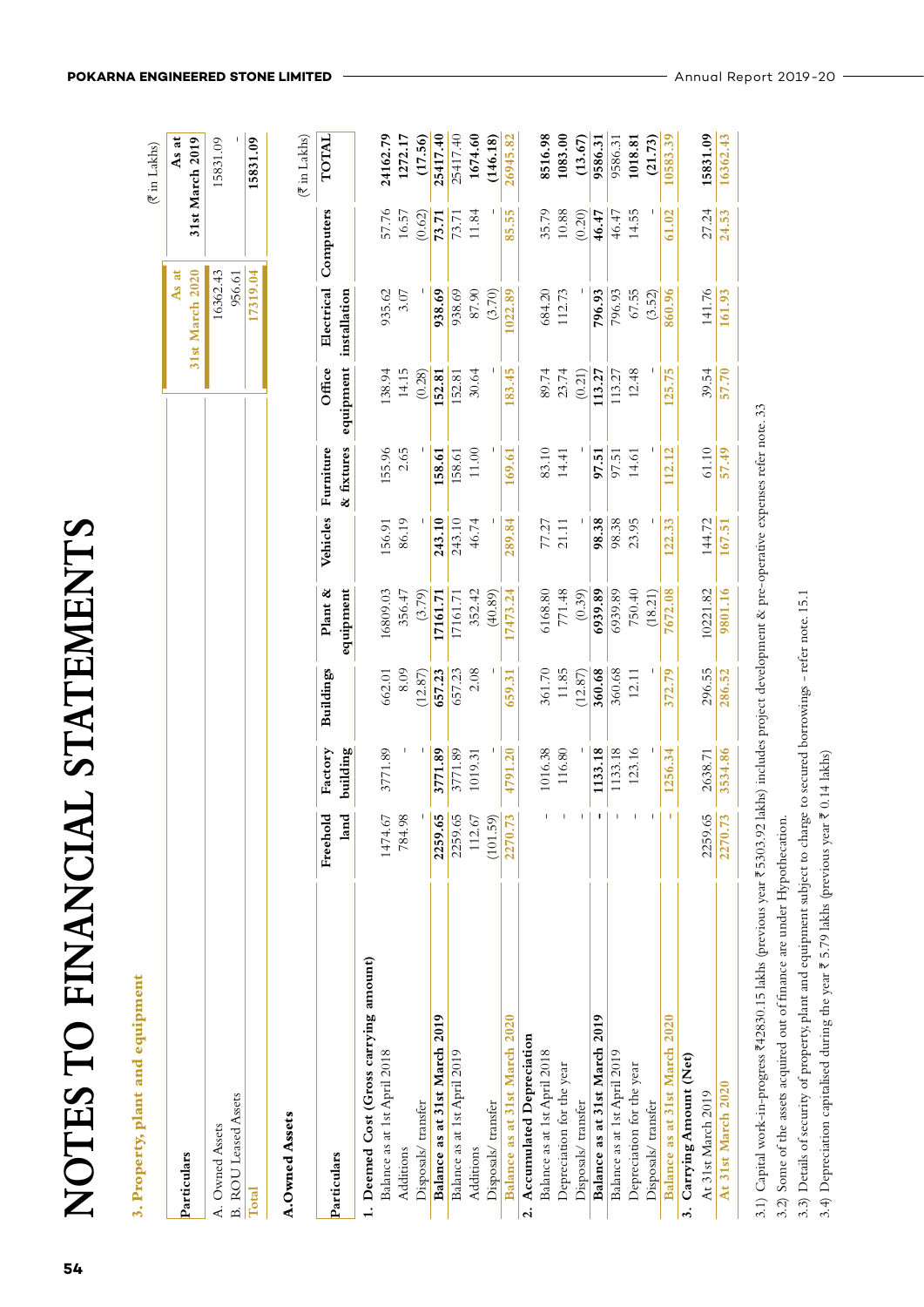# NOTES TO FINANCIAL STATEMENTS

## 3. Property, plant and equipment

(₹ in Lakhs)

| Particulars | As at 31st March 2020 | As at 31st March 2019 |
|---|---|---|
| A. Owned Assets | 16362.43 | 15831.09 |
| B. ROU Leased Assets | 956.61 | - |
| Total | 17319.04 | 15831.09 |

### A. Owned Assets

(₹ in Lakhs)

| Particulars | Freehold land | Factory building | Buildings | Plant & equipment | Vehicles | Furniture & fixtures | Office equipment | Electrical installation | Computers | TOTAL |
|---|---|---|---|---|---|---|---|---|---|---|
| **1. Deemed Cost (Gross carrying amount)** | | | | | | | | | | |
| Balance as at 1st April 2018 | 1474.67 | 3771.89 | 662.01 | 16809.03 | 156.91 | 155.96 | 138.94 | 935.62 | 57.76 | 24162.79 |
| Additions | 784.98 | - | 8.09 | 356.47 | 86.19 | 2.65 | 14.15 | 3.07 | 16.57 | 1272.17 |
| Disposals/ transfer | - | - | (12.87) | (3.79) | - | - | (0.28) | - | (0.62) | (17.56) |
| **Balance as at 31st March 2019** | **2259.65** | **3771.89** | **657.23** | **17161.71** | **243.10** | **158.61** | **152.81** | **938.69** | **73.71** | **25417.40** |
| Balance as at 1st April 2019 | 2259.65 | 3771.89 | 657.23 | 17161.71 | 243.10 | 158.61 | 152.81 | 938.69 | 73.71 | 25417.40 |
| Additions | 112.67 | 1019.31 | 2.08 | 352.42 | 46.74 | 11.00 | 30.64 | 87.90 | 11.84 | 1674.60 |
| Disposals/ transfer | (101.59) | - | - | (40.89) | - | - | - | (3.70) | - | (146.18) |
| **Balance as at 31st March 2020** | **2270.73** | **4791.20** | **659.31** | **17473.24** | **289.84** | **169.61** | **183.45** | **1022.89** | **85.55** | **26945.82** |
| **2. Accumulated Depreciation** | | | | | | | | | | |
| Balance as at 1st April 2018 | - | 1016.38 | 361.70 | 6168.80 | 77.27 | 83.10 | 89.74 | 684.20 | 35.79 | 8516.98 |
| Depreciation for the year | - | 116.80 | 11.85 | 771.48 | 21.11 | 14.41 | 23.74 | 112.73 | 10.88 | 1083.00 |
| Disposals/ transfer | - | - | (12.87) | (0.39) | - | - | (0.21) | - | (0.20) | (13.67) |
| **Balance as at 31st March 2019** | **-** | **1133.18** | **360.68** | **6939.89** | **98.38** | **97.51** | **113.27** | **796.93** | **46.47** | **9586.31** |
| Balance as at 1st April 2019 | - | 1133.18 | 360.68 | 6939.89 | 98.38 | 97.51 | 113.27 | 796.93 | 46.47 | 9586.31 |
| Depreciation for the year | - | 123.16 | 12.11 | 750.40 | 23.95 | 14.61 | 12.48 | 67.55 | 14.55 | 1018.81 |
| Disposals/ transfer | - | - | - | (18.21) | - | - | - | (3.52) | - | (21.73) |
| **Balance as at 31st March 2020** | **-** | **1256.34** | **372.79** | **7672.08** | **122.33** | **112.12** | **125.75** | **860.96** | **61.02** | **10583.39** |
| **3. Carrying Amount (Net)** | | | | | | | | | | |
| At 31st March 2019 | 2259.65 | 2638.71 | 296.55 | 10221.82 | 144.72 | 61.10 | 39.54 | 141.76 | 27.24 | 15831.09 |
| **At 31st March 2020** | **2270.73** | **3534.86** | **286.52** | **9801.16** | **167.51** | **57.49** | **57.70** | **161.93** | **24.53** | **16362.43** |

3.1) Capital work-in-progress ₹42830.15 lakhs (previous year ₹5303.92 lakhs) includes project development & pre-operative expenses refer note. 33

3.2) Some of the assets acquired out of finance are under Hypothecation.

3.3) Details of security of property, plant and equipment subject to charge to secured borrowings - refer note. 15.1

3.4) Depreciation capitalised during the year ₹ 5.79 lakhs (previous year ₹ 0.14 lakhs)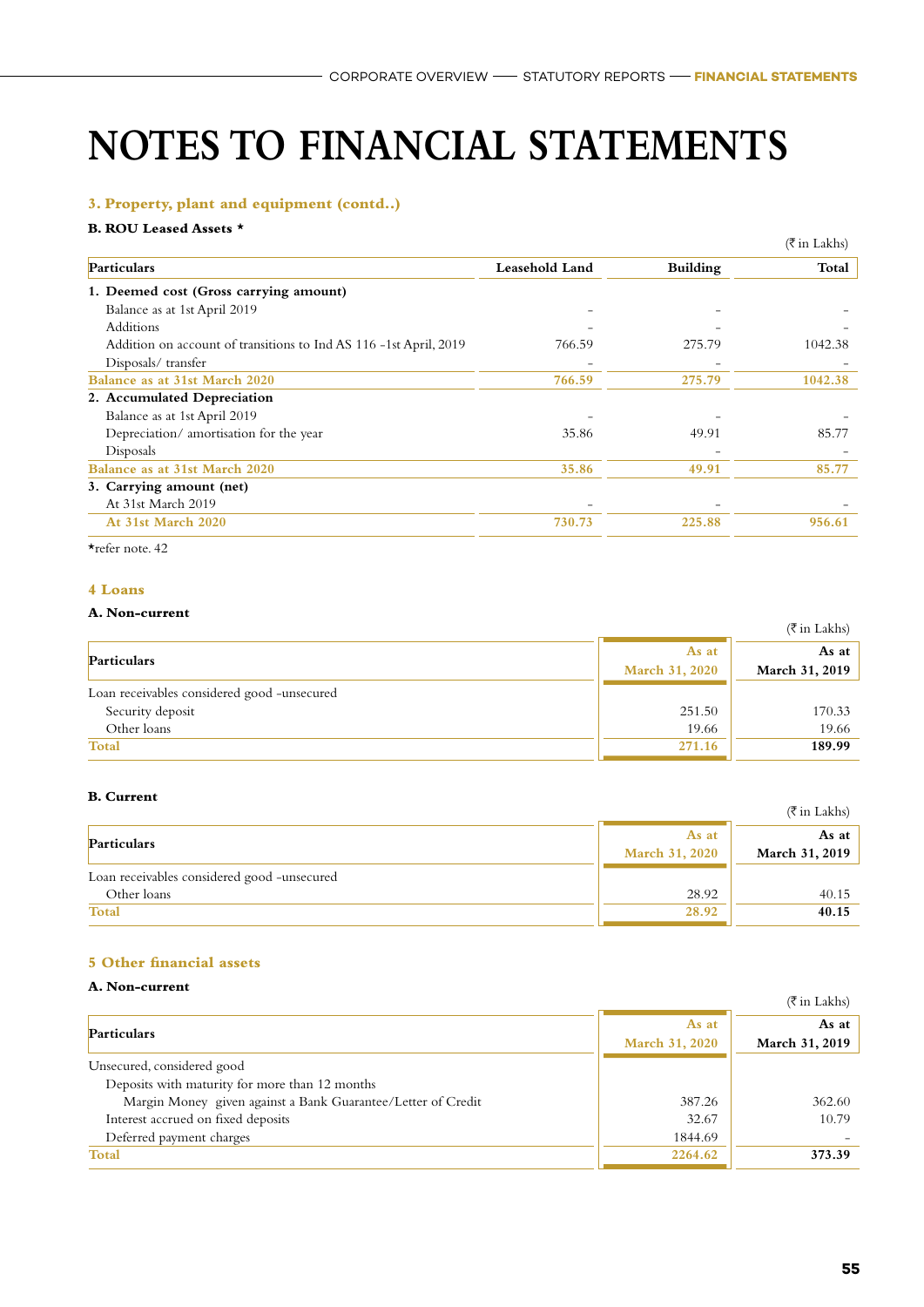# NOTES TO FINANCIAL STATEMENTS

### 3. Property, plant and equipment (contd..)

**B. ROU Leased Assets ***

(₹ in Lakhs)

| Particulars | Leasehold Land | Building | Total |
|---|---|---|---|
| **1. Deemed cost (Gross carrying amount)** | | | |
| Balance as at 1st April 2019 | - | - | - |
| Additions | - | - | - |
| Addition on account of transitions to Ind AS 116 -1st April, 2019 | 766.59 | 275.79 | 1042.38 |
| Disposals/ transfer | - | - | - |
| **Balance as at 31st March 2020** | **766.59** | **275.79** | **1042.38** |
| **2. Accumulated Depreciation** | | | |
| Balance as at 1st April 2019 | - | - | - |
| Depreciation/ amortisation for the year | 35.86 | 49.91 | 85.77 |
| Disposals | | - | - |
| **Balance as at 31st March 2020** | **35.86** | **49.91** | **85.77** |
| **3. Carrying amount (net)** | | | |
| At 31st March 2019 | - | - | - |
| **At 31st March 2020** | **730.73** | **225.88** | **956.61** |

*refer note. 42

### 4 Loans

**A. Non-current**

(₹ in Lakhs)

| Particulars | As at March 31, 2020 | As at March 31, 2019 |
|---|---|---|
| Loan receivables considered good -unsecured | | |
| Security deposit | 251.50 | 170.33 |
| Other loans | 19.66 | 19.66 |
| **Total** | **271.16** | **189.99** |

**B. Current**

(₹ in Lakhs)

| Particulars | As at March 31, 2020 | As at March 31, 2019 |
|---|---|---|
| Loan receivables considered good -unsecured | | |
| Other loans | 28.92 | 40.15 |
| **Total** | **28.92** | **40.15** |

### 5 Other financial assets

**A. Non-current**

(₹ in Lakhs)

| Particulars | As at March 31, 2020 | As at March 31, 2019 |
|---|---|---|
| Unsecured, considered good | | |
| Deposits with maturity for more than 12 months | | |
| Margin Money given against a Bank Guarantee/Letter of Credit | 387.26 | 362.60 |
| Interest accrued on fixed deposits | 32.67 | 10.79 |
| Deferred payment charges | 1844.69 | - |
| **Total** | **2264.62** | **373.39** |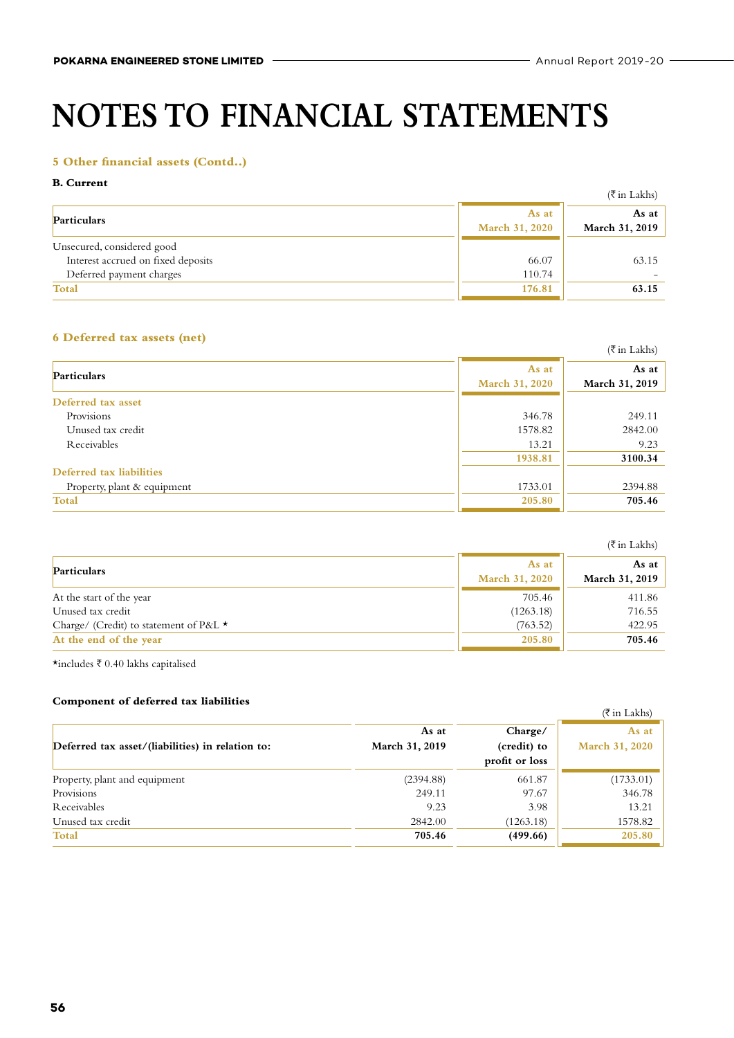# NOTES TO FINANCIAL STATEMENTS

### 5 Other financial assets (Contd..)

**B. Current**

(₹ in Lakhs)

| Particulars | As at March 31, 2020 | As at March 31, 2019 |
|---|---|---|
| Unsecured, considered good | | |
| Interest accrued on fixed deposits | 66.07 | 63.15 |
| Deferred payment charges | 110.74 | - |
| **Total** | **176.81** | **63.15** |

### 6 Deferred tax assets (net)

(₹ in Lakhs)

| Particulars | As at March 31, 2020 | As at March 31, 2019 |
|---|---|---|
| **Deferred tax asset** | | |
| Provisions | 346.78 | 249.11 |
| Unused tax credit | 1578.82 | 2842.00 |
| Receivables | 13.21 | 9.23 |
| | **1938.81** | **3100.34** |
| **Deferred tax liabilities** | | |
| Property, plant & equipment | 1733.01 | 2394.88 |
| **Total** | **205.80** | **705.46** |

(₹ in Lakhs)

| Particulars | As at March 31, 2020 | As at March 31, 2019 |
|---|---|---|
| At the start of the year | 705.46 | 411.86 |
| Unused tax credit | (1263.18) | 716.55 |
| Charge/ (Credit) to statement of P&L * | (763.52) | 422.95 |
| **At the end of the year** | **205.80** | **705.46** |

*includes ₹ 0.40 lakhs capitalised

**Component of deferred tax liabilities**

(₹ in Lakhs)

| Deferred tax asset/(liabilities) in relation to: | As at March 31, 2019 | Charge/ (credit) to profit or loss | As at March 31, 2020 |
|---|---|---|---|
| Property, plant and equipment | (2394.88) | 661.87 | (1733.01) |
| Provisions | 249.11 | 97.67 | 346.78 |
| Receivables | 9.23 | 3.98 | 13.21 |
| Unused tax credit | 2842.00 | (1263.18) | 1578.82 |
| **Total** | **705.46** | **(499.66)** | **205.80** |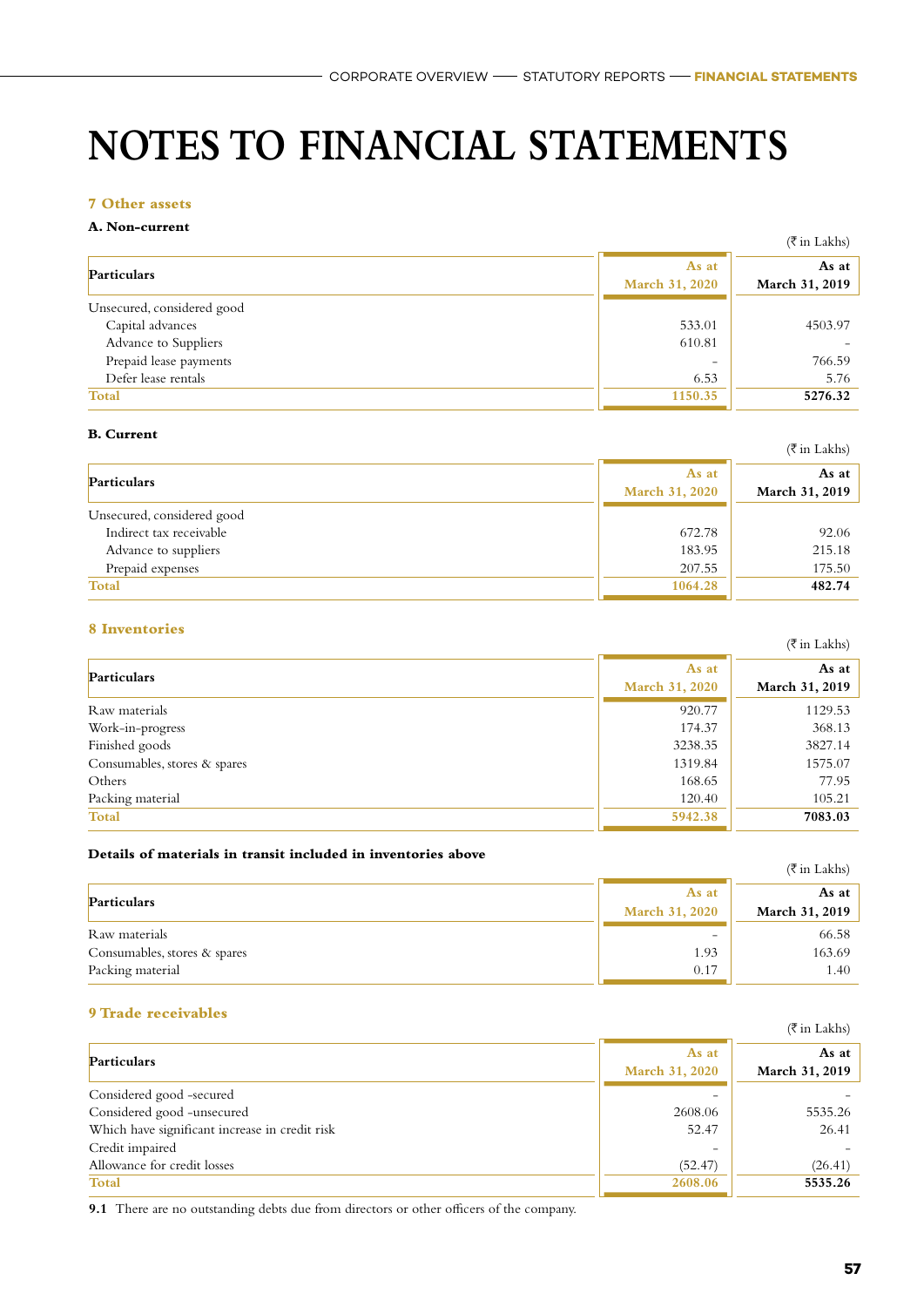# NOTES TO FINANCIAL STATEMENTS

### 7 Other assets

**A. Non-current**

(₹ in Lakhs)

| Particulars | As at March 31, 2020 | As at March 31, 2019 |
|---|---|---|
| Unsecured, considered good | | |
| Capital advances | 533.01 | 4503.97 |
| Advance to Suppliers | 610.81 | - |
| Prepaid lease payments | - | 766.59 |
| Defer lease rentals | 6.53 | 5.76 |
| **Total** | **1150.35** | **5276.32** |

**B. Current**

(₹ in Lakhs)

| Particulars | As at March 31, 2020 | As at March 31, 2019 |
|---|---|---|
| Unsecured, considered good | | |
| Indirect tax receivable | 672.78 | 92.06 |
| Advance to suppliers | 183.95 | 215.18 |
| Prepaid expenses | 207.55 | 175.50 |
| **Total** | **1064.28** | **482.74** |

### 8 Inventories

(₹ in Lakhs)

| Particulars | As at March 31, 2020 | As at March 31, 2019 |
|---|---|---|
| Raw materials | 920.77 | 1129.53 |
| Work-in-progress | 174.37 | 368.13 |
| Finished goods | 3238.35 | 3827.14 |
| Consumables, stores & spares | 1319.84 | 1575.07 |
| Others | 168.65 | 77.95 |
| Packing material | 120.40 | 105.21 |
| **Total** | **5942.38** | **7083.03** |

**Details of materials in transit included in inventories above**

(₹ in Lakhs)

| Particulars | As at March 31, 2020 | As at March 31, 2019 |
|---|---|---|
| Raw materials | - | 66.58 |
| Consumables, stores & spares | 1.93 | 163.69 |
| Packing material | 0.17 | 1.40 |

### 9 Trade receivables

(₹ in Lakhs)

| Particulars | As at March 31, 2020 | As at March 31, 2019 |
|---|---|---|
| Considered good -secured | - | - |
| Considered good -unsecured | 2608.06 | 5535.26 |
| Which have significant increase in credit risk | 52.47 | 26.41 |
| Credit impaired | - | - |
| Allowance for credit losses | (52.47) | (26.41) |
| **Total** | **2608.06** | **5535.26** |

**9.1** There are no outstanding debts due from directors or other officers of the company.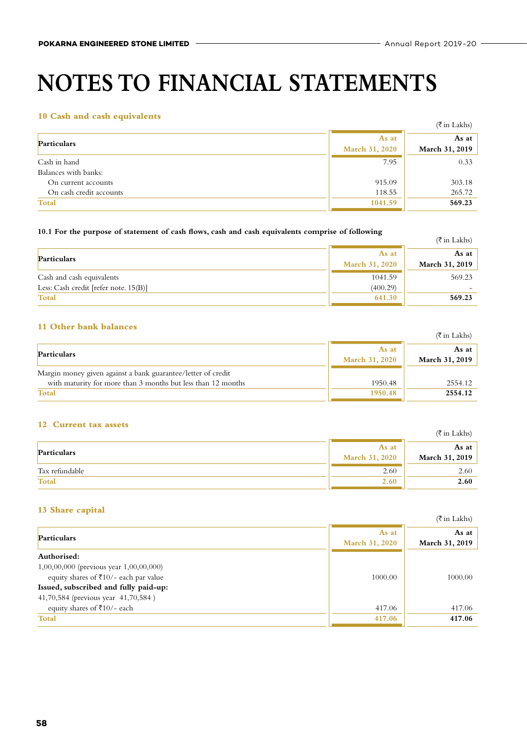# NOTES TO FINANCIAL STATEMENTS

### 10 Cash and cash equivalents

(₹ in Lakhs)

| Particulars | As at March 31, 2020 | As at March 31, 2019 |
|---|---|---|
| Cash in hand | 7.95 | 0.33 |
| Balances with banks: | | |
| On current accounts | 915.09 | 303.18 |
| On cash credit accounts | 118.55 | 265.72 |
| **Total** | **1041.59** | **569.23** |

**10.1 For the purpose of statement of cash flows, cash and cash equivalents comprise of following**

(₹ in Lakhs)

| Particulars | As at March 31, 2020 | As at March 31, 2019 |
|---|---|---|
| Cash and cash equivalents | 1041.59 | 569.23 |
| Less: Cash credit [refer note. 15(B)] | (400.29) | - |
| **Total** | **641.30** | **569.23** |

### 11 Other bank balances

(₹ in Lakhs)

| Particulars | As at March 31, 2020 | As at March 31, 2019 |
|---|---|---|
| Margin money given against a bank guarantee/letter of credit with maturity for more than 3 months but less than 12 months | 1950.48 | 2554.12 |
| **Total** | **1950.48** | **2554.12** |

### 12 Current tax assets

(₹ in Lakhs)

| Particulars | As at March 31, 2020 | As at March 31, 2019 |
|---|---|---|
| Tax refundable | 2.60 | 2.60 |
| **Total** | **2.60** | **2.60** |

### 13 Share capital

(₹ in Lakhs)

| Particulars | As at March 31, 2020 | As at March 31, 2019 |
|---|---|---|
| **Authorised:** | | |
| 1,00,00,000 (previous year 1,00,00,000) equity shares of ₹10/- each par value | 1000.00 | 1000.00 |
| **Issued, subscribed and fully paid-up:** | | |
| 41,70,584 (previous year 41,70,584 ) equity shares of ₹10/- each | 417.06 | 417.06 |
| **Total** | **417.06** | **417.06** |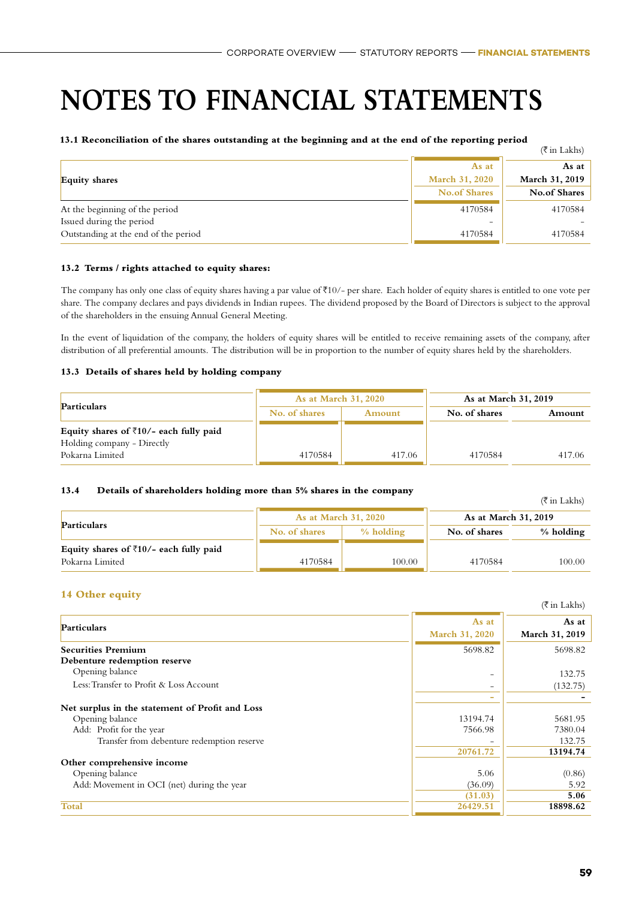# NOTES TO FINANCIAL STATEMENTS

**13.1 Reconciliation of the shares outstanding at the beginning and at the end of the reporting period**

(₹ in Lakhs)

| Equity shares | As at March 31, 2020 No.of Shares | As at March 31, 2019 No.of Shares |
|---|---|---|
| At the beginning of the period | 4170584 | 4170584 |
| Issued during the period | - | - |
| Outstanding at the end of the period | 4170584 | 4170584 |

**13.2 Terms / rights attached to equity shares:**

The company has only one class of equity shares having a par value of ₹10/- per share. Each holder of equity shares is entitled to one vote per share. The company declares and pays dividends in Indian rupees. The dividend proposed by the Board of Directors is subject to the approval of the shareholders in the ensuing Annual General Meeting.

In the event of liquidation of the company, the holders of equity shares will be entitled to receive remaining assets of the company, after distribution of all preferential amounts. The distribution will be in proportion to the number of equity shares held by the shareholders.

**13.3 Details of shares held by holding company**

| Particulars | As at March 31, 2020 | | As at March 31, 2019 | |
|---|---|---|---|---|
| | No. of shares | Amount | No. of shares | Amount |
| **Equity shares of ₹10/- each fully paid** | | | | |
| Holding company - Directly | | | | |
| Pokarna Limited | 4170584 | 417.06 | 4170584 | 417.06 |

**13.4 Details of shareholders holding more than 5% shares in the company**

(₹ in Lakhs)

| Particulars | As at March 31, 2020 | | As at March 31, 2019 | |
|---|---|---|---|---|
| | No. of shares | % holding | No. of shares | % holding |
| **Equity shares of ₹10/- each fully paid** | | | | |
| Pokarna Limited | 4170584 | 100.00 | 4170584 | 100.00 |

## 14 Other equity

(₹ in Lakhs)

| Particulars | As at March 31, 2020 | As at March 31, 2019 |
|---|---|---|
| **Securities Premium** | 5698.82 | 5698.82 |
| **Debenture redemption reserve** | | |
| Opening balance | - | 132.75 |
| Less: Transfer to Profit & Loss Account | - | (132.75) |
| | - | - |
| **Net surplus in the statement of Profit and Loss** | | |
| Opening balance | 13194.74 | 5681.95 |
| Add: Profit for the year | 7566.98 | 7380.04 |
| Transfer from debenture redemption reserve | - | 132.75 |
| | **20761.72** | **13194.74** |
| **Other comprehensive income** | | |
| Opening balance | 5.06 | (0.86) |
| Add: Movement in OCI (net) during the year | (36.09) | 5.92 |
| | **(31.03)** | **5.06** |
| **Total** | **26429.51** | **18898.62** |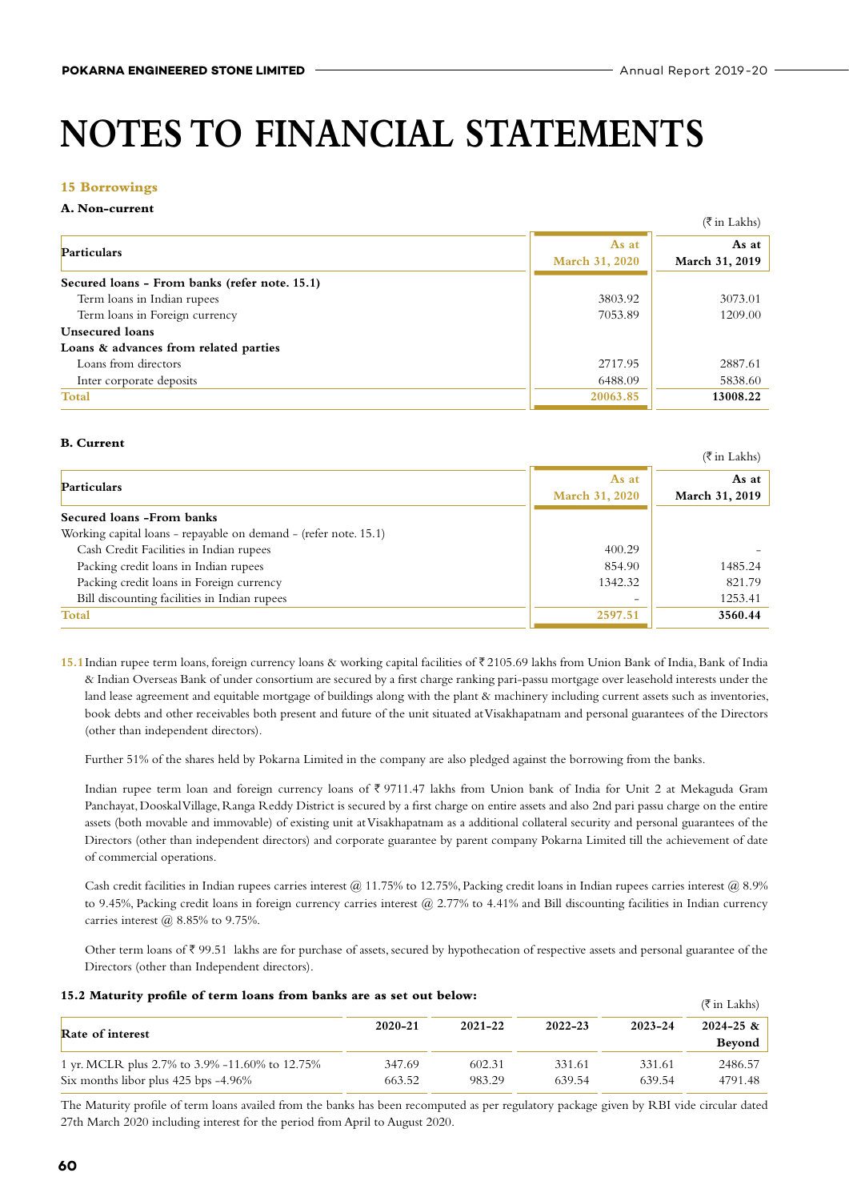# NOTES TO FINANCIAL STATEMENTS

### 15 Borrowings

#### A. Non-current

(₹ in Lakhs)

| Particulars | As at March 31, 2020 | As at March 31, 2019 |
|---|---|---|
| **Secured loans - From banks (refer note. 15.1)** | | |
| Term loans in Indian rupees | 3803.92 | 3073.01 |
| Term loans in Foreign currency | 7053.89 | 1209.00 |
| **Unsecured loans** | | |
| **Loans & advances from related parties** | | |
| Loans from directors | 2717.95 | 2887.61 |
| Inter corporate deposits | 6488.09 | 5838.60 |
| **Total** | **20063.85** | **13008.22** |

#### B. Current

(₹ in Lakhs)

| Particulars | As at March 31, 2020 | As at March 31, 2019 |
|---|---|---|
| **Secured loans -From banks** | | |
| Working capital loans - repayable on demand - (refer note. 15.1) | | |
| Cash Credit Facilities in Indian rupees | 400.29 | - |
| Packing credit loans in Indian rupees | 854.90 | 1485.24 |
| Packing credit loans in Foreign currency | 1342.32 | 821.79 |
| Bill discounting facilities in Indian rupees | - | 1253.41 |
| **Total** | **2597.51** | **3560.44** |

**15.1** Indian rupee term loans, foreign currency loans & working capital facilities of ₹ 2105.69 lakhs from Union Bank of India, Bank of India & Indian Overseas Bank of under consortium are secured by a first charge ranking pari-passu mortgage over leasehold interests under the land lease agreement and equitable mortgage of buildings along with the plant & machinery including current assets such as inventories, book debts and other receivables both present and future of the unit situated at Visakhapatnam and personal guarantees of the Directors (other than independent directors).

Further 51% of the shares held by Pokarna Limited in the company are also pledged against the borrowing from the banks.

Indian rupee term loan and foreign currency loans of ₹ 9711.47 lakhs from Union bank of India for Unit 2 at Mekaguda Gram Panchayat, Dooskal Village, Ranga Reddy District is secured by a first charge on entire assets and also 2nd pari passu charge on the entire assets (both movable and immovable) of existing unit at Visakhapatnam as a additional collateral security and personal guarantees of the Directors (other than independent directors) and corporate guarantee by parent company Pokarna Limited till the achievement of date of commercial operations.

Cash credit facilities in Indian rupees carries interest @ 11.75% to 12.75%, Packing credit loans in Indian rupees carries interest @ 8.9% to 9.45%, Packing credit loans in foreign currency carries interest @ 2.77% to 4.41% and Bill discounting facilities in Indian currency carries interest @ 8.85% to 9.75%.

Other term loans of ₹ 99.51 lakhs are for purchase of assets, secured by hypothecation of respective assets and personal guarantee of the Directors (other than Independent directors).

**15.2 Maturity profile of term loans from banks are as set out below:**

(₹ in Lakhs)

| Rate of interest | 2020-21 | 2021-22 | 2022-23 | 2023-24 | 2024-25 & Beyond |
|---|---|---|---|---|---|
| 1 yr. MCLR plus 2.7% to 3.9% -11.60% to 12.75% | 347.69 | 602.31 | 331.61 | 331.61 | 2486.57 |
| Six months libor plus 425 bps -4.96% | 663.52 | 983.29 | 639.54 | 639.54 | 4791.48 |

The Maturity profile of term loans availed from the banks has been recomputed as per regulatory package given by RBI vide circular dated 27th March 2020 including interest for the period from April to August 2020.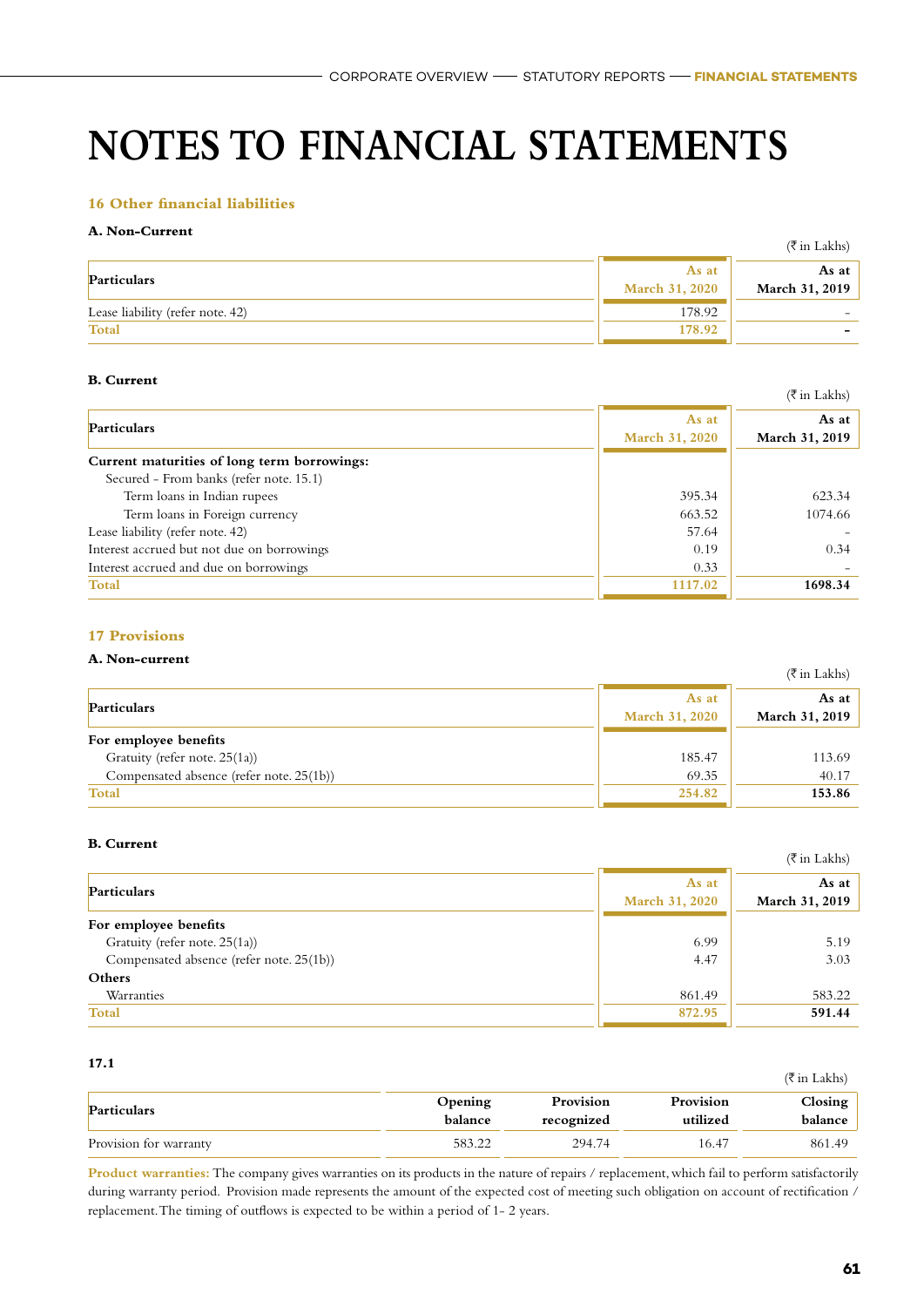# NOTES TO FINANCIAL STATEMENTS

## 16 Other financial liabilities

### A. Non-Current

(₹ in Lakhs)

| Particulars | As at March 31, 2020 | As at March 31, 2019 |
|---|---|---|
| Lease liability (refer note. 42) | 178.92 | - |
| **Total** | **178.92** | **-** |

### B. Current

(₹ in Lakhs)

| Particulars | As at March 31, 2020 | As at March 31, 2019 |
|---|---|---|
| **Current maturities of long term borrowings:** | | |
| Secured - From banks (refer note. 15.1) | | |
| Term loans in Indian rupees | 395.34 | 623.34 |
| Term loans in Foreign currency | 663.52 | 1074.66 |
| Lease liability (refer note. 42) | 57.64 | - |
| Interest accrued but not due on borrowings | 0.19 | 0.34 |
| Interest accrued and due on borrowings | 0.33 | - |
| **Total** | **1117.02** | **1698.34** |

## 17 Provisions

### A. Non-current

(₹ in Lakhs)

| Particulars | As at March 31, 2020 | As at March 31, 2019 |
|---|---|---|
| **For employee benefits** | | |
| Gratuity (refer note. 25(1a)) | 185.47 | 113.69 |
| Compensated absence (refer note. 25(1b)) | 69.35 | 40.17 |
| **Total** | **254.82** | **153.86** |

### B. Current

(₹ in Lakhs)

| Particulars | As at March 31, 2020 | As at March 31, 2019 |
|---|---|---|
| **For employee benefits** | | |
| Gratuity (refer note. 25(1a)) | 6.99 | 5.19 |
| Compensated absence (refer note. 25(1b)) | 4.47 | 3.03 |
| **Others** | | |
| Warranties | 861.49 | 583.22 |
| **Total** | **872.95** | **591.44** |

### 17.1

(₹ in Lakhs)

| Particulars | Opening balance | Provision recognized | Provision utilized | Closing balance |
|---|---|---|---|---|
| Provision for warranty | 583.22 | 294.74 | 16.47 | 861.49 |

**Product warranties:** The company gives warranties on its products in the nature of repairs / replacement, which fail to perform satisfactorily during warranty period. Provision made represents the amount of the expected cost of meeting such obligation on account of rectification / replacement. The timing of outflows is expected to be within a period of 1- 2 years.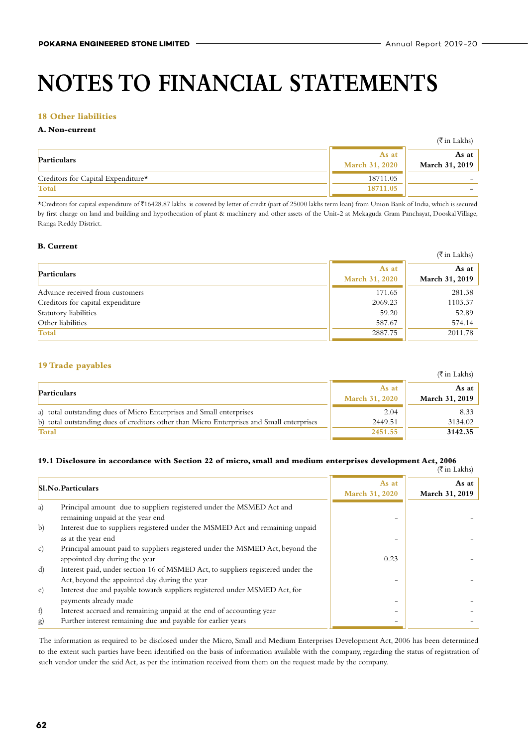# NOTES TO FINANCIAL STATEMENTS

## 18 Other liabilities

### A. Non-current

(₹ in Lakhs)

| Particulars | As at March 31, 2020 | As at March 31, 2019 |
|---|---|---|
| Creditors for Capital Expenditure* | 18711.05 | - |
| **Total** | **18711.05** | **-** |

*Creditors for capital expenditure of ₹16428.87 lakhs is covered by letter of credit (part of 25000 lakhs term loan) from Union Bank of India, which is secured by first charge on land and building and hypothecation of plant & machinery and other assets of the Unit-2 at Mekaguda Gram Panchayat, Dooskal Village, Ranga Reddy District.

### B. Current

(₹ in Lakhs)

| Particulars | As at March 31, 2020 | As at March 31, 2019 |
|---|---|---|
| Advance received from customers | 171.65 | 281.38 |
| Creditors for capital expenditure | 2069.23 | 1103.37 |
| Statutory liabilities | 59.20 | 52.89 |
| Other liabilities | 587.67 | 574.14 |
| **Total** | 2887.75 | 2011.78 |

## 19 Trade payables

(₹ in Lakhs)

| Particulars | As at March 31, 2020 | As at March 31, 2019 |
|---|---|---|
| a) total outstanding dues of Micro Enterprises and Small enterprises | 2.04 | 8.33 |
| b) total outstanding dues of creditors other than Micro Enterprises and Small enterprises | 2449.51 | 3134.02 |
| **Total** | **2451.55** | **3142.35** |

### 19.1 Disclosure in accordance with Section 22 of micro, small and medium enterprises development Act, 2006

(₹ in Lakhs)

| Sl.No. | Particulars | As at March 31, 2020 | As at March 31, 2019 |
|---|---|---|---|
| a) | Principal amount due to suppliers registered under the MSMED Act and remaining unpaid at the year end | - | - |
| b) | Interest due to suppliers registered under the MSMED Act and remaining unpaid as at the year end | - | - |
| c) | Principal amount paid to suppliers registered under the MSMED Act, beyond the appointed day during the year | 0.23 | - |
| d) | Interest paid, under section 16 of MSMED Act, to suppliers registered under the Act, beyond the appointed day during the year | - | - |
| e) | Interest due and payable towards suppliers registered under MSMED Act, for payments already made | - | - |
| f) | Interest accrued and remaining unpaid at the end of accounting year | - | - |
| g) | Further interest remaining due and payable for earlier years | - | - |

The information as required to be disclosed under the Micro, Small and Medium Enterprises Development Act, 2006 has been determined to the extent such parties have been identified on the basis of information available with the company, regarding the status of registration of such vendor under the said Act, as per the intimation received from them on the request made by the company.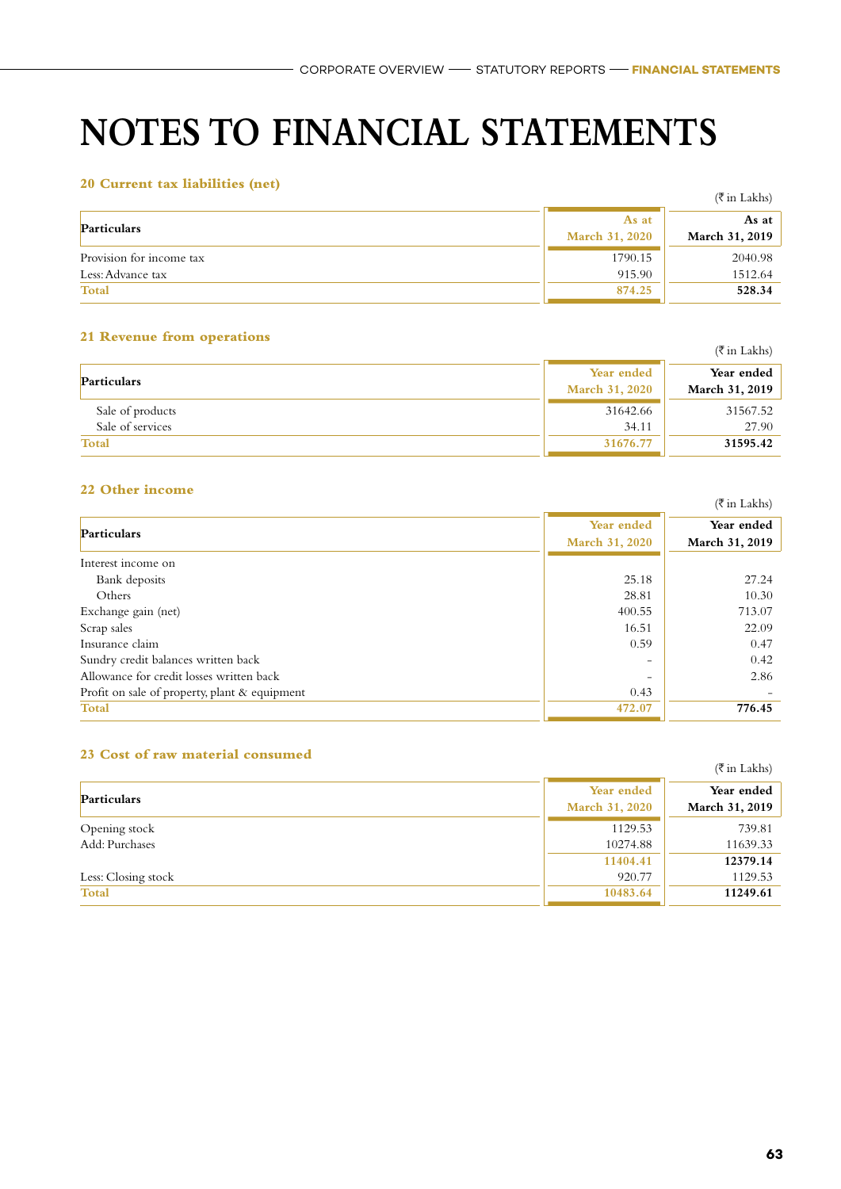# NOTES TO FINANCIAL STATEMENTS

### 20 Current tax liabilities (net)

(₹ in Lakhs)

| Particulars | As at March 31, 2020 | As at March 31, 2019 |
|---|---|---|
| Provision for income tax | 1790.15 | 2040.98 |
| Less: Advance tax | 915.90 | 1512.64 |
| **Total** | **874.25** | **528.34** |

### 21 Revenue from operations

(₹ in Lakhs)

| Particulars | Year ended March 31, 2020 | Year ended March 31, 2019 |
|---|---|---|
| Sale of products | 31642.66 | 31567.52 |
| Sale of services | 34.11 | 27.90 |
| **Total** | **31676.77** | **31595.42** |

### 22 Other income

(₹ in Lakhs)

| Particulars | Year ended March 31, 2020 | Year ended March 31, 2019 |
|---|---|---|
| Interest income on | | |
| Bank deposits | 25.18 | 27.24 |
| Others | 28.81 | 10.30 |
| Exchange gain (net) | 400.55 | 713.07 |
| Scrap sales | 16.51 | 22.09 |
| Insurance claim | 0.59 | 0.47 |
| Sundry credit balances written back | - | 0.42 |
| Allowance for credit losses written back | - | 2.86 |
| Profit on sale of property, plant & equipment | 0.43 | - |
| **Total** | **472.07** | **776.45** |

### 23 Cost of raw material consumed

(₹ in Lakhs)

| Particulars | Year ended March 31, 2020 | Year ended March 31, 2019 |
|---|---|---|
| Opening stock | 1129.53 | 739.81 |
| Add: Purchases | 10274.88 | 11639.33 |
| | **11404.41** | **12379.14** |
| Less: Closing stock | 920.77 | 1129.53 |
| **Total** | **10483.64** | **11249.61** |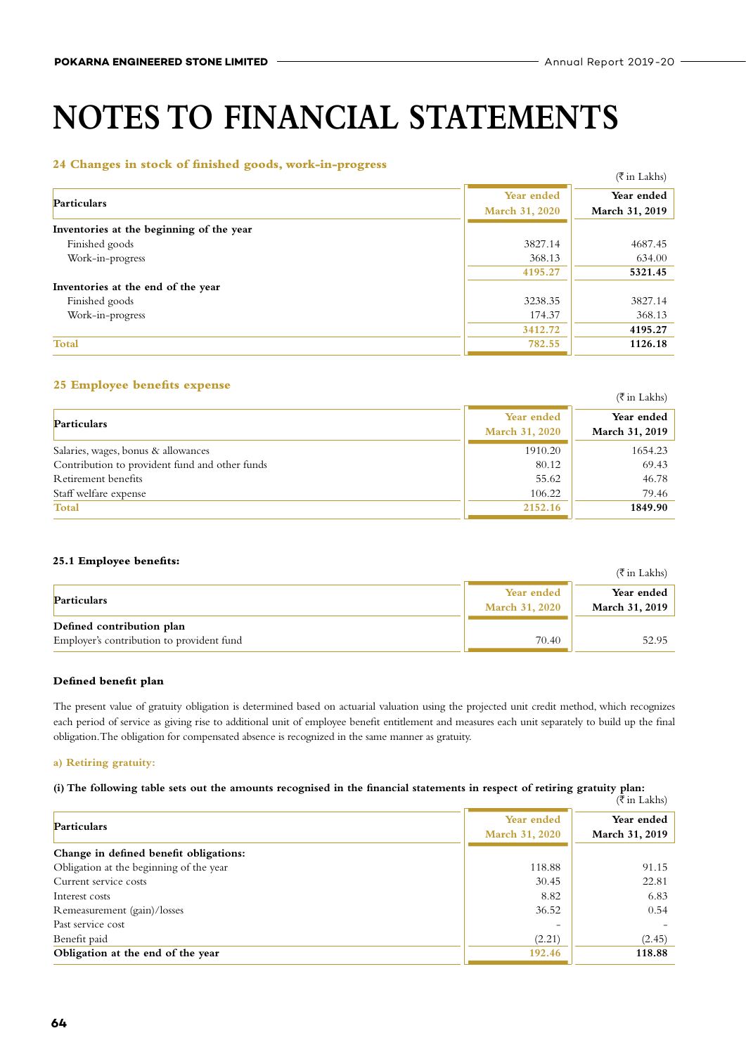# NOTES TO FINANCIAL STATEMENTS

### 24 Changes in stock of finished goods, work-in-progress

(₹ in Lakhs)

| Particulars | Year ended March 31, 2020 | Year ended March 31, 2019 |
|---|---|---|
| **Inventories at the beginning of the year** | | |
| Finished goods | 3827.14 | 4687.45 |
| Work-in-progress | 368.13 | 634.00 |
| | **4195.27** | **5321.45** |
| **Inventories at the end of the year** | | |
| Finished goods | 3238.35 | 3827.14 |
| Work-in-progress | 174.37 | 368.13 |
| | **3412.72** | **4195.27** |
| **Total** | **782.55** | **1126.18** |

### 25 Employee benefits expense

(₹ in Lakhs)

| Particulars | Year ended March 31, 2020 | Year ended March 31, 2019 |
|---|---|---|
| Salaries, wages, bonus & allowances | 1910.20 | 1654.23 |
| Contribution to provident fund and other funds | 80.12 | 69.43 |
| Retirement benefits | 55.62 | 46.78 |
| Staff welfare expense | 106.22 | 79.46 |
| **Total** | **2152.16** | **1849.90** |

#### 25.1 Employee benefits:

(₹ in Lakhs)

| Particulars | Year ended March 31, 2020 | Year ended March 31, 2019 |
|---|---|---|
| **Defined contribution plan** | | |
| Employer's contribution to provident fund | 70.40 | 52.95 |

**Defined benefit plan**

The present value of gratuity obligation is determined based on actuarial valuation using the projected unit credit method, which recognizes each period of service as giving rise to additional unit of employee benefit entitlement and measures each unit separately to build up the final obligation. The obligation for compensated absence is recognized in the same manner as gratuity.

**a) Retiring gratuity:**

**(i) The following table sets out the amounts recognised in the financial statements in respect of retiring gratuity plan:**

(₹ in Lakhs)

| Particulars | Year ended March 31, 2020 | Year ended March 31, 2019 |
|---|---|---|
| **Change in defined benefit obligations:** | | |
| Obligation at the beginning of the year | 118.88 | 91.15 |
| Current service costs | 30.45 | 22.81 |
| Interest costs | 8.82 | 6.83 |
| Remeasurement (gain)/losses | 36.52 | 0.54 |
| Past service cost | - | - |
| Benefit paid | (2.21) | (2.45) |
| **Obligation at the end of the year** | **192.46** | **118.88** |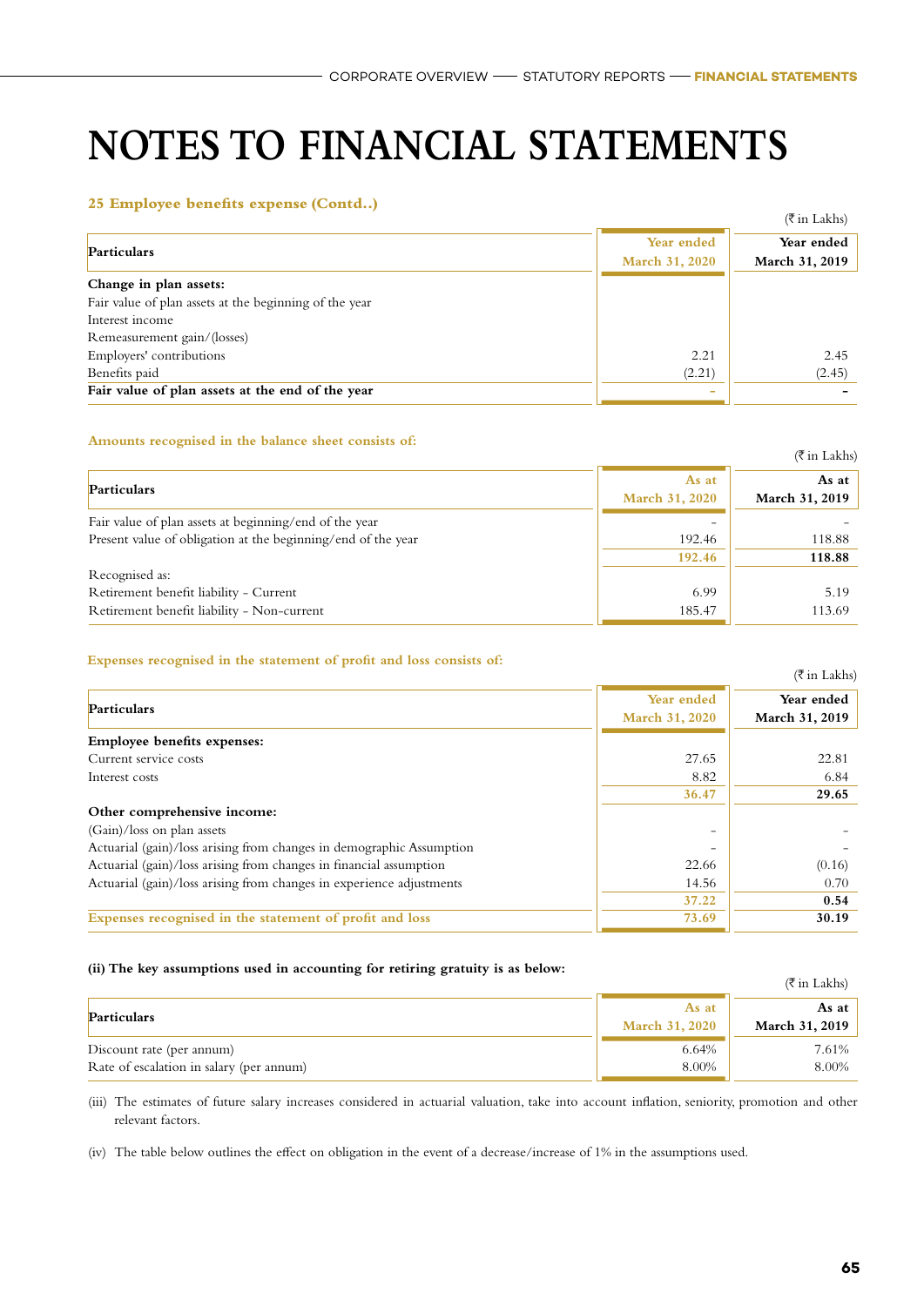# NOTES TO FINANCIAL STATEMENTS

### 25 Employee benefits expense (Contd..)

(₹ in Lakhs)

| Particulars | Year ended March 31, 2020 | Year ended March 31, 2019 |
|---|---|---|
| **Change in plan assets:** | | |
| Fair value of plan assets at the beginning of the year | | |
| Interest income | | |
| Remeasurement gain/(losses) | | |
| Employers' contributions | 2.21 | 2.45 |
| Benefits paid | (2.21) | (2.45) |
| **Fair value of plan assets at the end of the year** | **-** | **-** |

#### Amounts recognised in the balance sheet consists of:

(₹ in Lakhs)

| Particulars | As at March 31, 2020 | As at March 31, 2019 |
|---|---|---|
| Fair value of plan assets at beginning/end of the year | - | - |
| Present value of obligation at the beginning/end of the year | 192.46 | 118.88 |
| | **192.46** | **118.88** |
| Recognised as: | | |
| Retirement benefit liability - Current | 6.99 | 5.19 |
| Retirement benefit liability - Non-current | 185.47 | 113.69 |

#### Expenses recognised in the statement of profit and loss consists of:

(₹ in Lakhs)

| Particulars | Year ended March 31, 2020 | Year ended March 31, 2019 |
|---|---|---|
| **Employee benefits expenses:** | | |
| Current service costs | 27.65 | 22.81 |
| Interest costs | 8.82 | 6.84 |
| | **36.47** | **29.65** |
| **Other comprehensive income:** | | |
| (Gain)/loss on plan assets | - | - |
| Actuarial (gain)/loss arising from changes in demographic Assumption | - | - |
| Actuarial (gain)/loss arising from changes in financial assumption | 22.66 | (0.16) |
| Actuarial (gain)/loss arising from changes in experience adjustments | 14.56 | 0.70 |
| | **37.22** | **0.54** |
| **Expenses recognised in the statement of profit and loss** | **73.69** | **30.19** |

**(ii) The key assumptions used in accounting for retiring gratuity is as below:**

(₹ in Lakhs)

| Particulars | As at March 31, 2020 | As at March 31, 2019 |
|---|---|---|
| Discount rate (per annum) | 6.64% | 7.61% |
| Rate of escalation in salary (per annum) | 8.00% | 8.00% |

(iii) The estimates of future salary increases considered in actuarial valuation, take into account inflation, seniority, promotion and other relevant factors.

(iv) The table below outlines the effect on obligation in the event of a decrease/increase of 1% in the assumptions used.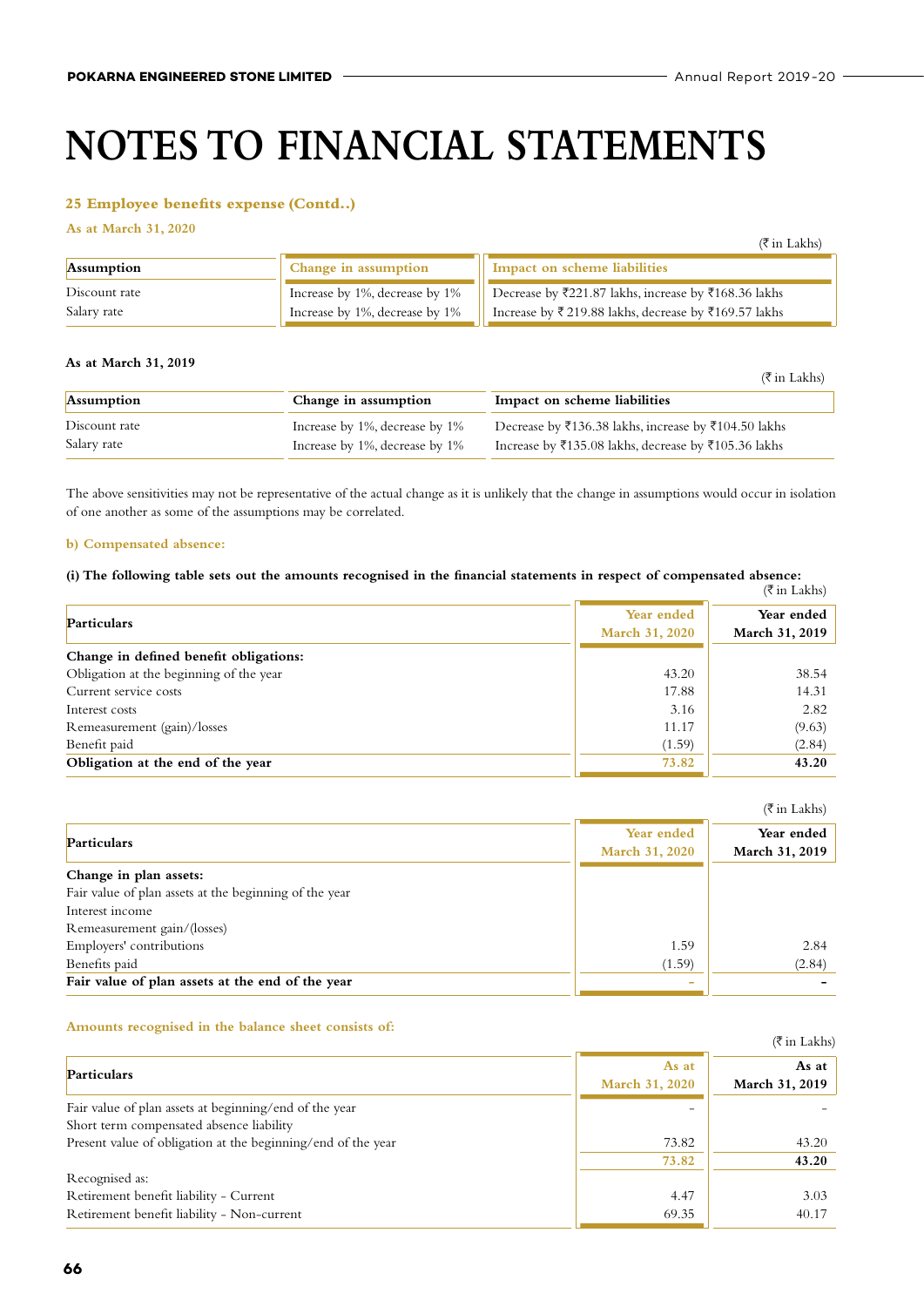# NOTES TO FINANCIAL STATEMENTS

### 25 Employee benefits expense (Contd..)

**As at March 31, 2020**

(₹ in Lakhs)

| Assumption | Change in assumption | Impact on scheme liabilities |
|---|---|---|
| Discount rate | Increase by 1%, decrease by 1% | Decrease by ₹221.87 lakhs, increase by ₹168.36 lakhs |
| Salary rate | Increase by 1%, decrease by 1% | Increase by ₹ 219.88 lakhs, decrease by ₹169.57 lakhs |

**As at March 31, 2019**

(₹ in Lakhs)

| Assumption | Change in assumption | Impact on scheme liabilities |
|---|---|---|
| Discount rate | Increase by 1%, decrease by 1% | Decrease by ₹136.38 lakhs, increase by ₹104.50 lakhs |
| Salary rate | Increase by 1%, decrease by 1% | Increase by ₹135.08 lakhs, decrease by ₹105.36 lakhs |

The above sensitivities may not be representative of the actual change as it is unlikely that the change in assumptions would occur in isolation of one another as some of the assumptions may be correlated.

**b) Compensated absence:**

**(i) The following table sets out the amounts recognised in the financial statements in respect of compensated absence:**

(₹ in Lakhs)

| Particulars | Year ended March 31, 2020 | Year ended March 31, 2019 |
|---|---|---|
| **Change in defined benefit obligations:** | | |
| Obligation at the beginning of the year | 43.20 | 38.54 |
| Current service costs | 17.88 | 14.31 |
| Interest costs | 3.16 | 2.82 |
| Remeasurement (gain)/losses | 11.17 | (9.63) |
| Benefit paid | (1.59) | (2.84) |
| **Obligation at the end of the year** | **73.82** | **43.20** |

(₹ in Lakhs)

| Particulars | Year ended March 31, 2020 | Year ended March 31, 2019 |
|---|---|---|
| **Change in plan assets:** | | |
| Fair value of plan assets at the beginning of the year | | |
| Interest income | | |
| Remeasurement gain/(losses) | | |
| Employers' contributions | 1.59 | 2.84 |
| Benefits paid | (1.59) | (2.84) |
| **Fair value of plan assets at the end of the year** | **-** | **-** |

**Amounts recognised in the balance sheet consists of:**

(₹ in Lakhs)

| Particulars | As at March 31, 2020 | As at March 31, 2019 |
|---|---|---|
| Fair value of plan assets at beginning/end of the year | - | - |
| Short term compensated absence liability | | |
| Present value of obligation at the beginning/end of the year | 73.82 | 43.20 |
| | **73.82** | **43.20** |
| Recognised as: | | |
| Retirement benefit liability - Current | 4.47 | 3.03 |
| Retirement benefit liability - Non-current | 69.35 | 40.17 |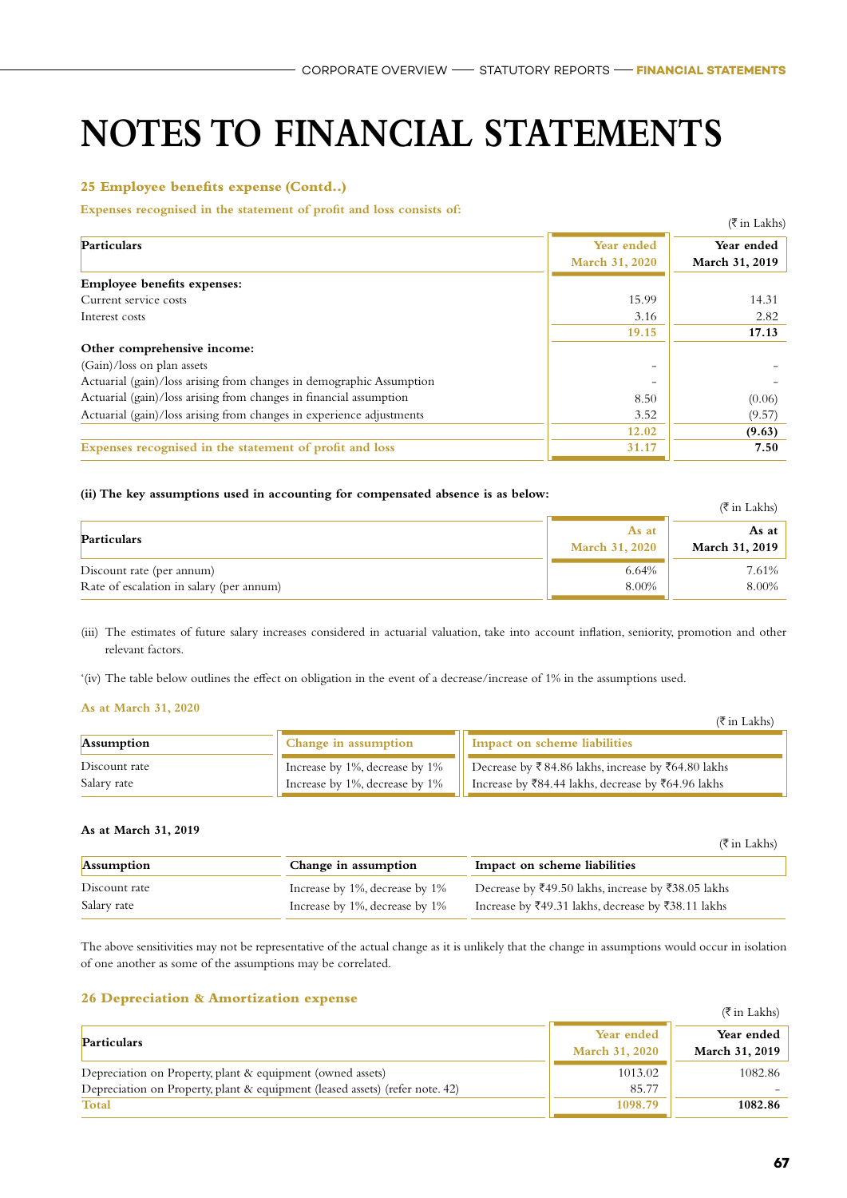# NOTES TO FINANCIAL STATEMENTS

### 25 Employee benefits expense (Contd..)

**Expenses recognised in the statement of profit and loss consists of:**

(₹ in Lakhs)

| Particulars | Year ended March 31, 2020 | Year ended March 31, 2019 |
|---|---|---|
| **Employee benefits expenses:** | | |
| Current service costs | 15.99 | 14.31 |
| Interest costs | 3.16 | 2.82 |
| | **19.15** | **17.13** |
| **Other comprehensive income:** | | |
| (Gain)/loss on plan assets | - | - |
| Actuarial (gain)/loss arising from changes in demographic Assumption | - | - |
| Actuarial (gain)/loss arising from changes in financial assumption | 8.50 | (0.06) |
| Actuarial (gain)/loss arising from changes in experience adjustments | 3.52 | (9.57) |
| | **12.02** | **(9.63)** |
| **Expenses recognised in the statement of profit and loss** | **31.17** | **7.50** |

**(ii) The key assumptions used in accounting for compensated absence is as below:**

(₹ in Lakhs)

| Particulars | As at March 31, 2020 | As at March 31, 2019 |
|---|---|---|
| Discount rate (per annum) | 6.64% | 7.61% |
| Rate of escalation in salary (per annum) | 8.00% | 8.00% |

(iii) The estimates of future salary increases considered in actuarial valuation, take into account inflation, seniority, promotion and other relevant factors.

'(iv) The table below outlines the effect on obligation in the event of a decrease/increase of 1% in the assumptions used.

**As at March 31, 2020**

(₹ in Lakhs)

| Assumption | Change in assumption | Impact on scheme liabilities |
|---|---|---|
| Discount rate | Increase by 1%, decrease by 1% | Decrease by ₹ 84.86 lakhs, increase by ₹64.80 lakhs |
| Salary rate | Increase by 1%, decrease by 1% | Increase by ₹84.44 lakhs, decrease by ₹64.96 lakhs |

**As at March 31, 2019**

(₹ in Lakhs)

| Assumption | Change in assumption | Impact on scheme liabilities |
|---|---|---|
| Discount rate | Increase by 1%, decrease by 1% | Decrease by ₹49.50 lakhs, increase by ₹38.05 lakhs |
| Salary rate | Increase by 1%, decrease by 1% | Increase by ₹49.31 lakhs, decrease by ₹38.11 lakhs |

The above sensitivities may not be representative of the actual change as it is unlikely that the change in assumptions would occur in isolation of one another as some of the assumptions may be correlated.

### 26 Depreciation & Amortization expense

(₹ in Lakhs)

| Particulars | Year ended March 31, 2020 | Year ended March 31, 2019 |
|---|---|---|
| Depreciation on Property, plant & equipment (owned assets) | 1013.02 | 1082.86 |
| Depreciation on Property, plant & equipment (leased assets) (refer note. 42) | 85.77 | - |
| **Total** | **1098.79** | **1082.86** |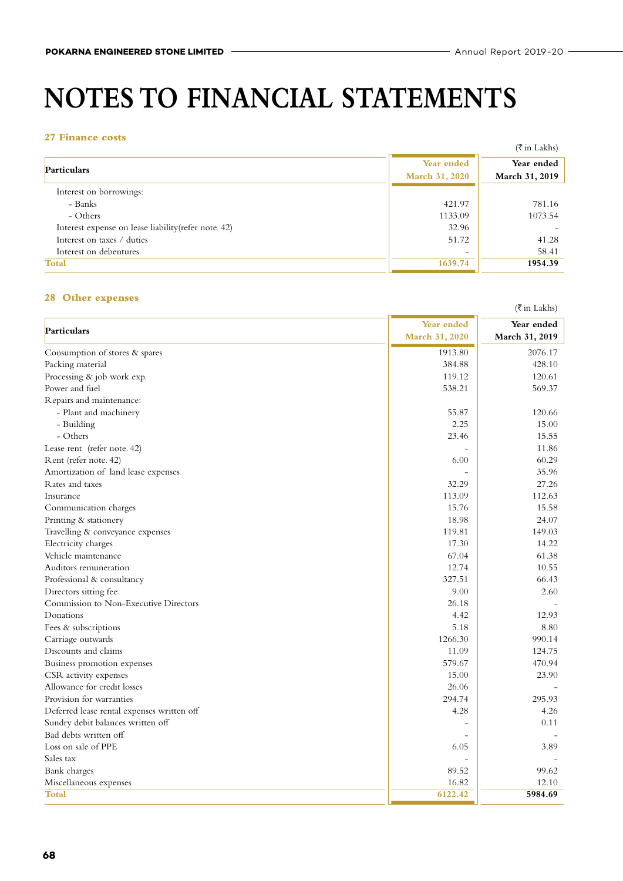# NOTES TO FINANCIAL STATEMENTS

### 27 Finance costs

(₹ in Lakhs)

| Particulars | Year ended March 31, 2020 | Year ended March 31, 2019 |
|---|---|---|
| Interest on borrowings: | | |
| - Banks | 421.97 | 781.16 |
| - Others | 1133.09 | 1073.54 |
| Interest expense on lease liability(refer note. 42) | 32.96 | - |
| Interest on taxes / duties | 51.72 | 41.28 |
| Interest on debentures | - | 58.41 |
| **Total** | **1639.74** | **1954.39** |

### 28 Other expenses

(₹ in Lakhs)

| Particulars | Year ended March 31, 2020 | Year ended March 31, 2019 |
|---|---|---|
| Consumption of stores & spares | 1913.80 | 2076.17 |
| Packing material | 384.88 | 428.10 |
| Processing & job work exp. | 119.12 | 120.61 |
| Power and fuel | 538.21 | 569.37 |
| Repairs and maintenance: | | |
| - Plant and machinery | 55.87 | 120.66 |
| - Building | 2.25 | 15.00 |
| - Others | 23.46 | 15.55 |
| Lease rent (refer note. 42) | - | 11.86 |
| Rent (refer note. 42) | 6.00 | 60.29 |
| Amortization of land lease expenses | - | 35.96 |
| Rates and taxes | 32.29 | 27.26 |
| Insurance | 113.09 | 112.63 |
| Communication charges | 15.76 | 15.58 |
| Printing & stationery | 18.98 | 24.07 |
| Travelling & conveyance expenses | 119.81 | 149.03 |
| Electricity charges | 17.30 | 14.22 |
| Vehicle maintenance | 67.04 | 61.38 |
| Auditors remuneration | 12.74 | 10.55 |
| Professional & consultancy | 327.51 | 66.43 |
| Directors sitting fee | 9.00 | 2.60 |
| Commission to Non-Executive Directors | 26.18 | - |
| Donations | 4.42 | 12.93 |
| Fees & subscriptions | 5.18 | 8.80 |
| Carriage outwards | 1266.30 | 990.14 |
| Discounts and claims | 11.09 | 124.75 |
| Business promotion expenses | 579.67 | 470.94 |
| CSR activity expenses | 15.00 | 23.90 |
| Allowance for credit losses | 26.06 | - |
| Provision for warranties | 294.74 | 295.93 |
| Deferred lease rental expenses written off | 4.28 | 4.26 |
| Sundry debit balances written off | - | 0.11 |
| Bad debts written off | - | - |
| Loss on sale of PPE | 6.05 | 3.89 |
| Sales tax | - | - |
| Bank charges | 89.52 | 99.62 |
| Miscellaneous expenses | 16.82 | 12.10 |
| **Total** | **6122.42** | **5984.69** |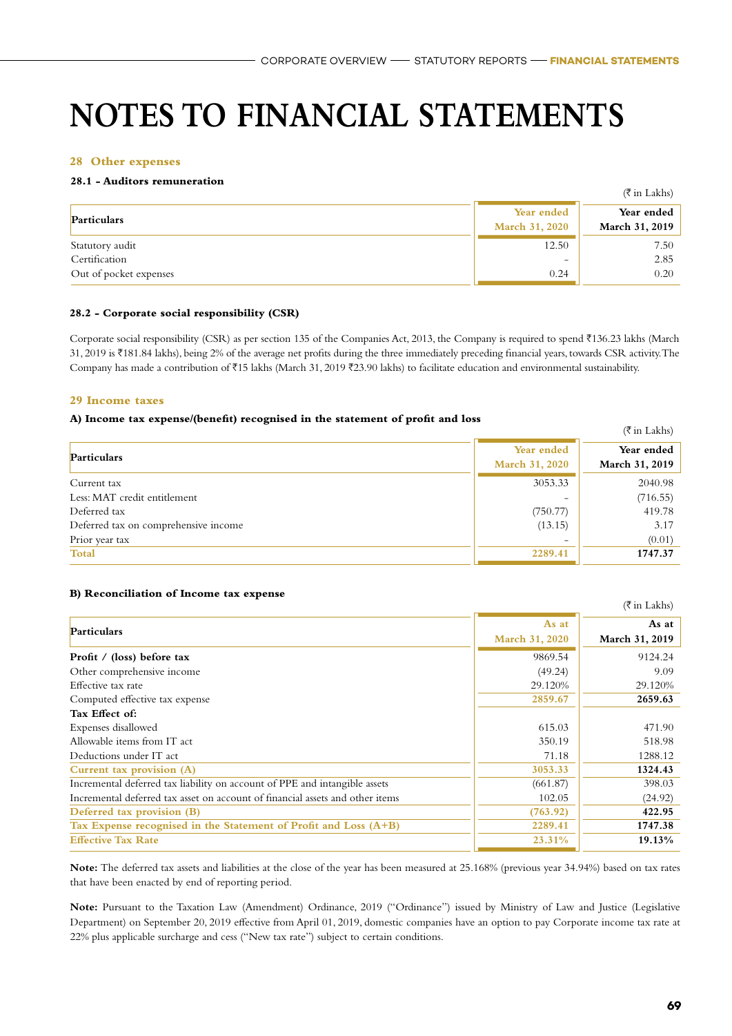# NOTES TO FINANCIAL STATEMENTS

### 28 Other expenses

#### 28.1 - Auditors remuneration

(₹ in Lakhs)

| Particulars | Year ended March 31, 2020 | Year ended March 31, 2019 |
|---|---|---|
| Statutory audit | 12.50 | 7.50 |
| Certification | - | 2.85 |
| Out of pocket expenses | 0.24 | 0.20 |

#### 28.2 - Corporate social responsibility (CSR)

Corporate social responsibility (CSR) as per section 135 of the Companies Act, 2013, the Company is required to spend ₹136.23 lakhs (March 31, 2019 is ₹181.84 lakhs), being 2% of the average net profits during the three immediately preceding financial years, towards CSR activity. The Company has made a contribution of ₹15 lakhs (March 31, 2019 ₹23.90 lakhs) to facilitate education and environmental sustainability.

### 29 Income taxes

#### A) Income tax expense/(benefit) recognised in the statement of profit and loss

(₹ in Lakhs)

| Particulars | Year ended March 31, 2020 | Year ended March 31, 2019 |
|---|---|---|
| Current tax | 3053.33 | 2040.98 |
| Less: MAT credit entitlement | - | (716.55) |
| Deferred tax | (750.77) | 419.78 |
| Deferred tax on comprehensive income | (13.15) | 3.17 |
| Prior year tax | - | (0.01) |
| **Total** | **2289.41** | **1747.37** |

#### B) Reconciliation of Income tax expense

(₹ in Lakhs)

| Particulars | As at March 31, 2020 | As at March 31, 2019 |
|---|---|---|
| **Profit / (loss) before tax** | 9869.54 | 9124.24 |
| Other comprehensive income | (49.24) | 9.09 |
| Effective tax rate | 29.120% | 29.120% |
| Computed effective tax expense | **2859.67** | **2659.63** |
| **Tax Effect of:** | | |
| Expenses disallowed | 615.03 | 471.90 |
| Allowable items from IT act | 350.19 | 518.98 |
| Deductions under IT act | 71.18 | 1288.12 |
| **Current tax provision (A)** | **3053.33** | **1324.43** |
| Incremental deferred tax liability on account of PPE and intangible assets | (661.87) | 398.03 |
| Incremental deferred tax asset on account of financial assets and other items | 102.05 | (24.92) |
| **Deferred tax provision (B)** | **(763.92)** | **422.95** |
| **Tax Expense recognised in the Statement of Profit and Loss (A+B)** | **2289.41** | **1747.38** |
| **Effective Tax Rate** | **23.31%** | **19.13%** |

**Note:** The deferred tax assets and liabilities at the close of the year has been measured at 25.168% (previous year 34.94%) based on tax rates that have been enacted by end of reporting period.

**Note:** Pursuant to the Taxation Law (Amendment) Ordinance, 2019 ("Ordinance") issued by Ministry of Law and Justice (Legislative Department) on September 20, 2019 effective from April 01, 2019, domestic companies have an option to pay Corporate income tax rate at 22% plus applicable surcharge and cess ("New tax rate") subject to certain conditions.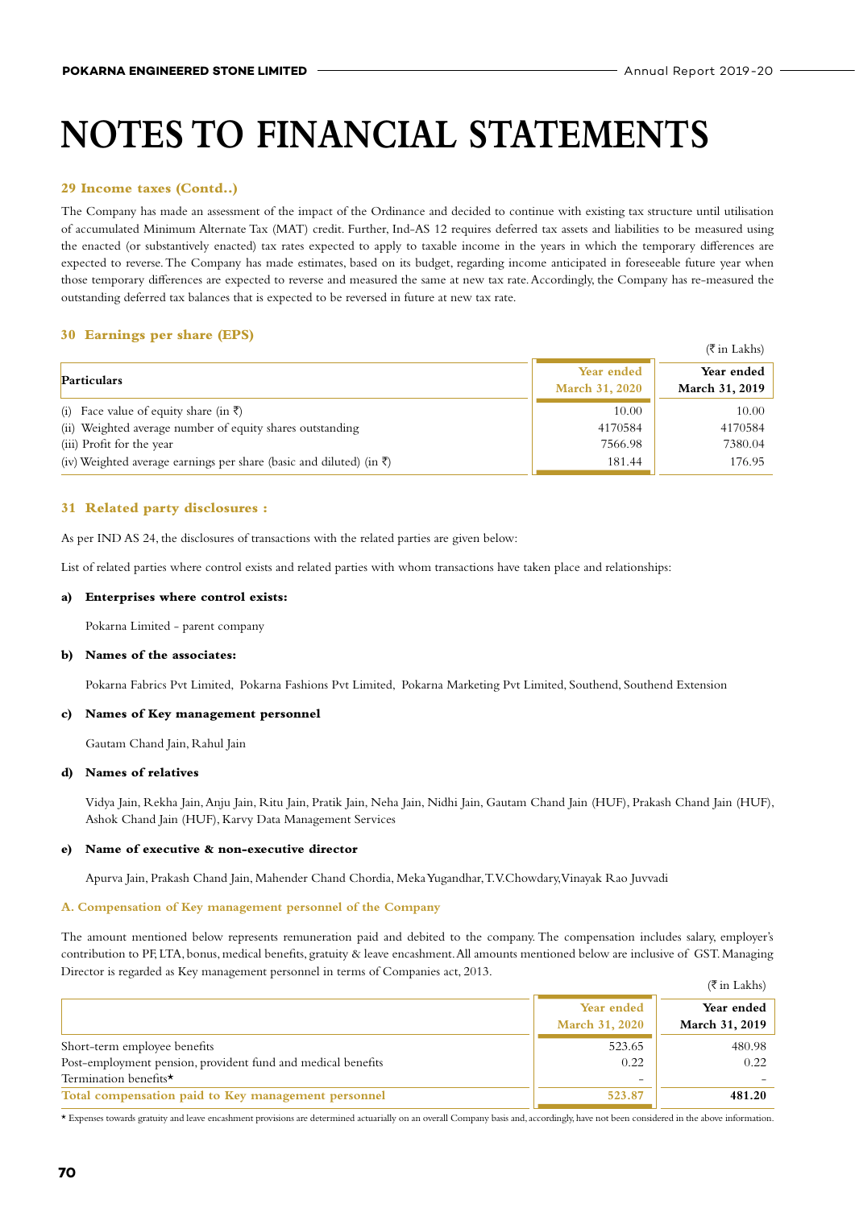# NOTES TO FINANCIAL STATEMENTS

### 29 Income taxes (Contd..)

The Company has made an assessment of the impact of the Ordinance and decided to continue with existing tax structure until utilisation of accumulated Minimum Alternate Tax (MAT) credit. Further, Ind-AS 12 requires deferred tax assets and liabilities to be measured using the enacted (or substantively enacted) tax rates expected to apply to taxable income in the years in which the temporary differences are expected to reverse. The Company has made estimates, based on its budget, regarding income anticipated in foreseeable future year when those temporary differences are expected to reverse and measured the same at new tax rate. Accordingly, the Company has re-measured the outstanding deferred tax balances that is expected to be reversed in future at new tax rate.

### 30 Earnings per share (EPS)

(₹ in Lakhs)

| Particulars | Year ended March 31, 2020 | Year ended March 31, 2019 |
|---|---|---|
| (i) Face value of equity share (in ₹) | 10.00 | 10.00 |
| (ii) Weighted average number of equity shares outstanding | 4170584 | 4170584 |
| (iii) Profit for the year | 7566.98 | 7380.04 |
| (iv) Weighted average earnings per share (basic and diluted) (in ₹) | 181.44 | 176.95 |

### 31 Related party disclosures :

As per IND AS 24, the disclosures of transactions with the related parties are given below:

List of related parties where control exists and related parties with whom transactions have taken place and relationships:

**a) Enterprises where control exists:**

Pokarna Limited - parent company

**b) Names of the associates:**

Pokarna Fabrics Pvt Limited, Pokarna Fashions Pvt Limited, Pokarna Marketing Pvt Limited, Southend, Southend Extension

**c) Names of Key management personnel**

Gautam Chand Jain, Rahul Jain

**d) Names of relatives**

Vidya Jain, Rekha Jain, Anju Jain, Ritu Jain, Pratik Jain, Neha Jain, Nidhi Jain, Gautam Chand Jain (HUF), Prakash Chand Jain (HUF), Ashok Chand Jain (HUF), Karvy Data Management Services

**e) Name of executive & non-executive director**

Apurva Jain, Prakash Chand Jain, Mahender Chand Chordia, Meka Yugandhar, T.V.Chowdary, Vinayak Rao Juvvadi

#### A. Compensation of Key management personnel of the Company

The amount mentioned below represents remuneration paid and debited to the company. The compensation includes salary, employer's contribution to PF, LTA, bonus, medical benefits, gratuity & leave encashment. All amounts mentioned below are inclusive of GST. Managing Director is regarded as Key management personnel in terms of Companies act, 2013.

(₹ in Lakhs)

| | Year ended March 31, 2020 | Year ended March 31, 2019 |
|---|---|---|
| Short-term employee benefits | 523.65 | 480.98 |
| Post-employment pension, provident fund and medical benefits | 0.22 | 0.22 |
| Termination benefits* | - | - |
| **Total compensation paid to Key management personnel** | **523.87** | **481.20** |

* Expenses towards gratuity and leave encashment provisions are determined actuarially on an overall Company basis and, accordingly, have not been considered in the above information.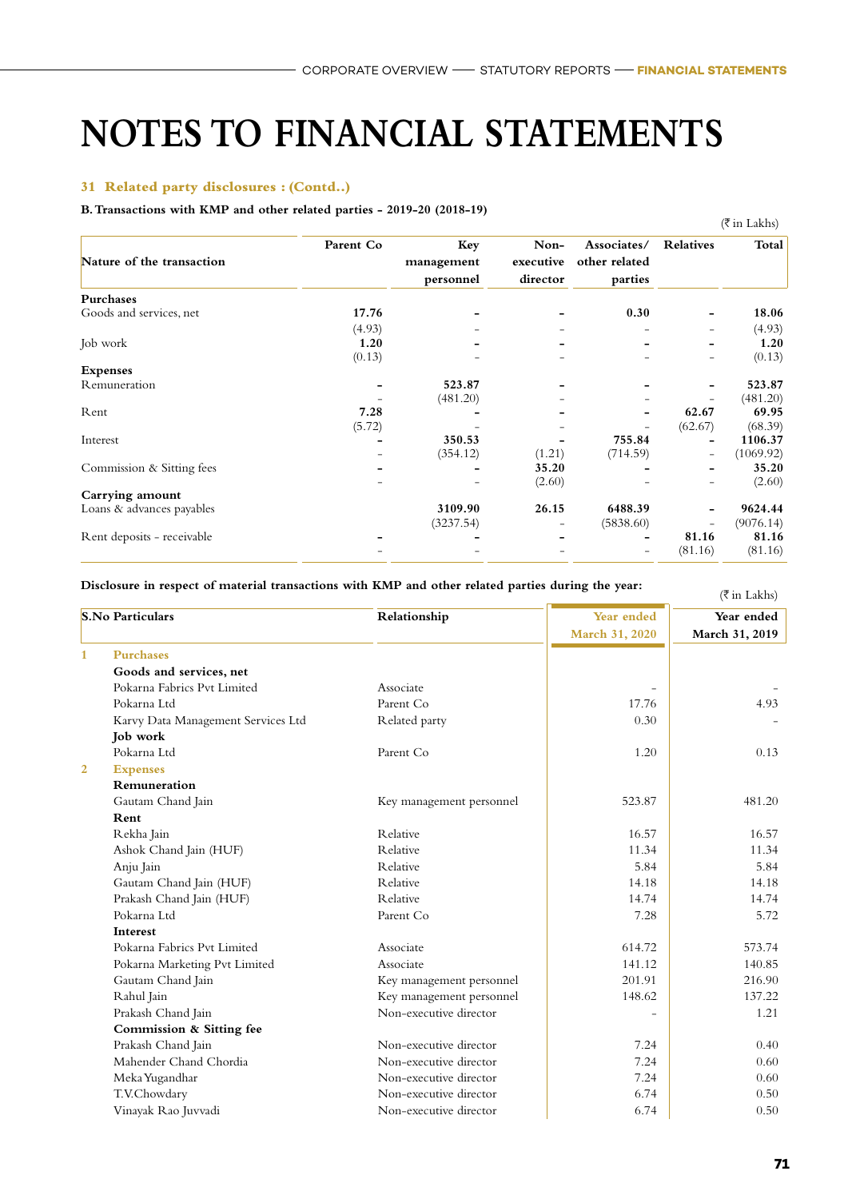# NOTES TO FINANCIAL STATEMENTS

### 31 Related party disclosures : (Contd..)

**B. Transactions with KMP and other related parties - 2019-20 (2018-19)**

(₹ in Lakhs)

| Nature of the transaction | Parent Co | Key management personnel | Non-executive director | Associates/ other related parties | Relatives | Total |
|---|---|---|---|---|---|---|
| **Purchases** | | | | | | |
| Goods and services, net | **17.76** | **-** | **-** | **0.30** | **-** | **18.06** |
| | (4.93) | - | - | - | - | (4.93) |
| Job work | **1.20** | **-** | **-** | **-** | **-** | **1.20** |
| | (0.13) | - | - | - | - | (0.13) |
| **Expenses** | | | | | | |
| Remuneration | **-** | **523.87** | **-** | **-** | **-** | **523.87** |
| | - | (481.20) | - | - | - | (481.20) |
| Rent | **7.28** | **-** | **-** | **-** | **62.67** | **69.95** |
| | (5.72) | - | - | - | (62.67) | (68.39) |
| Interest | **-** | **350.53** | **-** | **755.84** | **-** | **1106.37** |
| | - | (354.12) | (1.21) | (714.59) | - | (1069.92) |
| Commission & Sitting fees | **-** | **-** | **35.20** | **-** | **-** | **35.20** |
| | - | - | (2.60) | - | - | (2.60) |
| **Carrying amount** | | | | | | |
| Loans & advances payables | | **3109.90** | **26.15** | **6488.39** | **-** | **9624.44** |
| | | (3237.54) | - | (5838.60) | - | (9076.14) |
| Rent deposits - receivable | **-** | **-** | **-** | **-** | **81.16** | **81.16** |
| | - | - | - | - | (81.16) | (81.16) |

**Disclosure in respect of material transactions with KMP and other related parties during the year:**

(₹ in Lakhs)

| S.No | Particulars | Relationship | Year ended March 31, 2020 | Year ended March 31, 2019 |
|---|---|---|---|---|
| 1 | **Purchases** | | | |
| | **Goods and services, net** | | | |
| | Pokarna Fabrics Pvt Limited | Associate | - | - |
| | Pokarna Ltd | Parent Co | 17.76 | 4.93 |
| | Karvy Data Management Services Ltd | Related party | 0.30 | - |
| | **Job work** | | | |
| | Pokarna Ltd | Parent Co | 1.20 | 0.13 |
| 2 | **Expenses** | | | |
| | **Remuneration** | | | |
| | Gautam Chand Jain | Key management personnel | 523.87 | 481.20 |
| | **Rent** | | | |
| | Rekha Jain | Relative | 16.57 | 16.57 |
| | Ashok Chand Jain (HUF) | Relative | 11.34 | 11.34 |
| | Anju Jain | Relative | 5.84 | 5.84 |
| | Gautam Chand Jain (HUF) | Relative | 14.18 | 14.18 |
| | Prakash Chand Jain (HUF) | Relative | 14.74 | 14.74 |
| | Pokarna Ltd | Parent Co | 7.28 | 5.72 |
| | **Interest** | | | |
| | Pokarna Fabrics Pvt Limited | Associate | 614.72 | 573.74 |
| | Pokarna Marketing Pvt Limited | Associate | 141.12 | 140.85 |
| | Gautam Chand Jain | Key management personnel | 201.91 | 216.90 |
| | Rahul Jain | Key management personnel | 148.62 | 137.22 |
| | Prakash Chand Jain | Non-executive director | - | 1.21 |
| | **Commission & Sitting fee** | | | |
| | Prakash Chand Jain | Non-executive director | 7.24 | 0.40 |
| | Mahender Chand Chordia | Non-executive director | 7.24 | 0.60 |
| | Meka Yugandhar | Non-executive director | 7.24 | 0.60 |
| | T.V.Chowdary | Non-executive director | 6.74 | 0.50 |
| | Vinayak Rao Juvvadi | Non-executive director | 6.74 | 0.50 |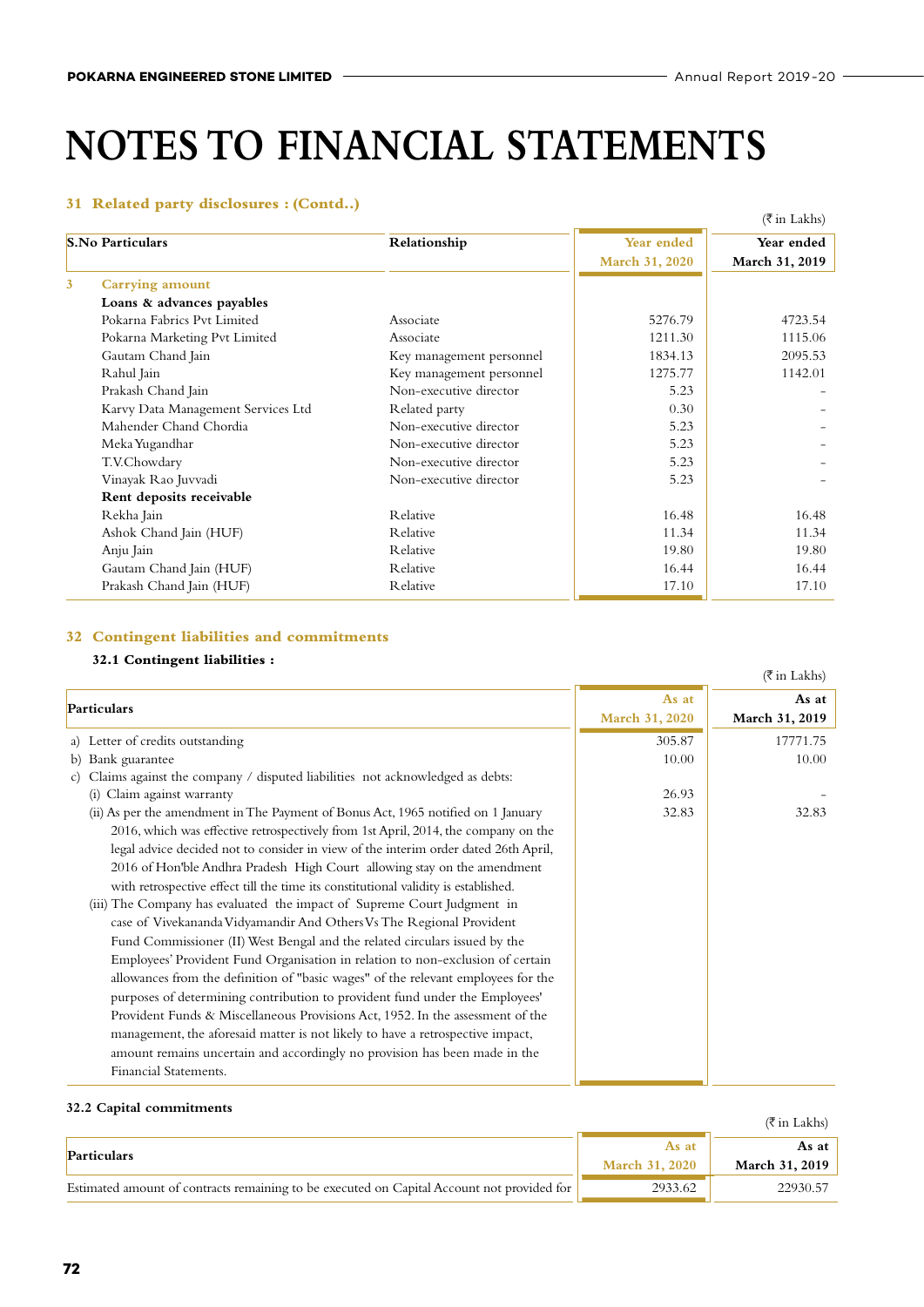# NOTES TO FINANCIAL STATEMENTS

## 31 Related party disclosures : (Contd..)

(₹ in Lakhs)

| S.No | Particulars | Relationship | Year ended March 31, 2020 | Year ended March 31, 2019 |
|---|---|---|---|---|
| 3 | Carrying amount | | | |
| | **Loans & advances payables** | | | |
| | Pokarna Fabrics Pvt Limited | Associate | 5276.79 | 4723.54 |
| | Pokarna Marketing Pvt Limited | Associate | 1211.30 | 1115.06 |
| | Gautam Chand Jain | Key management personnel | 1834.13 | 2095.53 |
| | Rahul Jain | Key management personnel | 1275.77 | 1142.01 |
| | Prakash Chand Jain | Non-executive director | 5.23 | - |
| | Karvy Data Management Services Ltd | Related party | 0.30 | - |
| | Mahender Chand Chordia | Non-executive director | 5.23 | - |
| | Meka Yugandhar | Non-executive director | 5.23 | - |
| | T.V.Chowdary | Non-executive director | 5.23 | - |
| | Vinayak Rao Juvvadi | Non-executive director | 5.23 | - |
| | **Rent deposits receivable** | | | |
| | Rekha Jain | Relative | 16.48 | 16.48 |
| | Ashok Chand Jain (HUF) | Relative | 11.34 | 11.34 |
| | Anju Jain | Relative | 19.80 | 19.80 |
| | Gautam Chand Jain (HUF) | Relative | 16.44 | 16.44 |
| | Prakash Chand Jain (HUF) | Relative | 17.10 | 17.10 |

## 32 Contingent liabilities and commitments

### 32.1 Contingent liabilities :

(₹ in Lakhs)

| Particulars | As at March 31, 2020 | As at March 31, 2019 |
|---|---|---|
| a) Letter of credits outstanding | 305.87 | 17771.75 |
| b) Bank guarantee | 10.00 | 10.00 |
| c) Claims against the company / disputed liabilities not acknowledged as debts: | | |
| (i) Claim against warranty | 26.93 | - |
| (ii) As per the amendment in The Payment of Bonus Act, 1965 notified on 1 January 2016, which was effective retrospectively from 1st April, 2014, the company on the legal advice decided not to consider in view of the interim order dated 26th April, 2016 of Hon'ble Andhra Pradesh High Court allowing stay on the amendment with retrospective effect till the time its constitutional validity is established. | 32.83 | 32.83 |
| (iii) The Company has evaluated the impact of Supreme Court Judgment in case of Vivekananda Vidyamandir And Others Vs The Regional Provident Fund Commissioner (II) West Bengal and the related circulars issued by the Employees' Provident Fund Organisation in relation to non-exclusion of certain allowances from the definition of "basic wages" of the relevant employees for the purposes of determining contribution to provident fund under the Employees' Provident Funds & Miscellaneous Provisions Act, 1952. In the assessment of the management, the aforesaid matter is not likely to have a retrospective impact, amount remains uncertain and accordingly no provision has been made in the Financial Statements. | | |

### 32.2 Capital commitments

(₹ in Lakhs)

| Particulars | As at March 31, 2020 | As at March 31, 2019 |
|---|---|---|
| Estimated amount of contracts remaining to be executed on Capital Account not provided for | 2933.62 | 22930.57 |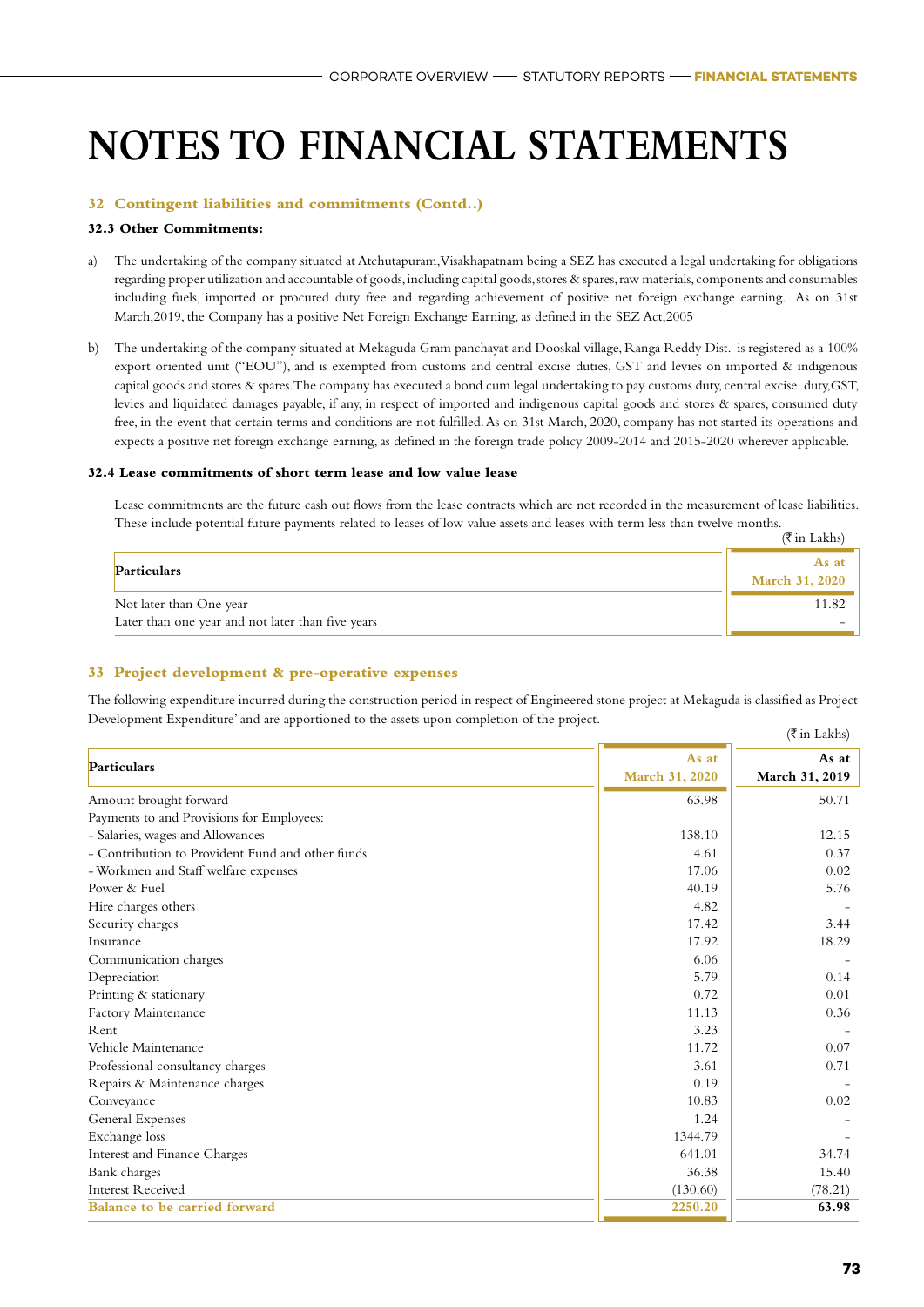# NOTES TO FINANCIAL STATEMENTS

## 32 Contingent liabilities and commitments (Contd..)

### 32.3 Other Commitments:

a) The undertaking of the company situated at Atchutapuram,Visakhapatnam being a SEZ has executed a legal undertaking for obligations regarding proper utilization and accountable of goods, including capital goods, stores & spares, raw materials, components and consumables including fuels, imported or procured duty free and regarding achievement of positive net foreign exchange earning. As on 31st March,2019, the Company has a positive Net Foreign Exchange Earning, as defined in the SEZ Act,2005

b) The undertaking of the company situated at Mekaguda Gram panchayat and Dooskal village, Ranga Reddy Dist. is registered as a 100% export oriented unit ("EOU"), and is exempted from customs and central excise duties, GST and levies on imported & indigenous capital goods and stores & spares. The company has executed a bond cum legal undertaking to pay customs duty, central excise duty,GST, levies and liquidated damages payable, if any, in respect of imported and indigenous capital goods and stores & spares, consumed duty free, in the event that certain terms and conditions are not fulfilled. As on 31st March, 2020, company has not started its operations and expects a positive net foreign exchange earning, as defined in the foreign trade policy 2009-2014 and 2015-2020 wherever applicable.

### 32.4 Lease commitments of short term lease and low value lease

Lease commitments are the future cash out flows from the lease contracts which are not recorded in the measurement of lease liabilities. These include potential future payments related to leases of low value assets and leases with term less than twelve months.

(₹ in Lakhs)

| Particulars | As at March 31, 2020 |
|---|---|
| Not later than One year | 11.82 |
| Later than one year and not later than five years | - |

## 33 Project development & pre-operative expenses

The following expenditure incurred during the construction period in respect of Engineered stone project at Mekaguda is classified as Project Development Expenditure' and are apportioned to the assets upon completion of the project.

(₹ in Lakhs)

| Particulars | As at March 31, 2020 | As at March 31, 2019 |
|---|---|---|
| Amount brought forward | 63.98 | 50.71 |
| Payments to and Provisions for Employees: | | |
| - Salaries, wages and Allowances | 138.10 | 12.15 |
| - Contribution to Provident Fund and other funds | 4.61 | 0.37 |
| - Workmen and Staff welfare expenses | 17.06 | 0.02 |
| Power & Fuel | 40.19 | 5.76 |
| Hire charges others | 4.82 | - |
| Security charges | 17.42 | 3.44 |
| Insurance | 17.92 | 18.29 |
| Communication charges | 6.06 | - |
| Depreciation | 5.79 | 0.14 |
| Printing & stationary | 0.72 | 0.01 |
| Factory Maintenance | 11.13 | 0.36 |
| Rent | 3.23 | - |
| Vehicle Maintenance | 11.72 | 0.07 |
| Professional consultancy charges | 3.61 | 0.71 |
| Repairs & Maintenance charges | 0.19 | - |
| Conveyance | 10.83 | 0.02 |
| General Expenses | 1.24 | - |
| Exchange loss | 1344.79 | - |
| Interest and Finance Charges | 641.01 | 34.74 |
| Bank charges | 36.38 | 15.40 |
| Interest Received | (130.60) | (78.21) |
| **Balance to be carried forward** | **2250.20** | **63.98** |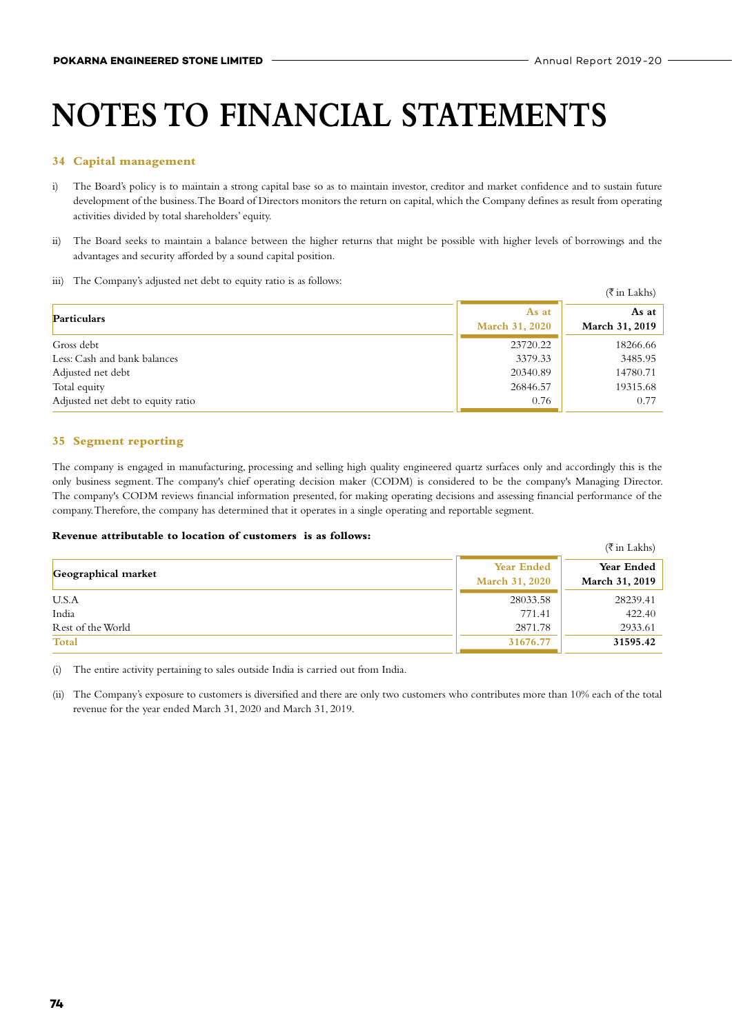# NOTES TO FINANCIAL STATEMENTS

## 34 Capital management

i) The Board's policy is to maintain a strong capital base so as to maintain investor, creditor and market confidence and to sustain future development of the business. The Board of Directors monitors the return on capital, which the Company defines as result from operating activities divided by total shareholders' equity.

ii) The Board seeks to maintain a balance between the higher returns that might be possible with higher levels of borrowings and the advantages and security afforded by a sound capital position.

iii) The Company's adjusted net debt to equity ratio is as follows:

(₹ in Lakhs)

| Particulars | As at March 31, 2020 | As at March 31, 2019 |
|---|---|---|
| Gross debt | 23720.22 | 18266.66 |
| Less: Cash and bank balances | 3379.33 | 3485.95 |
| Adjusted net debt | 20340.89 | 14780.71 |
| Total equity | 26846.57 | 19315.68 |
| Adjusted net debt to equity ratio | 0.76 | 0.77 |

## 35 Segment reporting

The company is engaged in manufacturing, processing and selling high quality engineered quartz surfaces only and accordingly this is the only business segment. The company's chief operating decision maker (CODM) is considered to be the company's Managing Director. The company's CODM reviews financial information presented, for making operating decisions and assessing financial performance of the company. Therefore, the company has determined that it operates in a single operating and reportable segment.

**Revenue attributable to location of customers is as follows:**

(₹ in Lakhs)

| Geographical market | Year Ended March 31, 2020 | Year Ended March 31, 2019 |
|---|---|---|
| U.S.A | 28033.58 | 28239.41 |
| India | 771.41 | 422.40 |
| Rest of the World | 2871.78 | 2933.61 |
| **Total** | **31676.77** | **31595.42** |

(i) The entire activity pertaining to sales outside India is carried out from India.

(ii) The Company's exposure to customers is diversified and there are only two customers who contributes more than 10% each of the total revenue for the year ended March 31, 2020 and March 31, 2019.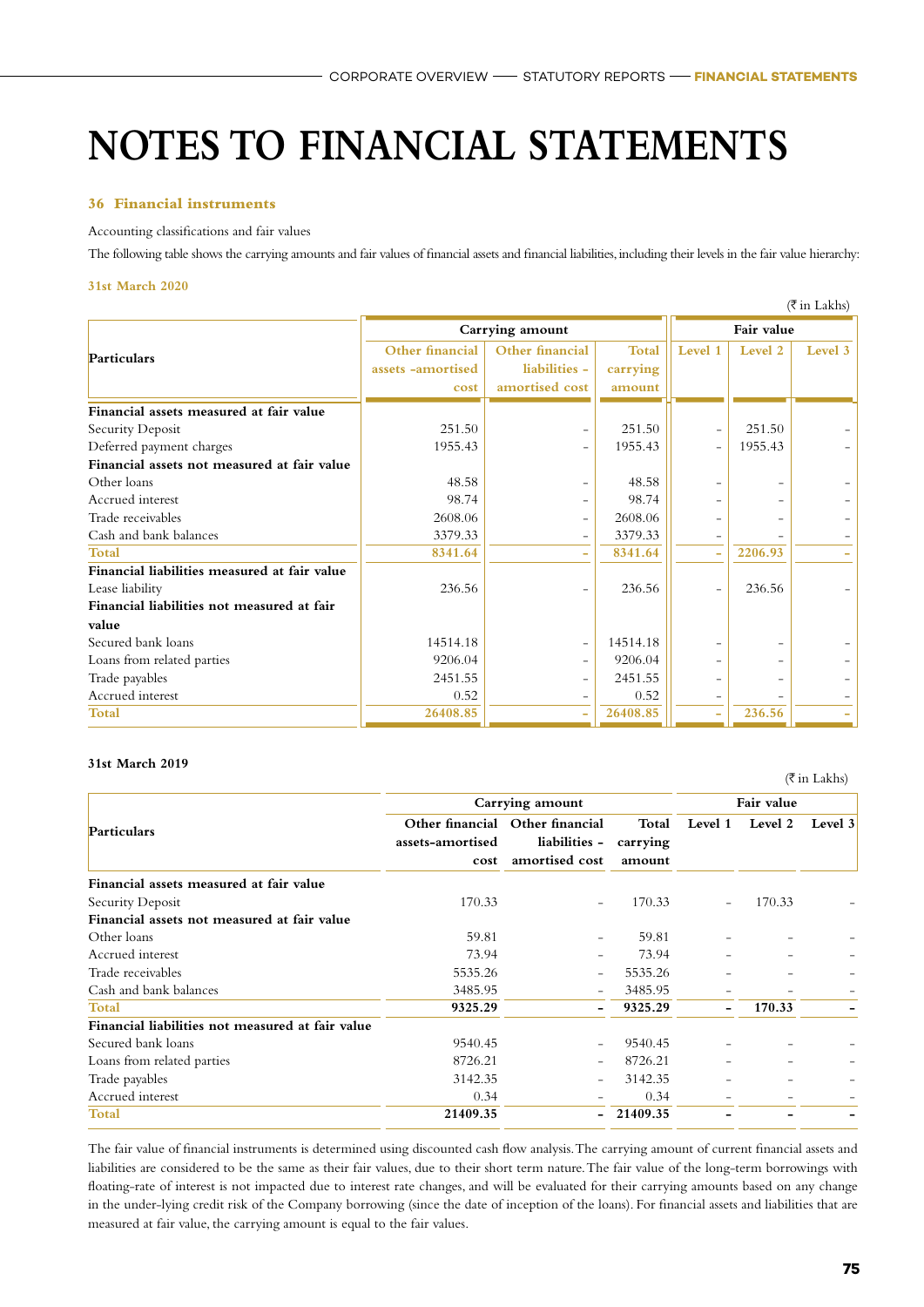# NOTES TO FINANCIAL STATEMENTS

## 36 Financial instruments

Accounting classifications and fair values

The following table shows the carrying amounts and fair values of financial assets and financial liabilities, including their levels in the fair value hierarchy:

### 31st March 2020

(₹ in Lakhs)

| Particulars | Carrying amount | | | Fair value | | |
|---|---|---|---|---|---|---|
| | Other financial assets -amortised cost | Other financial liabilities - amortised cost | Total carrying amount | Level 1 | Level 2 | Level 3 |
| **Financial assets measured at fair value** | | | | | | |
| Security Deposit | 251.50 | - | 251.50 | - | 251.50 | - |
| Deferred payment charges | 1955.43 | - | 1955.43 | - | 1955.43 | - |
| **Financial assets not measured at fair value** | | | | | | |
| Other loans | 48.58 | - | 48.58 | - | - | - |
| Accrued interest | 98.74 | - | 98.74 | - | - | - |
| Trade receivables | 2608.06 | - | 2608.06 | - | - | - |
| Cash and bank balances | 3379.33 | - | 3379.33 | - | - | - |
| **Total** | **8341.64** | **-** | **8341.64** | **-** | **2206.93** | **-** |
| **Financial liabilities measured at fair value** | | | | | | |
| Lease liability | 236.56 | - | 236.56 | - | 236.56 | - |
| **Financial liabilities not measured at fair value** | | | | | | |
| Secured bank loans | 14514.18 | - | 14514.18 | - | - | - |
| Loans from related parties | 9206.04 | - | 9206.04 | - | - | - |
| Trade payables | 2451.55 | - | 2451.55 | - | - | - |
| Accrued interest | 0.52 | - | 0.52 | - | - | - |
| **Total** | **26408.85** | **-** | **26408.85** | **-** | **236.56** | **-** |

### 31st March 2019

(₹ in Lakhs)

| Particulars | Carrying amount | | | Fair value | | |
|---|---|---|---|---|---|---|
| | Other financial assets-amortised cost | Other financial liabilities - amortised cost | Total carrying amount | Level 1 | Level 2 | Level 3 |
| **Financial assets measured at fair value** | | | | | | |
| Security Deposit | 170.33 | - | 170.33 | - | 170.33 | - |
| **Financial assets not measured at fair value** | | | | | | |
| Other loans | 59.81 | - | 59.81 | - | - | - |
| Accrued interest | 73.94 | - | 73.94 | - | - | - |
| Trade receivables | 5535.26 | - | 5535.26 | - | - | - |
| Cash and bank balances | 3485.95 | - | 3485.95 | - | - | - |
| **Total** | **9325.29** | **-** | **9325.29** | **-** | **170.33** | **-** |
| **Financial liabilities not measured at fair value** | | | | | | |
| Secured bank loans | 9540.45 | - | 9540.45 | - | - | - |
| Loans from related parties | 8726.21 | - | 8726.21 | - | - | - |
| Trade payables | 3142.35 | - | 3142.35 | - | - | - |
| Accrued interest | 0.34 | - | 0.34 | - | - | - |
| **Total** | **21409.35** | **-** | **21409.35** | **-** | **-** | **-** |

The fair value of financial instruments is determined using discounted cash flow analysis. The carrying amount of current financial assets and liabilities are considered to be the same as their fair values, due to their short term nature. The fair value of the long-term borrowings with floating-rate of interest is not impacted due to interest rate changes, and will be evaluated for their carrying amounts based on any change in the under-lying credit risk of the Company borrowing (since the date of inception of the loans). For financial assets and liabilities that are measured at fair value, the carrying amount is equal to the fair values.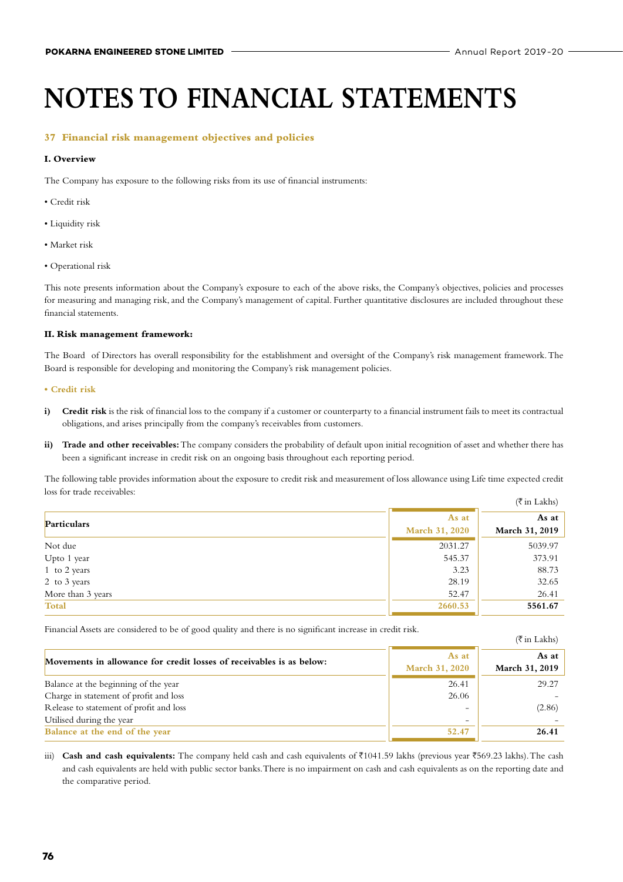# NOTES TO FINANCIAL STATEMENTS

## 37 Financial risk management objectives and policies

### I. Overview

The Company has exposure to the following risks from its use of financial instruments:

- Credit risk
- Liquidity risk
- Market risk
- Operational risk

This note presents information about the Company's exposure to each of the above risks, the Company's objectives, policies and processes for measuring and managing risk, and the Company's management of capital. Further quantitative disclosures are included throughout these financial statements.

### II. Risk management framework:

The Board of Directors has overall responsibility for the establishment and oversight of the Company's risk management framework. The Board is responsible for developing and monitoring the Company's risk management policies.

**• Credit risk**

i) **Credit risk** is the risk of financial loss to the company if a customer or counterparty to a financial instrument fails to meet its contractual obligations, and arises principally from the company's receivables from customers.

ii) **Trade and other receivables:** The company considers the probability of default upon initial recognition of asset and whether there has been a significant increase in credit risk on an ongoing basis throughout each reporting period.

The following table provides information about the exposure to credit risk and measurement of loss allowance using Life time expected credit loss for trade receivables:

(₹ in Lakhs)

| Particulars | As at March 31, 2020 | As at March 31, 2019 |
|---|---|---|
| Not due | 2031.27 | 5039.97 |
| Upto 1 year | 545.37 | 373.91 |
| 1 to 2 years | 3.23 | 88.73 |
| 2 to 3 years | 28.19 | 32.65 |
| More than 3 years | 52.47 | 26.41 |
| **Total** | **2660.53** | **5561.67** |

Financial Assets are considered to be of good quality and there is no significant increase in credit risk.

(₹ in Lakhs)

| Movements in allowance for credit losses of receivables is as below: | As at March 31, 2020 | As at March 31, 2019 |
|---|---|---|
| Balance at the beginning of the year | 26.41 | 29.27 |
| Charge in statement of profit and loss | 26.06 | - |
| Release to statement of profit and loss | - | (2.86) |
| Utilised during the year | - | - |
| **Balance at the end of the year** | **52.47** | **26.41** |

iii) **Cash and cash equivalents:** The company held cash and cash equivalents of ₹1041.59 lakhs (previous year ₹569.23 lakhs). The cash and cash equivalents are held with public sector banks. There is no impairment on cash and cash equivalents as on the reporting date and the comparative period.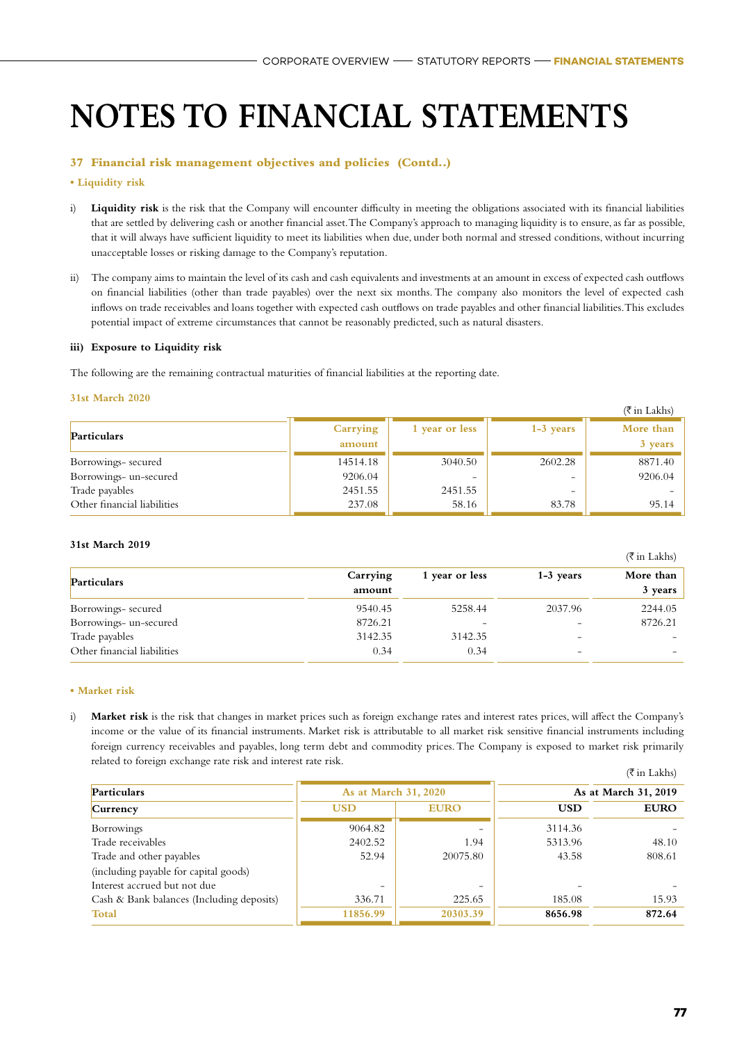# NOTES TO FINANCIAL STATEMENTS

### 37 Financial risk management objectives and policies (Contd..)

**• Liquidity risk**

i) **Liquidity risk** is the risk that the Company will encounter difficulty in meeting the obligations associated with its financial liabilities that are settled by delivering cash or another financial asset. The Company's approach to managing liquidity is to ensure, as far as possible, that it will always have sufficient liquidity to meet its liabilities when due, under both normal and stressed conditions, without incurring unacceptable losses or risking damage to the Company's reputation.

ii) The company aims to maintain the level of its cash and cash equivalents and investments at an amount in excess of expected cash outflows on financial liabilities (other than trade payables) over the next six months. The company also monitors the level of expected cash inflows on trade receivables and loans together with expected cash outflows on trade payables and other financial liabilities. This excludes potential impact of extreme circumstances that cannot be reasonably predicted, such as natural disasters.

**iii) Exposure to Liquidity risk**

The following are the remaining contractual maturities of financial liabilities at the reporting date.

**31st March 2020**

(₹ in Lakhs)

| Particulars | Carrying amount | 1 year or less | 1-3 years | More than 3 years |
|---|---|---|---|---|
| Borrowings- secured | 14514.18 | 3040.50 | 2602.28 | 8871.40 |
| Borrowings- un-secured | 9206.04 | - | - | 9206.04 |
| Trade payables | 2451.55 | 2451.55 | - | - |
| Other financial liabilities | 237.08 | 58.16 | 83.78 | 95.14 |

**31st March 2019**

(₹ in Lakhs)

| Particulars | Carrying amount | 1 year or less | 1-3 years | More than 3 years |
|---|---|---|---|---|
| Borrowings- secured | 9540.45 | 5258.44 | 2037.96 | 2244.05 |
| Borrowings- un-secured | 8726.21 | - | - | 8726.21 |
| Trade payables | 3142.35 | 3142.35 | - | - |
| Other financial liabilities | 0.34 | 0.34 | - | - |

**• Market risk**

i) **Market risk** is the risk that changes in market prices such as foreign exchange rates and interest rates prices, will affect the Company's income or the value of its financial instruments. Market risk is attributable to all market risk sensitive financial instruments including foreign currency receivables and payables, long term debt and commodity prices. The Company is exposed to market risk primarily related to foreign exchange rate risk and interest rate risk.

(₹ in Lakhs)

| Particulars | As at March 31, 2020 | | As at March 31, 2019 | |
|---|---|---|---|---|
| Currency | USD | EURO | USD | EURO |
| Borrowings | 9064.82 | - | 3114.36 | - |
| Trade receivables | 2402.52 | 1.94 | 5313.96 | 48.10 |
| Trade and other payables (including payable for capital goods) | 52.94 | 20075.80 | 43.58 | 808.61 |
| Interest accrued but not due | - | - | - | - |
| Cash & Bank balances (Including deposits) | 336.71 | 225.65 | 185.08 | 15.93 |
| **Total** | **11856.99** | **20303.39** | **8656.98** | **872.64** |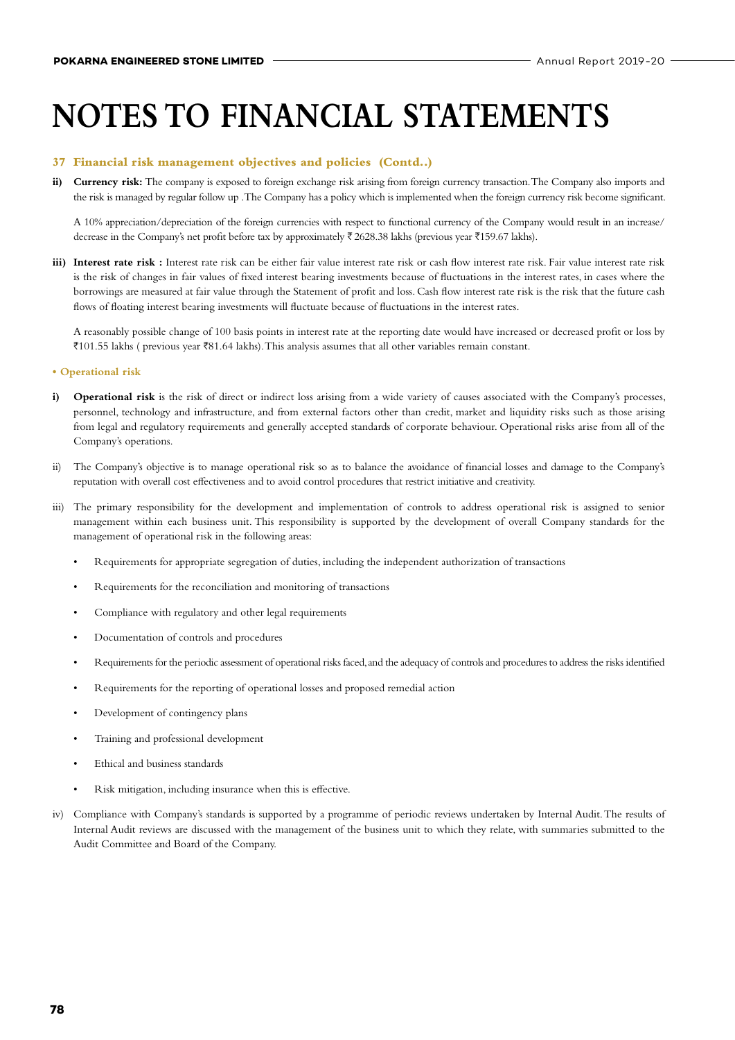# NOTES TO FINANCIAL STATEMENTS

### 37 Financial risk management objectives and policies (Contd..)

**ii) Currency risk:** The company is exposed to foreign exchange risk arising from foreign currency transaction. The Company also imports and the risk is managed by regular follow up . The Company has a policy which is implemented when the foreign currency risk become significant.

A 10% appreciation/depreciation of the foreign currencies with respect to functional currency of the Company would result in an increase/ decrease in the Company's net profit before tax by approximately ₹ 2628.38 lakhs (previous year ₹159.67 lakhs).

**iii) Interest rate risk :** Interest rate risk can be either fair value interest rate risk or cash flow interest rate risk. Fair value interest rate risk is the risk of changes in fair values of fixed interest bearing investments because of fluctuations in the interest rates, in cases where the borrowings are measured at fair value through the Statement of profit and loss. Cash flow interest rate risk is the risk that the future cash flows of floating interest bearing investments will fluctuate because of fluctuations in the interest rates.

A reasonably possible change of 100 basis points in interest rate at the reporting date would have increased or decreased profit or loss by ₹101.55 lakhs ( previous year ₹81.64 lakhs). This analysis assumes that all other variables remain constant.

**• Operational risk**

i) **Operational risk** is the risk of direct or indirect loss arising from a wide variety of causes associated with the Company's processes, personnel, technology and infrastructure, and from external factors other than credit, market and liquidity risks such as those arising from legal and regulatory requirements and generally accepted standards of corporate behaviour. Operational risks arise from all of the Company's operations.

ii) The Company's objective is to manage operational risk so as to balance the avoidance of financial losses and damage to the Company's reputation with overall cost effectiveness and to avoid control procedures that restrict initiative and creativity.

iii) The primary responsibility for the development and implementation of controls to address operational risk is assigned to senior management within each business unit. This responsibility is supported by the development of overall Company standards for the management of operational risk in the following areas:

- Requirements for appropriate segregation of duties, including the independent authorization of transactions
- Requirements for the reconciliation and monitoring of transactions
- Compliance with regulatory and other legal requirements
- Documentation of controls and procedures
- Requirements for the periodic assessment of operational risks faced, and the adequacy of controls and procedures to address the risks identified
- Requirements for the reporting of operational losses and proposed remedial action
- Development of contingency plans
- Training and professional development
- Ethical and business standards
- Risk mitigation, including insurance when this is effective.

iv) Compliance with Company's standards is supported by a programme of periodic reviews undertaken by Internal Audit. The results of Internal Audit reviews are discussed with the management of the business unit to which they relate, with summaries submitted to the Audit Committee and Board of the Company.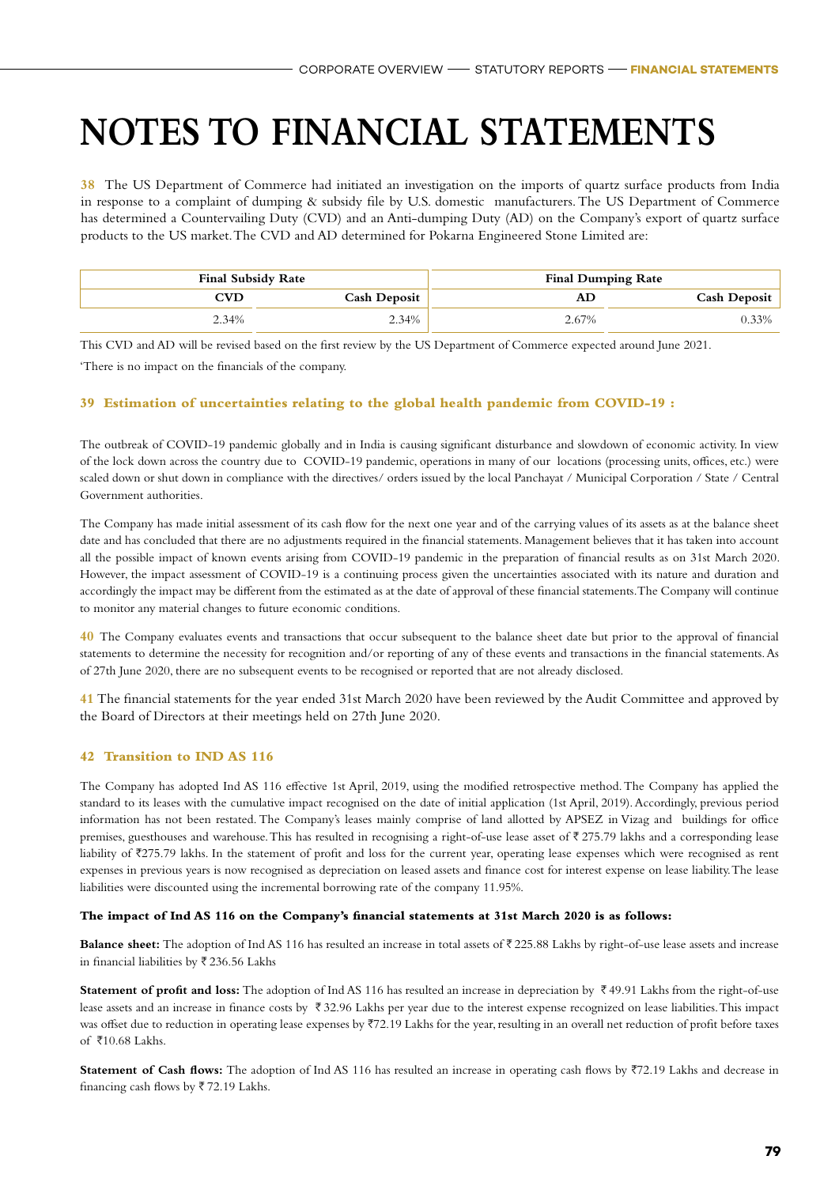# NOTES TO FINANCIAL STATEMENTS

**38** The US Department of Commerce had initiated an investigation on the imports of quartz surface products from India in response to a complaint of dumping & subsidy file by U.S. domestic manufacturers. The US Department of Commerce has determined a Countervailing Duty (CVD) and an Anti-dumping Duty (AD) on the Company's export of quartz surface products to the US market. The CVD and AD determined for Pokarna Engineered Stone Limited are:

| Final Subsidy Rate | | Final Dumping Rate | |
|---|---|---|---|
| **CVD** | **Cash Deposit** | **AD** | **Cash Deposit** |
| 2.34% | 2.34% | 2.67% | 0.33% |

This CVD and AD will be revised based on the first review by the US Department of Commerce expected around June 2021.

'There is no impact on the financials of the company.

### 39 Estimation of uncertainties relating to the global health pandemic from COVID-19 :

The outbreak of COVID-19 pandemic globally and in India is causing significant disturbance and slowdown of economic activity. In view of the lock down across the country due to COVID-19 pandemic, operations in many of our locations (processing units, offices, etc.) were scaled down or shut down in compliance with the directives/ orders issued by the local Panchayat / Municipal Corporation / State / Central Government authorities.

The Company has made initial assessment of its cash flow for the next one year and of the carrying values of its assets as at the balance sheet date and has concluded that there are no adjustments required in the financial statements. Management believes that it has taken into account all the possible impact of known events arising from COVID-19 pandemic in the preparation of financial results as on 31st March 2020. However, the impact assessment of COVID-19 is a continuing process given the uncertainties associated with its nature and duration and accordingly the impact may be different from the estimated as at the date of approval of these financial statements. The Company will continue to monitor any material changes to future economic conditions.

**40** The Company evaluates events and transactions that occur subsequent to the balance sheet date but prior to the approval of financial statements to determine the necessity for recognition and/or reporting of any of these events and transactions in the financial statements. As of 27th June 2020, there are no subsequent events to be recognised or reported that are not already disclosed.

**41** The financial statements for the year ended 31st March 2020 have been reviewed by the Audit Committee and approved by the Board of Directors at their meetings held on 27th June 2020.

### 42 Transition to IND AS 116

The Company has adopted Ind AS 116 effective 1st April, 2019, using the modified retrospective method. The Company has applied the standard to its leases with the cumulative impact recognised on the date of initial application (1st April, 2019). Accordingly, previous period information has not been restated. The Company's leases mainly comprise of land allotted by APSEZ in Vizag and buildings for office premises, guesthouses and warehouse. This has resulted in recognising a right-of-use lease asset of ₹ 275.79 lakhs and a corresponding lease liability of ₹275.79 lakhs. In the statement of profit and loss for the current year, operating lease expenses which were recognised as rent expenses in previous years is now recognised as depreciation on leased assets and finance cost for interest expense on lease liability. The lease liabilities were discounted using the incremental borrowing rate of the company 11.95%.

**The impact of Ind AS 116 on the Company's financial statements at 31st March 2020 is as follows:**

**Balance sheet:** The adoption of Ind AS 116 has resulted an increase in total assets of ₹ 225.88 Lakhs by right-of-use lease assets and increase in financial liabilities by ₹ 236.56 Lakhs

**Statement of profit and loss:** The adoption of Ind AS 116 has resulted an increase in depreciation by ₹ 49.91 Lakhs from the right-of-use lease assets and an increase in finance costs by ₹ 32.96 Lakhs per year due to the interest expense recognized on lease liabilities. This impact was offset due to reduction in operating lease expenses by ₹72.19 Lakhs for the year, resulting in an overall net reduction of profit before taxes of ₹10.68 Lakhs.

**Statement of Cash flows:** The adoption of Ind AS 116 has resulted an increase in operating cash flows by ₹72.19 Lakhs and decrease in financing cash flows by ₹ 72.19 Lakhs.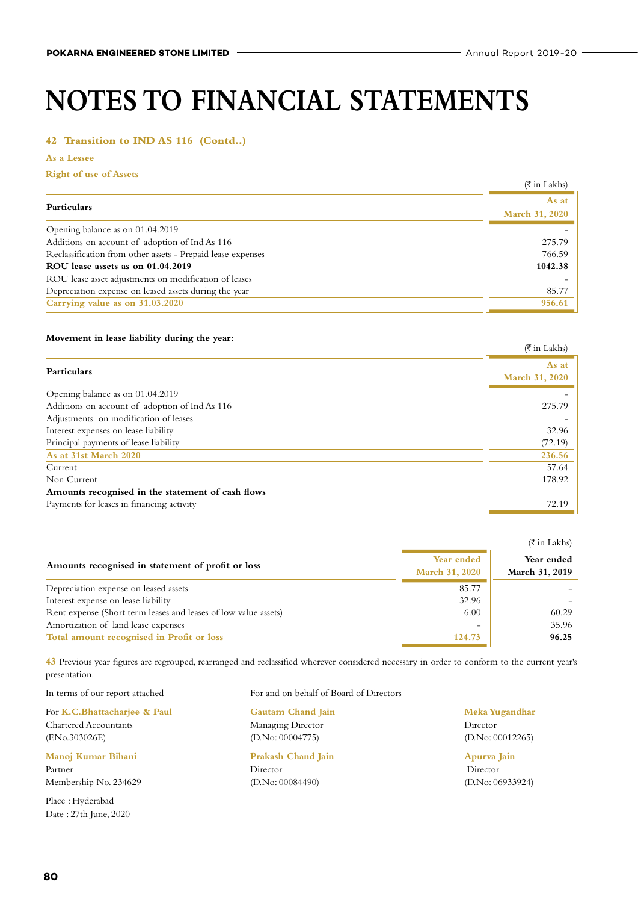# NOTES TO FINANCIAL STATEMENTS

### 42 Transition to IND AS 116 (Contd..)

**As a Lessee**

**Right of use of Assets**

(₹ in Lakhs)

| Particulars | As at March 31, 2020 |
|---|---|
| Opening balance as on 01.04.2019 | - |
| Additions on account of adoption of Ind As 116 | 275.79 |
| Reclassification from other assets - Prepaid lease expenses | 766.59 |
| **ROU lease assets as on 01.04.2019** | **1042.38** |
| ROU lease asset adjustments on modification of leases | - |
| Depreciation expense on leased assets during the year | 85.77 |
| **Carrying value as on 31.03.2020** | **956.61** |

**Movement in lease liability during the year:**

(₹ in Lakhs)

| Particulars | As at March 31, 2020 |
|---|---|
| Opening balance as on 01.04.2019 | - |
| Additions on account of adoption of Ind As 116 | 275.79 |
| Adjustments on modification of leases | - |
| Interest expenses on lease liability | 32.96 |
| Principal payments of lease liability | (72.19) |
| **As at 31st March 2020** | **236.56** |
| Current | 57.64 |
| Non Current | 178.92 |
| **Amounts recognised in the statement of cash flows** | |
| Payments for leases in financing activity | 72.19 |

(₹ in Lakhs)

| Amounts recognised in statement of profit or loss | Year ended March 31, 2020 | Year ended March 31, 2019 |
|---|---|---|
| Depreciation expense on leased assets | 85.77 | - |
| Interest expense on lease liability | 32.96 | - |
| Rent expense (Short term leases and leases of low value assets) | 6.00 | 60.29 |
| Amortization of land lease expenses | - | 35.96 |
| **Total amount recognised in Profit or loss** | **124.73** | **96.25** |

**43** Previous year figures are regrouped, rearranged and reclassified wherever considered necessary in order to conform to the current year's presentation.

In terms of our report attached

For **K.C.Bhattacharjee & Paul**
Chartered Accountants
(F.No.303026E)

**Manoj Kumar Bihani**
Partner
Membership No. 234629

Place : Hyderabad
Date : 27th June, 2020

For and on behalf of Board of Directors

**Gautam Chand Jain**
Managing Director
(D.No: 00004775)

**Prakash Chand Jain**
Director
(D.No: 00084490)

**Meka Yugandhar**
Director
(D.No: 00012265)

**Apurva Jain**
Director
(D.No: 06933924)